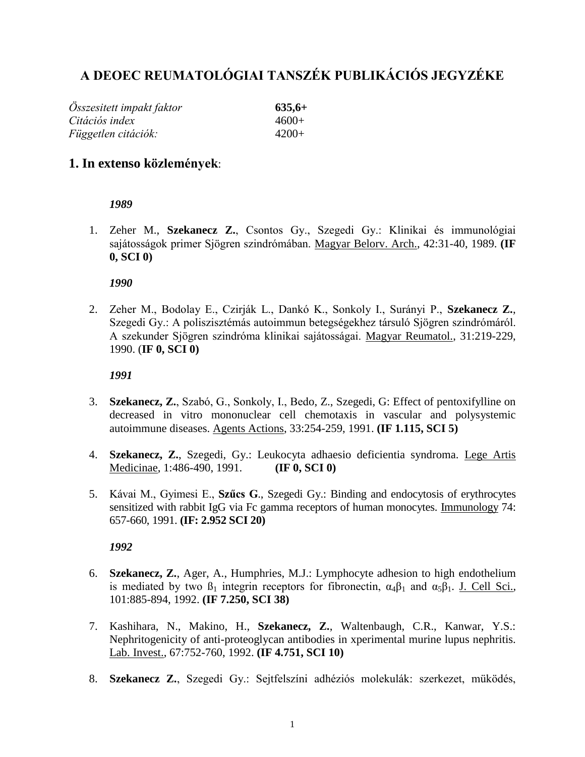# A DEOEC REUMATOLÓGIAI TANSZÉK PUBLIKÁCIÓS JEGYZÉKE

| | |
|---|---|
| *Összesitett impakt faktor* | **635,6+** |
| *Citációs index* | 4600+ |
| *Független citációk:* | 4200+ |

## 1. In extenso közlemények:

***1989***

1. Zeher M., **Szekanecz Z.**, Csontos Gy., Szegedi Gy.: Klinikai és immunológiai sajátosságok primer Sjögren szindrómában. Magyar Belorv. Arch., 42:31-40, 1989. **(IF 0, SCI 0)**

***1990***

2. Zeher M., Bodolay E., Czirják L., Dankó K., Sonkoly I., Surányi P., **Szekanecz Z.**, Szegedi Gy.: A poliszisztémás autoimmun betegségekhez társuló Sjögren szindrómáról. A szekunder Sjögren szindróma klinikai sajátosságai. Magyar Reumatol., 31:219-229, 1990. (**IF 0, SCI 0)**

***1991***

3. **Szekanecz, Z.**, Szabó, G., Sonkoly, I., Bedo, Z., Szegedi, G: Effect of pentoxifylline on decreased in vitro mononuclear cell chemotaxis in vascular and polysystemic autoimmune diseases. Agents Actions, 33:254-259, 1991. **(IF 1.115, SCI 5)**

4. **Szekanecz, Z.**, Szegedi, Gy.: Leukocyta adhaesio deficientia syndroma. Lege Artis Medicinae, 1:486-490, 1991. **(IF 0, SCI 0)**

5. Kávai M., Gyimesi E., **Szűcs G**., Szegedi Gy.: Binding and endocytosis of erythrocytes sensitized with rabbit IgG via Fc gamma receptors of human monocytes. Immunology 74: 657-660, 1991. **(IF: 2.952 SCI 20)**

***1992***

6. **Szekanecz, Z.**, Ager, A., Humphries, M.J.: Lymphocyte adhesion to high endothelium is mediated by two $\beta_1$ integrin receptors for fibronectin, $\alpha_4\beta_1$ and $\alpha_5\beta_1$. J. Cell Sci., 101:885-894, 1992. **(IF 7.250, SCI 38)**

7. Kashihara, N., Makino, H., **Szekanecz, Z.**, Waltenbaugh, C.R., Kanwar, Y.S.: Nephritogenicity of anti-proteoglycan antibodies in xperimental murine lupus nephritis. Lab. Invest., 67:752-760, 1992. **(IF 4.751, SCI 10)**

8. **Szekanecz Z.**, Szegedi Gy.: Sejtfelszíni adhéziós molekulák: szerkezet, müködés,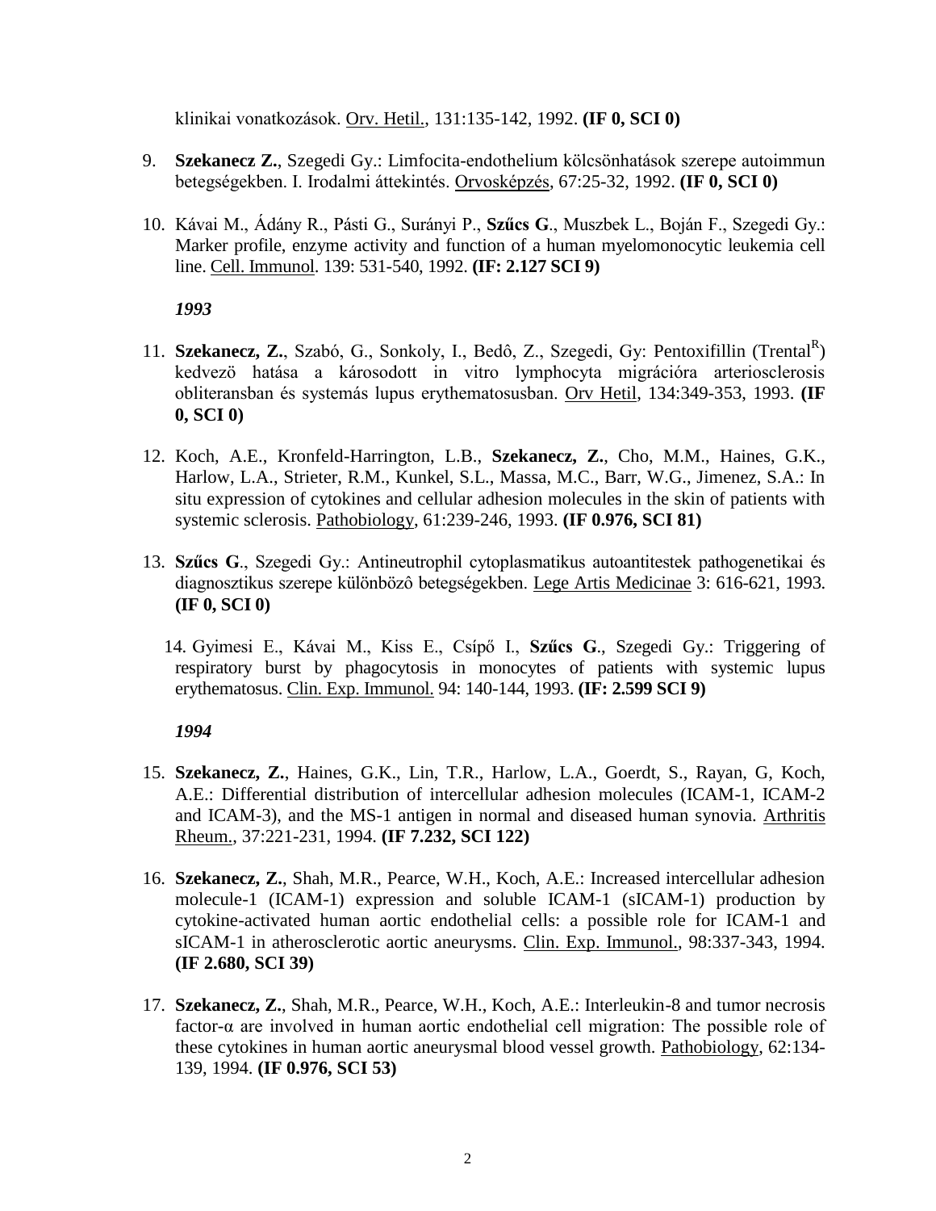klinikai vonatkozások. Orv. Hetil., 131:135-142, 1992. **(IF 0, SCI 0)**

9. **Szekanecz Z.**, Szegedi Gy.: Limfocita-endothelium kölcsönhatások szerepe autoimmun betegségekben. I. Irodalmi áttekintés. Orvosképzés, 67:25-32, 1992. **(IF 0, SCI 0)**

10. Kávai M., Ádány R., Pásti G., Surányi P., **Szűcs G**., Muszbek L., Boján F., Szegedi Gy.: Marker profile, enzyme activity and function of a human myelomonocytic leukemia cell line. Cell. Immunol. 139: 531-540, 1992. **(IF: 2.127 SCI 9)**

***1993***

11. **Szekanecz, Z.**, Szabó, G., Sonkoly, I., Bedô, Z., Szegedi, Gy: Pentoxifillin (Trental[R]) kedvezö hatása a károsodott in vitro lymphocyta migrációra arteriosclerosis obliteransban és systemás lupus erythematosusban. Orv Hetil, 134:349-353, 1993. **(IF 0, SCI 0)**

12. Koch, A.E., Kronfeld-Harrington, L.B., **Szekanecz, Z.**, Cho, M.M., Haines, G.K., Harlow, L.A., Strieter, R.M., Kunkel, S.L., Massa, M.C., Barr, W.G., Jimenez, S.A.: In situ expression of cytokines and cellular adhesion molecules in the skin of patients with systemic sclerosis. Pathobiology, 61:239-246, 1993. **(IF 0.976, SCI 81)**

13. **Szűcs G**., Szegedi Gy.: Antineutrophil cytoplasmatikus autoantitestek pathogenetikai és diagnosztikus szerepe különbözô betegségekben. Lege Artis Medicinae 3: 616-621, 1993. **(IF 0, SCI 0)**

14. Gyimesi E., Kávai M., Kiss E., Csípő I., **Szűcs G**., Szegedi Gy.: Triggering of respiratory burst by phagocytosis in monocytes of patients with systemic lupus erythematosus. Clin. Exp. Immunol. 94: 140-144, 1993. **(IF: 2.599 SCI 9)**

***1994***

15. **Szekanecz, Z.**, Haines, G.K., Lin, T.R., Harlow, L.A., Goerdt, S., Rayan, G, Koch, A.E.: Differential distribution of intercellular adhesion molecules (ICAM-1, ICAM-2 and ICAM-3), and the MS-1 antigen in normal and diseased human synovia. Arthritis Rheum., 37:221-231, 1994. **(IF 7.232, SCI 122)**

16. **Szekanecz, Z.**, Shah, M.R., Pearce, W.H., Koch, A.E.: Increased intercellular adhesion molecule-1 (ICAM-1) expression and soluble ICAM-1 (sICAM-1) production by cytokine-activated human aortic endothelial cells: a possible role for ICAM-1 and sICAM-1 in atherosclerotic aortic aneurysms. Clin. Exp. Immunol., 98:337-343, 1994. **(IF 2.680, SCI 39)**

17. **Szekanecz, Z.**, Shah, M.R., Pearce, W.H., Koch, A.E.: Interleukin-8 and tumor necrosis factor-α are involved in human aortic endothelial cell migration: The possible role of these cytokines in human aortic aneurysmal blood vessel growth. Pathobiology, 62:134-139, 1994. **(IF 0.976, SCI 53)**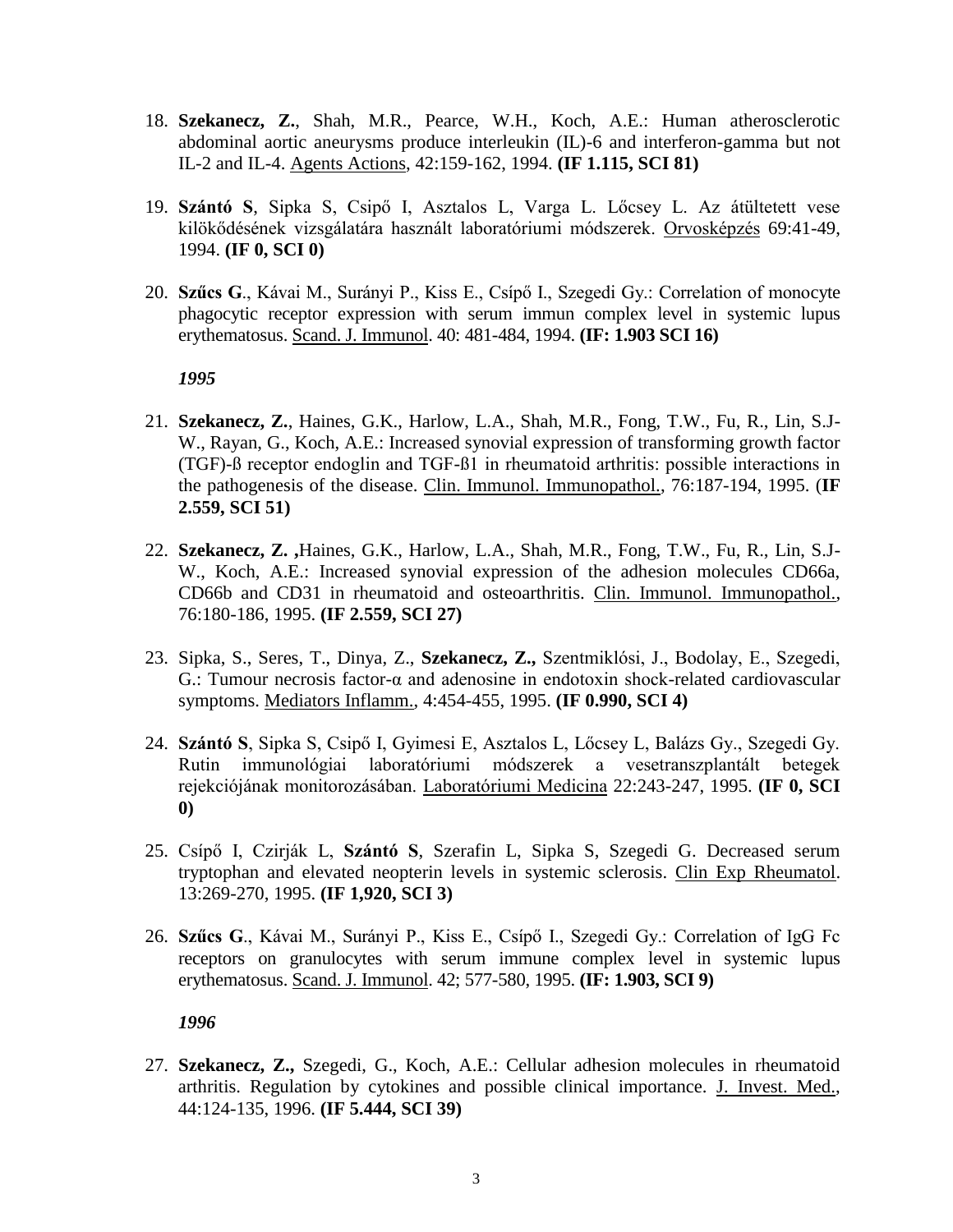18. **Szekanecz, Z.**, Shah, M.R., Pearce, W.H., Koch, A.E.: Human atherosclerotic abdominal aortic aneurysms produce interleukin (IL)-6 and interferon-gamma but not IL-2 and IL-4. Agents Actions, 42:159-162, 1994. **(IF 1.115, SCI 81)**

19. **Szántó S**, Sipka S, Csipő I, Asztalos L, Varga L. Lőcsey L. Az átültetett vese kilökődésének vizsgálatára használt laboratóriumi módszerek. Orvosképzés 69:41-49, 1994. **(IF 0, SCI 0)**

20. **Szűcs G**., Kávai M., Surányi P., Kiss E., Csípő I., Szegedi Gy.: Correlation of monocyte phagocytic receptor expression with serum immun complex level in systemic lupus erythematosus. Scand. J. Immunol. 40: 481-484, 1994. **(IF: 1.903 SCI 16)**

***1995***

21. **Szekanecz, Z.**, Haines, G.K., Harlow, L.A., Shah, M.R., Fong, T.W., Fu, R., Lin, S.J-W., Rayan, G., Koch, A.E.: Increased synovial expression of transforming growth factor (TGF)-ß receptor endoglin and TGF-ß1 in rheumatoid arthritis: possible interactions in the pathogenesis of the disease. Clin. Immunol. Immunopathol., 76:187-194, 1995. (**IF 2.559, SCI 51)**

22. **Szekanecz, Z. ,**Haines, G.K., Harlow, L.A., Shah, M.R., Fong, T.W., Fu, R., Lin, S.J-W., Koch, A.E.: Increased synovial expression of the adhesion molecules CD66a, CD66b and CD31 in rheumatoid and osteoarthritis. Clin. Immunol. Immunopathol., 76:180-186, 1995. **(IF 2.559, SCI 27)**

23. Sipka, S., Seres, T., Dinya, Z., **Szekanecz, Z.,** Szentmiklósi, J., Bodolay, E., Szegedi, G.: Tumour necrosis factor-α and adenosine in endotoxin shock-related cardiovascular symptoms. Mediators Inflamm., 4:454-455, 1995. **(IF 0.990, SCI 4)**

24. **Szántó S**, Sipka S, Csipő I, Gyimesi E, Asztalos L, Lőcsey L, Balázs Gy., Szegedi Gy. Rutin immunológiai laboratóriumi módszerek a vesetranszplantált betegek rejekciójának monitorozásában. Laboratóriumi Medicina 22:243-247, 1995. **(IF 0, SCI 0)**

25. Csípő I, Czirják L, **Szántó S**, Szerafin L, Sipka S, Szegedi G. Decreased serum tryptophan and elevated neopterin levels in systemic sclerosis. Clin Exp Rheumatol. 13:269-270, 1995. **(IF 1,920, SCI 3)**

26. **Szűcs G**., Kávai M., Surányi P., Kiss E., Csípő I., Szegedi Gy.: Correlation of IgG Fc receptors on granulocytes with serum immune complex level in systemic lupus erythematosus. Scand. J. Immunol. 42; 577-580, 1995. **(IF: 1.903, SCI 9)**

***1996***

27. **Szekanecz, Z.,** Szegedi, G., Koch, A.E.: Cellular adhesion molecules in rheumatoid arthritis. Regulation by cytokines and possible clinical importance. J. Invest. Med., 44:124-135, 1996. **(IF 5.444, SCI 39)**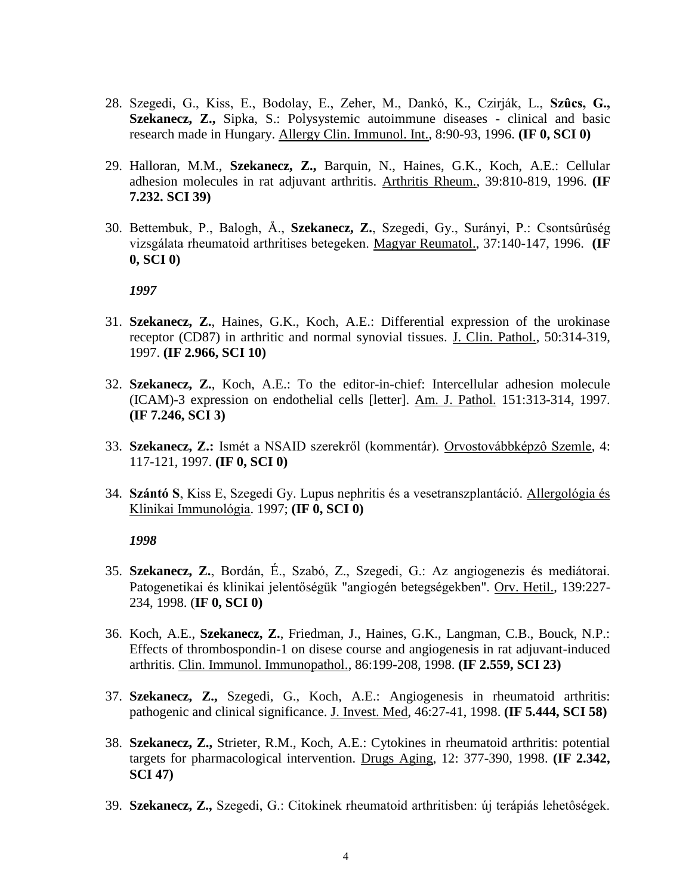28. Szegedi, G., Kiss, E., Bodolay, E., Zeher, M., Dankó, K., Czirják, L., **Szûcs, G., Szekanecz, Z.,** Sipka, S.: Polysystemic autoimmune diseases - clinical and basic research made in Hungary. Allergy Clin. Immunol. Int., 8:90-93, 1996. **(IF 0, SCI 0)**

29. Halloran, M.M., **Szekanecz, Z.,** Barquin, N., Haines, G.K., Koch, A.E.: Cellular adhesion molecules in rat adjuvant arthritis. Arthritis Rheum., 39:810-819, 1996. **(IF 7.232. SCI 39)**

30. Bettembuk, P., Balogh, Å., **Szekanecz, Z.**, Szegedi, Gy., Surányi, P.: Csontsûrûség vizsgálata rheumatoid arthritises betegeken. Magyar Reumatol., 37:140-147, 1996. **(IF 0, SCI 0)**

***1997***

31. **Szekanecz, Z.**, Haines, G.K., Koch, A.E.: Differential expression of the urokinase receptor (CD87) in arthritic and normal synovial tissues. J. Clin. Pathol., 50:314-319, 1997. **(IF 2.966, SCI 10)**

32. **Szekanecz, Z.**, Koch, A.E.: To the editor-in-chief: Intercellular adhesion molecule (ICAM)-3 expression on endothelial cells [letter]. Am. J. Pathol. 151:313-314, 1997. **(IF 7.246, SCI 3)**

33. **Szekanecz, Z.:** Ismét a NSAID szerekről (kommentár). Orvostovábbképzô Szemle, 4: 117-121, 1997. **(IF 0, SCI 0)**

34. **Szántó S**, Kiss E, Szegedi Gy. Lupus nephritis és a vesetranszplantáció. Allergológia és Klinikai Immunológia. 1997; **(IF 0, SCI 0)**

***1998***

35. **Szekanecz, Z.**, Bordán, É., Szabó, Z., Szegedi, G.: Az angiogenezis és mediátorai. Patogenetikai és klinikai jelentőségük "angiogén betegségekben". Orv. Hetil., 139:227-234, 1998. (**IF 0, SCI 0)**

36. Koch, A.E., **Szekanecz, Z.**, Friedman, J., Haines, G.K., Langman, C.B., Bouck, N.P.: Effects of thrombospondin-1 on disese course and angiogenesis in rat adjuvant-induced arthritis. Clin. Immunol. Immunopathol., 86:199-208, 1998. **(IF 2.559, SCI 23)**

37. **Szekanecz, Z.,** Szegedi, G., Koch, A.E.: Angiogenesis in rheumatoid arthritis: pathogenic and clinical significance. J. Invest. Med, 46:27-41, 1998. **(IF 5.444, SCI 58)**

38. **Szekanecz, Z.,** Strieter, R.M., Koch, A.E.: Cytokines in rheumatoid arthritis: potential targets for pharmacological intervention. Drugs Aging, 12: 377-390, 1998. **(IF 2.342, SCI 47)**

39. **Szekanecz, Z.,** Szegedi, G.: Citokinek rheumatoid arthritisben: új terápiás lehetôségek.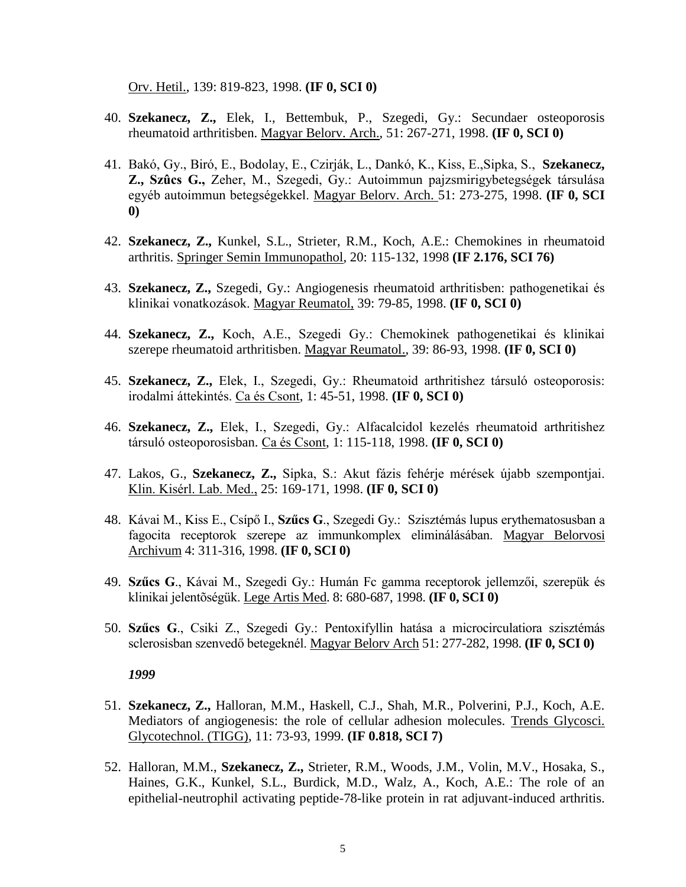Orv. Hetil., 139: 819-823, 1998. **(IF 0, SCI 0)**

40. **Szekanecz, Z.,** Elek, I., Bettembuk, P., Szegedi, Gy.: Secundaer osteoporosis rheumatoid arthritisben. Magyar Belorv. Arch., 51: 267-271, 1998. **(IF 0, SCI 0)**

41. Bakó, Gy., Biró, E., Bodolay, E., Czirják, L., Dankó, K., Kiss, E.,Sipka, S., **Szekanecz, Z., Szûcs G.,** Zeher, M., Szegedi, Gy.: Autoimmun pajzsmirigybetegségek társulása egyéb autoimmun betegségekkel. Magyar Belorv. Arch. 51: 273-275, 1998. **(IF 0, SCI 0)**

42. **Szekanecz, Z.,** Kunkel, S.L., Strieter, R.M., Koch, A.E.: Chemokines in rheumatoid arthritis. Springer Semin Immunopathol, 20: 115-132, 1998 **(IF 2.176, SCI 76)**

43. **Szekanecz, Z.,** Szegedi, Gy.: Angiogenesis rheumatoid arthritisben: pathogenetikai és klinikai vonatkozások. Magyar Reumatol, 39: 79-85, 1998. **(IF 0, SCI 0)**

44. **Szekanecz, Z.,** Koch, A.E., Szegedi Gy.: Chemokinek pathogenetikai és klinikai szerepe rheumatoid arthritisben. Magyar Reumatol., 39: 86-93, 1998. **(IF 0, SCI 0)**

45. **Szekanecz, Z.,** Elek, I., Szegedi, Gy.: Rheumatoid arthritishez társuló osteoporosis: irodalmi áttekintés. Ca és Csont, 1: 45-51, 1998. **(IF 0, SCI 0)**

46. **Szekanecz, Z.,** Elek, I., Szegedi, Gy.: Alfacalcidol kezelés rheumatoid arthritishez társuló osteoporosisban. Ca és Csont, 1: 115-118, 1998. **(IF 0, SCI 0)**

47. Lakos, G., **Szekanecz, Z.,** Sipka, S.: Akut fázis fehérje mérések újabb szempontjai. Klin. Kisérl. Lab. Med., 25: 169-171, 1998. **(IF 0, SCI 0)**

48. Kávai M., Kiss E., Csípő I., **Szűcs G**., Szegedi Gy.: Szisztémás lupus erythematosusban a fagocita receptorok szerepe az immunkomplex eliminálásában. Magyar Belorvosi Archivum 4: 311-316, 1998. **(IF 0, SCI 0)**

49. **Szűcs G**., Kávai M., Szegedi Gy.: Humán Fc gamma receptorok jellemzői, szerepük és klinikai jelentõségük. Lege Artis Med. 8: 680-687, 1998. **(IF 0, SCI 0)**

50. **Szűcs G**., Csiki Z., Szegedi Gy.: Pentoxifyllin hatása a microcirculatiora szisztémás sclerosisban szenvedő betegeknél. Magyar Belorv Arch 51: 277-282, 1998. **(IF 0, SCI 0)**

***1999***

51. **Szekanecz, Z.,** Halloran, M.M., Haskell, C.J., Shah, M.R., Polverini, P.J., Koch, A.E. Mediators of angiogenesis: the role of cellular adhesion molecules. Trends Glycosci. Glycotechnol. (TIGG), 11: 73-93, 1999. **(IF 0.818, SCI 7)**

52. Halloran, M.M., **Szekanecz, Z.,** Strieter, R.M., Woods, J.M., Volin, M.V., Hosaka, S., Haines, G.K., Kunkel, S.L., Burdick, M.D., Walz, A., Koch, A.E.: The role of an epithelial-neutrophil activating peptide-78-like protein in rat adjuvant-induced arthritis.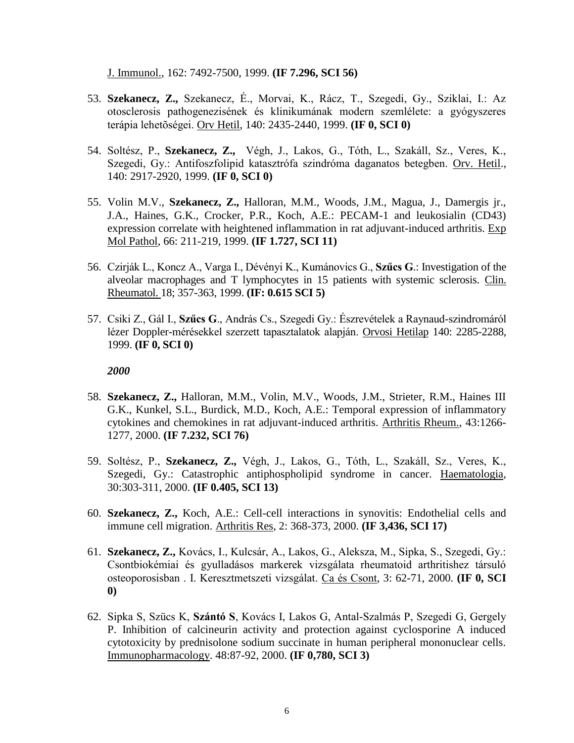J. Immunol., 162: 7492-7500, 1999. **(IF 7.296, SCI 56)**

53. **Szekanecz, Z.,** Szekanecz, É., Morvai, K., Rácz, T., Szegedi, Gy., Sziklai, I.: Az otosclerosis pathogenezisének és klinikumának modern szemlélete: a gyógyszeres terápia lehetõségei. Orv Hetil, 140: 2435-2440, 1999. **(IF 0, SCI 0)**

54. Soltész, P., **Szekanecz, Z.,** Végh, J., Lakos, G., Tóth, L., Szakáll, Sz., Veres, K., Szegedi, Gy.: Antifoszfolipid katasztrófa szindróma daganatos betegben. Orv. Hetil., 140: 2917-2920, 1999. **(IF 0, SCI 0)**

55. Volin M.V., **Szekanecz, Z.,** Halloran, M.M., Woods, J.M., Magua, J., Damergis jr., J.A., Haines, G.K., Crocker, P.R., Koch, A.E.: PECAM-1 and leukosialin (CD43) expression correlate with heightened inflammation in rat adjuvant-induced arthritis. Exp Mol Pathol, 66: 211-219, 1999. **(IF 1.727, SCI 11)**

56. Czirják L., Koncz A., Varga I., Dévényi K., Kumánovics G., **Szűcs G**.: Investigation of the alveolar macrophages and T lymphocytes in 15 patients with systemic sclerosis. Clin. Rheumatol. 18; 357-363, 1999. **(IF: 0.615 SCI 5)**

57. Csiki Z., Gál I., **Szűcs G**., András Cs., Szegedi Gy.: Észrevételek a Raynaud-szindromáról lézer Doppler-mérésekkel szerzett tapasztalatok alapján. Orvosi Hetilap 140: 2285-2288, 1999. **(IF 0, SCI 0)**

***2000***

58. **Szekanecz, Z.,** Halloran, M.M., Volin, M.V., Woods, J.M., Strieter, R.M., Haines III G.K., Kunkel, S.L., Burdick, M.D., Koch, A.E.: Temporal expression of inflammatory cytokines and chemokines in rat adjuvant-induced arthritis. Arthritis Rheum., 43:1266-1277, 2000. **(IF 7.232, SCI 76)**

59. Soltész, P., **Szekanecz, Z.,** Végh, J., Lakos, G., Tóth, L., Szakáll, Sz., Veres, K., Szegedi, Gy.: Catastrophic antiphospholipid syndrome in cancer. Haematologia, 30:303-311, 2000. **(IF 0.405, SCI 13)**

60. **Szekanecz, Z.,** Koch, A.E.: Cell-cell interactions in synovitis: Endothelial cells and immune cell migration. Arthritis Res, 2: 368-373, 2000. **(IF 3,436, SCI 17)**

61. **Szekanecz, Z.,** Kovács, I., Kulcsár, A., Lakos, G., Aleksza, M., Sipka, S., Szegedi, Gy.: Csontbiokémiai és gyulladásos markerek vizsgálata rheumatoid arthritishez társuló osteoporosisban . I. Keresztmetszeti vizsgálat. Ca és Csont, 3: 62-71, 2000. **(IF 0, SCI 0)**

62. Sipka S, Szücs K, **Szántó S**, Kovács I, Lakos G, Antal-Szalmás P, Szegedi G, Gergely P. Inhibition of calcineurin activity and protection against cyclosporine A induced cytotoxicity by prednisolone sodium succinate in human peripheral mononuclear cells. Immunopharmacology. 48:87-92, 2000. **(IF 0,780, SCI 3)**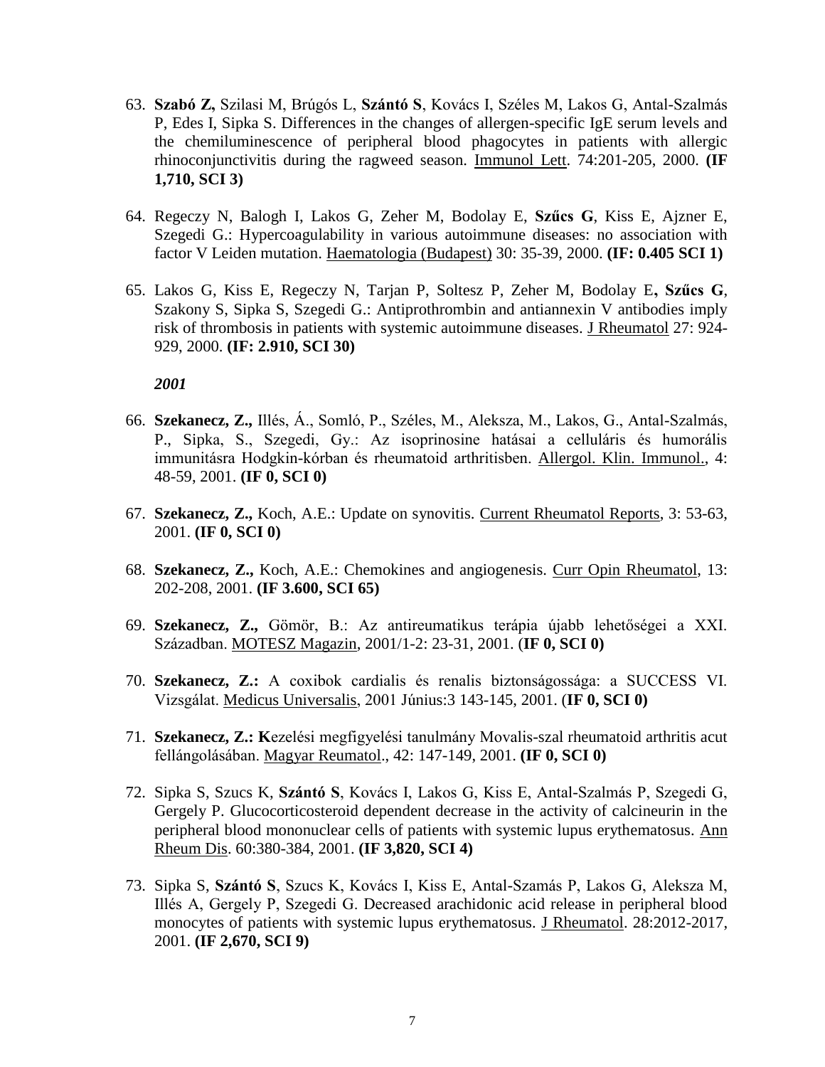63. **Szabó Z,** Szilasi M, Brúgós L, **Szántó S**, Kovács I, Széles M, Lakos G, Antal-Szalmás P, Edes I, Sipka S. Differences in the changes of allergen-specific IgE serum levels and the chemiluminescence of peripheral blood phagocytes in patients with allergic rhinoconjunctivitis during the ragweed season. Immunol Lett. 74:201-205, 2000. **(IF 1,710, SCI 3)**

64. Regeczy N, Balogh I, Lakos G, Zeher M, Bodolay E, **Szűcs G**, Kiss E, Ajzner E, Szegedi G.: Hypercoagulability in various autoimmune diseases: no association with factor V Leiden mutation. Haematologia (Budapest) 30: 35-39, 2000. **(IF: 0.405 SCI 1)**

65. Lakos G, Kiss E, Regeczy N, Tarjan P, Soltesz P, Zeher M, Bodolay E**, Szűcs G**, Szakony S, Sipka S, Szegedi G.: Antiprothrombin and antiannexin V antibodies imply risk of thrombosis in patients with systemic autoimmune diseases. J Rheumatol 27: 924-929, 2000. **(IF: 2.910, SCI 30)**

***2001***

66. **Szekanecz, Z.,** Illés, Á., Somló, P., Széles, M., Aleksza, M., Lakos, G., Antal-Szalmás, P., Sipka, S., Szegedi, Gy.: Az isoprinosine hatásai a celluláris és humorális immunitásra Hodgkin-kórban és rheumatoid arthritisben. Allergol. Klin. Immunol., 4: 48-59, 2001. **(IF 0, SCI 0)**

67. **Szekanecz, Z.,** Koch, A.E.: Update on synovitis. Current Rheumatol Reports, 3: 53-63, 2001. **(IF 0, SCI 0)**

68. **Szekanecz, Z.,** Koch, A.E.: Chemokines and angiogenesis. Curr Opin Rheumatol, 13: 202-208, 2001. **(IF 3.600, SCI 65)**

69. **Szekanecz, Z.,** Gömör, B.: Az antireumatikus terápia újabb lehetőségei a XXI. Században. MOTESZ Magazin, 2001/1-2: 23-31, 2001. (**IF 0, SCI 0)**

70. **Szekanecz, Z.:** A coxibok cardialis és renalis biztonságossága: a SUCCESS VI. Vizsgálat. Medicus Universalis, 2001 Június:3 143-145, 2001. (**IF 0, SCI 0)**

71. **Szekanecz, Z.: K**ezelési megfigyelési tanulmány Movalis-szal rheumatoid arthritis acut fellángolásában. Magyar Reumatol., 42: 147-149, 2001. **(IF 0, SCI 0)**

72. Sipka S, Szucs K, **Szántó S**, Kovács I, Lakos G, Kiss E, Antal-Szalmás P, Szegedi G, Gergely P. Glucocorticosteroid dependent decrease in the activity of calcineurin in the peripheral blood mononuclear cells of patients with systemic lupus erythematosus. Ann Rheum Dis. 60:380-384, 2001. **(IF 3,820, SCI 4)**

73. Sipka S, **Szántó S**, Szucs K, Kovács I, Kiss E, Antal-Szamás P, Lakos G, Aleksza M, Illés A, Gergely P, Szegedi G. Decreased arachidonic acid release in peripheral blood monocytes of patients with systemic lupus erythematosus. J Rheumatol. 28:2012-2017, 2001. **(IF 2,670, SCI 9)**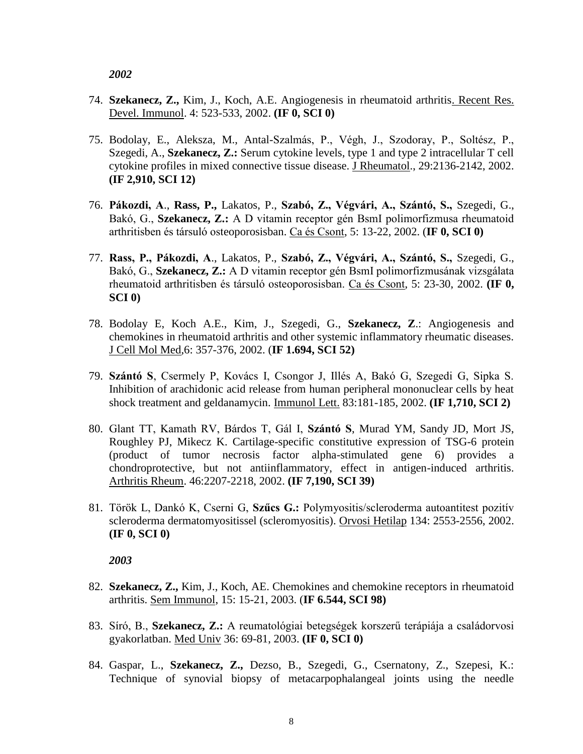*2002*

74. **Szekanecz, Z.,** Kim, J., Koch, A.E. Angiogenesis in rheumatoid arthritis. Recent Res. Devel. Immunol. 4: 523-533, 2002. **(IF 0, SCI 0)**

75. Bodolay, E., Aleksza, M., Antal-Szalmás, P., Végh, J., Szodoray, P., Soltész, P., Szegedi, A., **Szekanecz, Z.:** Serum cytokine levels, type 1 and type 2 intracellular T cell cytokine profiles in mixed connective tissue disease. J Rheumatol., 29:2136-2142, 2002. **(IF 2,910, SCI 12)**

76. **Pákozdi, A**., **Rass, P.,** Lakatos, P., **Szabó, Z., Végvári, A., Szántó, S.,** Szegedi, G., Bakó, G., **Szekanecz, Z.:** A D vitamin receptor gén BsmI polimorfizmusa rheumatoid arthritisben és társuló osteoporosisban. Ca és Csont, 5: 13-22, 2002. (**IF 0, SCI 0)**

77. **Rass, P., Pákozdi, A**., Lakatos, P., **Szabó, Z., Végvári, A., Szántó, S.,** Szegedi, G., Bakó, G., **Szekanecz, Z.:** A D vitamin receptor gén BsmI polimorfizmusának vizsgálata rheumatoid arthritisben és társuló osteoporosisban. Ca és Csont, 5: 23-30, 2002. **(IF 0, SCI 0)**

78. Bodolay E, Koch A.E., Kim, J., Szegedi, G., **Szekanecz, Z**.: Angiogenesis and chemokines in rheumatoid arthritis and other systemic inflammatory rheumatic diseases. J Cell Mol Med,6: 357-376, 2002. (**IF 1.694, SCI 52)**

79. **Szántó S**, Csermely P, Kovács I, Csongor J, Illés A, Bakó G, Szegedi G, Sipka S. Inhibition of arachidonic acid release from human peripheral mononuclear cells by heat shock treatment and geldanamycin. Immunol Lett. 83:181-185, 2002. **(IF 1,710, SCI 2)**

80. Glant TT, Kamath RV, Bárdos T, Gál I, **Szántó S**, Murad YM, Sandy JD, Mort JS, Roughley PJ, Mikecz K. Cartilage-specific constitutive expression of TSG-6 protein (product of tumor necrosis factor alpha-stimulated gene 6) provides a chondroprotective, but not antiinflammatory, effect in antigen-induced arthritis. Arthritis Rheum. 46:2207-2218, 2002. **(IF 7,190, SCI 39)**

81. Török L, Dankó K, Cserni G, **Szűcs G.:** Polymyositis/scleroderma autoantitest pozitív scleroderma dermatomyositissel (scleromyositis). Orvosi Hetilap 134: 2553-2556, 2002. **(IF 0, SCI 0)**

*2003*

82. **Szekanecz, Z.,** Kim, J., Koch, AE. Chemokines and chemokine receptors in rheumatoid arthritis. Sem Immunol, 15: 15-21, 2003. (**IF 6.544, SCI 98)**

83. Síró, B., **Szekanecz, Z.:** A reumatológiai betegségek korszerű terápiája a családorvosi gyakorlatban. Med Univ 36: 69-81, 2003. **(IF 0, SCI 0)**

84. Gaspar, L., **Szekanecz, Z.,** Dezso, B., Szegedi, G., Csernatony, Z., Szepesi, K.: Technique of synovial biopsy of metacarpophalangeal joints using the needle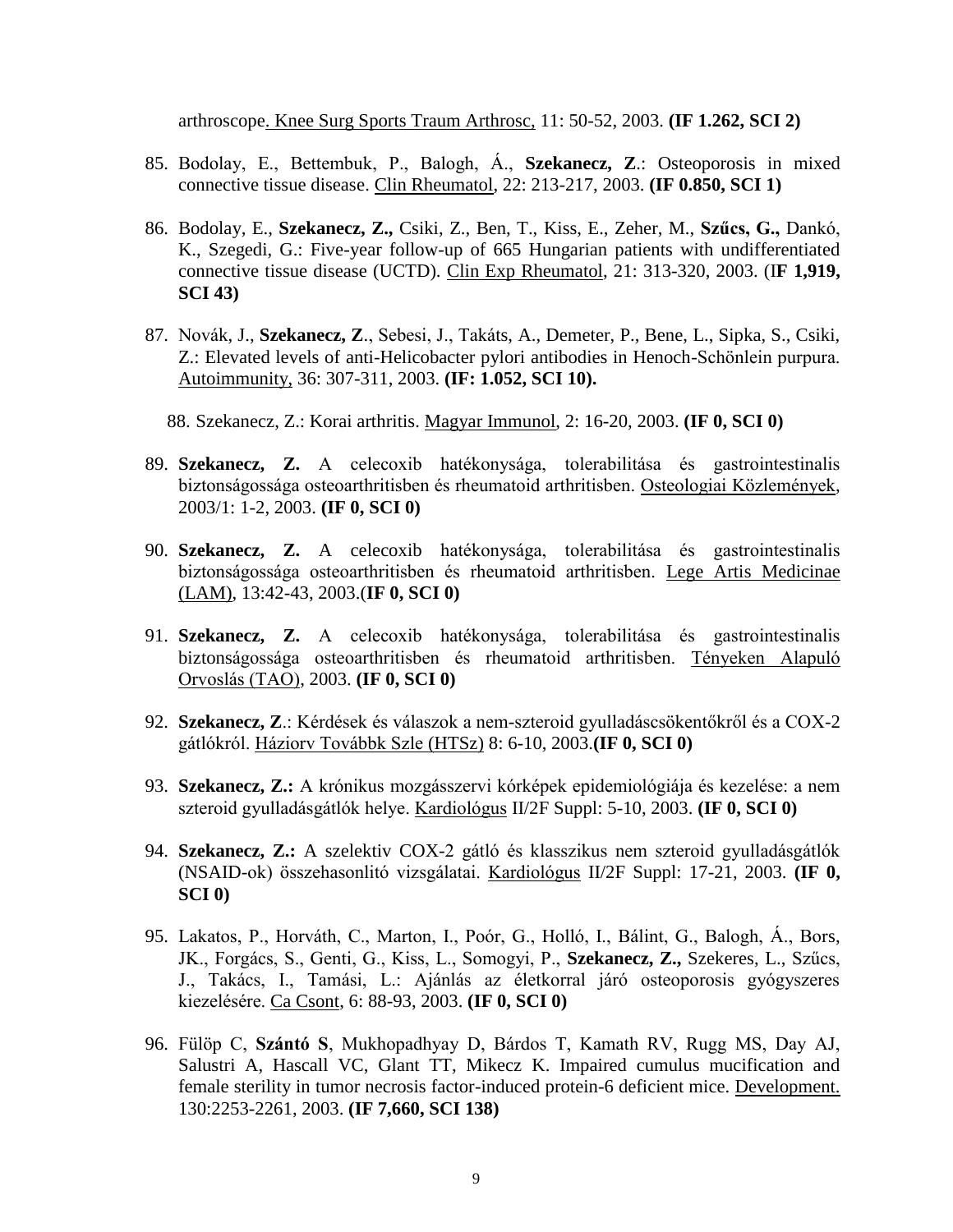arthroscope. Knee Surg Sports Traum Arthrosc, 11: 50-52, 2003. **(IF 1.262, SCI 2)**

85. Bodolay, E., Bettembuk, P., Balogh, Á., **Szekanecz, Z**.: Osteoporosis in mixed connective tissue disease. Clin Rheumatol, 22: 213-217, 2003. **(IF 0.850, SCI 1)**

86. Bodolay, E., **Szekanecz, Z.,** Csiki, Z., Ben, T., Kiss, E., Zeher, M., **Szűcs, G.,** Dankó, K., Szegedi, G.: Five-year follow-up of 665 Hungarian patients with undifferentiated connective tissue disease (UCTD). Clin Exp Rheumatol, 21: 313-320, 2003. (I**F 1,919, SCI 43)**

87. Novák, J., **Szekanecz, Z**., Sebesi, J., Takáts, A., Demeter, P., Bene, L., Sipka, S., Csiki, Z.: Elevated levels of anti-Helicobacter pylori antibodies in Henoch-Schönlein purpura. Autoimmunity, 36: 307-311, 2003. **(IF: 1.052, SCI 10).**

88. Szekanecz, Z.: Korai arthritis. Magyar Immunol, 2: 16-20, 2003. **(IF 0, SCI 0)**

89. **Szekanecz, Z.** A celecoxib hatékonysága, tolerabilitása és gastrointestinalis biztonságossága osteoarthritisben és rheumatoid arthritisben. Osteologiai Közlemények, 2003/1: 1-2, 2003. **(IF 0, SCI 0)**

90. **Szekanecz, Z.** A celecoxib hatékonysága, tolerabilitása és gastrointestinalis biztonságossága osteoarthritisben és rheumatoid arthritisben. Lege Artis Medicinae (LAM), 13:42-43, 2003.(**IF 0, SCI 0)**

91. **Szekanecz, Z.** A celecoxib hatékonysága, tolerabilitása és gastrointestinalis biztonságossága osteoarthritisben és rheumatoid arthritisben. Tényeken Alapuló Orvoslás (TAO), 2003. **(IF 0, SCI 0)**

92. **Szekanecz, Z**.: Kérdések és válaszok a nem-szteroid gyulladáscsökentőkről és a COX-2 gátlókról. Háziorv Továbbk Szle (HTSz) 8: 6-10, 2003.**(IF 0, SCI 0)**

93. **Szekanecz, Z.:** A krónikus mozgásszervi kórképek epidemiológiája és kezelése: a nem szteroid gyulladásgátlók helye. Kardiológus II/2F Suppl: 5-10, 2003. **(IF 0, SCI 0)**

94. **Szekanecz, Z.:** A szelektiv COX-2 gátló és klasszikus nem szteroid gyulladásgátlók (NSAID-ok) összehasonlitó vizsgálatai. Kardiológus II/2F Suppl: 17-21, 2003. **(IF 0, SCI 0)**

95. Lakatos, P., Horváth, C., Marton, I., Poór, G., Holló, I., Bálint, G., Balogh, Á., Bors, JK., Forgács, S., Genti, G., Kiss, L., Somogyi, P., **Szekanecz, Z.,** Szekeres, L., Szűcs, J., Takács, I., Tamási, L.: Ajánlás az életkorral járó osteoporosis gyógyszeres kiezelésére. Ca Csont, 6: 88-93, 2003. **(IF 0, SCI 0)**

96. Fülöp C, **Szántó S**, Mukhopadhyay D, Bárdos T, Kamath RV, Rugg MS, Day AJ, Salustri A, Hascall VC, Glant TT, Mikecz K. Impaired cumulus mucification and female sterility in tumor necrosis factor-induced protein-6 deficient mice. Development. 130:2253-2261, 2003. **(IF 7,660, SCI 138)**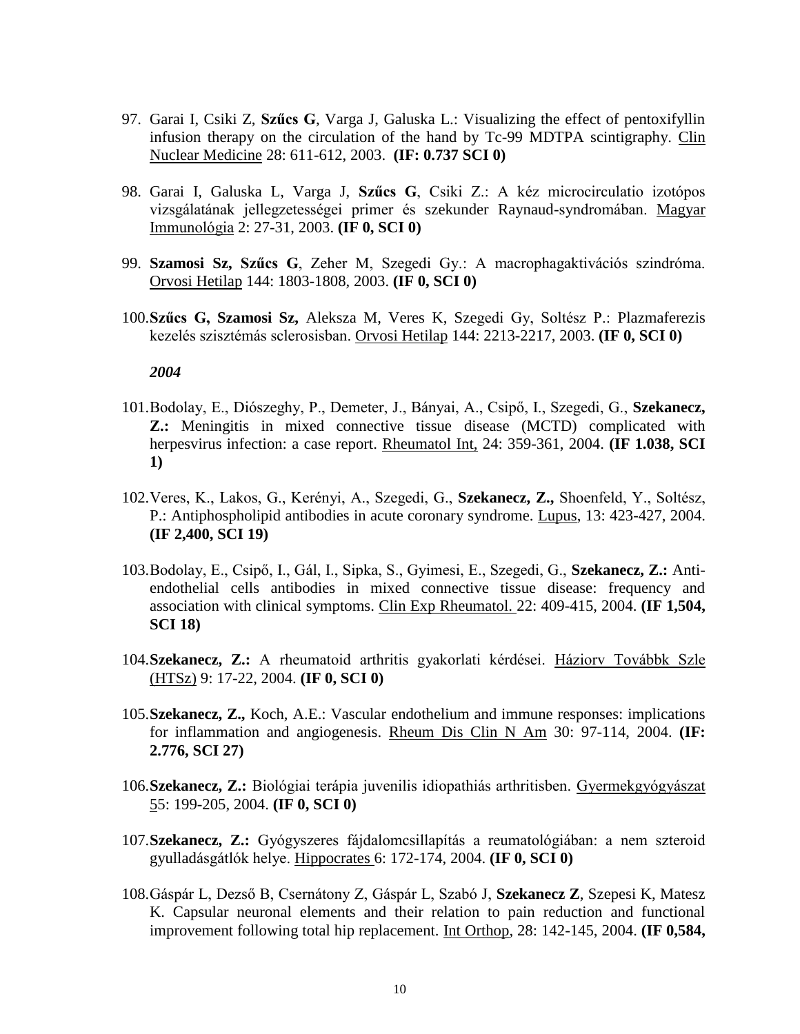97. Garai I, Csiki Z, **Szűcs G**, Varga J, Galuska L.: Visualizing the effect of pentoxifyllin infusion therapy on the circulation of the hand by Tc-99 MDTPA scintigraphy. Clin Nuclear Medicine 28: 611-612, 2003. **(IF: 0.737 SCI 0)**

98. Garai I, Galuska L, Varga J, **Szűcs G**, Csiki Z.: A kéz microcirculatio izotópos vizsgálatának jellegzetességei primer és szekunder Raynaud-syndromában. Magyar Immunológia 2: 27-31, 2003. **(IF 0, SCI 0)**

99. **Szamosi Sz, Szűcs G**, Zeher M, Szegedi Gy.: A macrophagaktivációs szindróma. Orvosi Hetilap 144: 1803-1808, 2003. **(IF 0, SCI 0)**

100. **Szűcs G, Szamosi Sz,** Aleksza M, Veres K, Szegedi Gy, Soltész P.: Plazmaferezis kezelés szisztémás sclerosisban. Orvosi Hetilap 144: 2213-2217, 2003. **(IF 0, SCI 0)**

***2004***

101. Bodolay, E., Diószeghy, P., Demeter, J., Bányai, A., Csipő, I., Szegedi, G., **Szekanecz, Z.:** Meningitis in mixed connective tissue disease (MCTD) complicated with herpesvirus infection: a case report. Rheumatol Int, 24: 359-361, 2004. **(IF 1.038, SCI 1)**

102. Veres, K., Lakos, G., Kerényi, A., Szegedi, G., **Szekanecz, Z.,** Shoenfeld, Y., Soltész, P.: Antiphospholipid antibodies in acute coronary syndrome. Lupus, 13: 423-427, 2004. **(IF 2,400, SCI 19)**

103. Bodolay, E., Csipő, I., Gál, I., Sipka, S., Gyimesi, E., Szegedi, G., **Szekanecz, Z.:** Anti-endothelial cells antibodies in mixed connective tissue disease: frequency and association with clinical symptoms. Clin Exp Rheumatol. 22: 409-415, 2004. **(IF 1,504, SCI 18)**

104. **Szekanecz, Z.:** A rheumatoid arthritis gyakorlati kérdései. Háziorv Továbbk Szle (HTSz) 9: 17-22, 2004. **(IF 0, SCI 0)**

105. **Szekanecz, Z.,** Koch, A.E.: Vascular endothelium and immune responses: implications for inflammation and angiogenesis. Rheum Dis Clin N Am 30: 97-114, 2004. **(IF: 2.776, SCI 27)**

106. **Szekanecz, Z.:** Biológiai terápia juvenilis idiopathiás arthritisben. Gyermekgyógyászat 55: 199-205, 2004. **(IF 0, SCI 0)**

107. **Szekanecz, Z.:** Gyógyszeres fájdalomcsillapítás a reumatológiában: a nem szteroid gyulladásgátlók helye. Hippocrates 6: 172-174, 2004. **(IF 0, SCI 0)**

108. Gáspár L, Dezső B, Csernátony Z, Gáspár L, Szabó J, **Szekanecz Z**, Szepesi K, Matesz K. Capsular neuronal elements and their relation to pain reduction and functional improvement following total hip replacement. Int Orthop, 28: 142-145, 2004. **(IF 0,584,**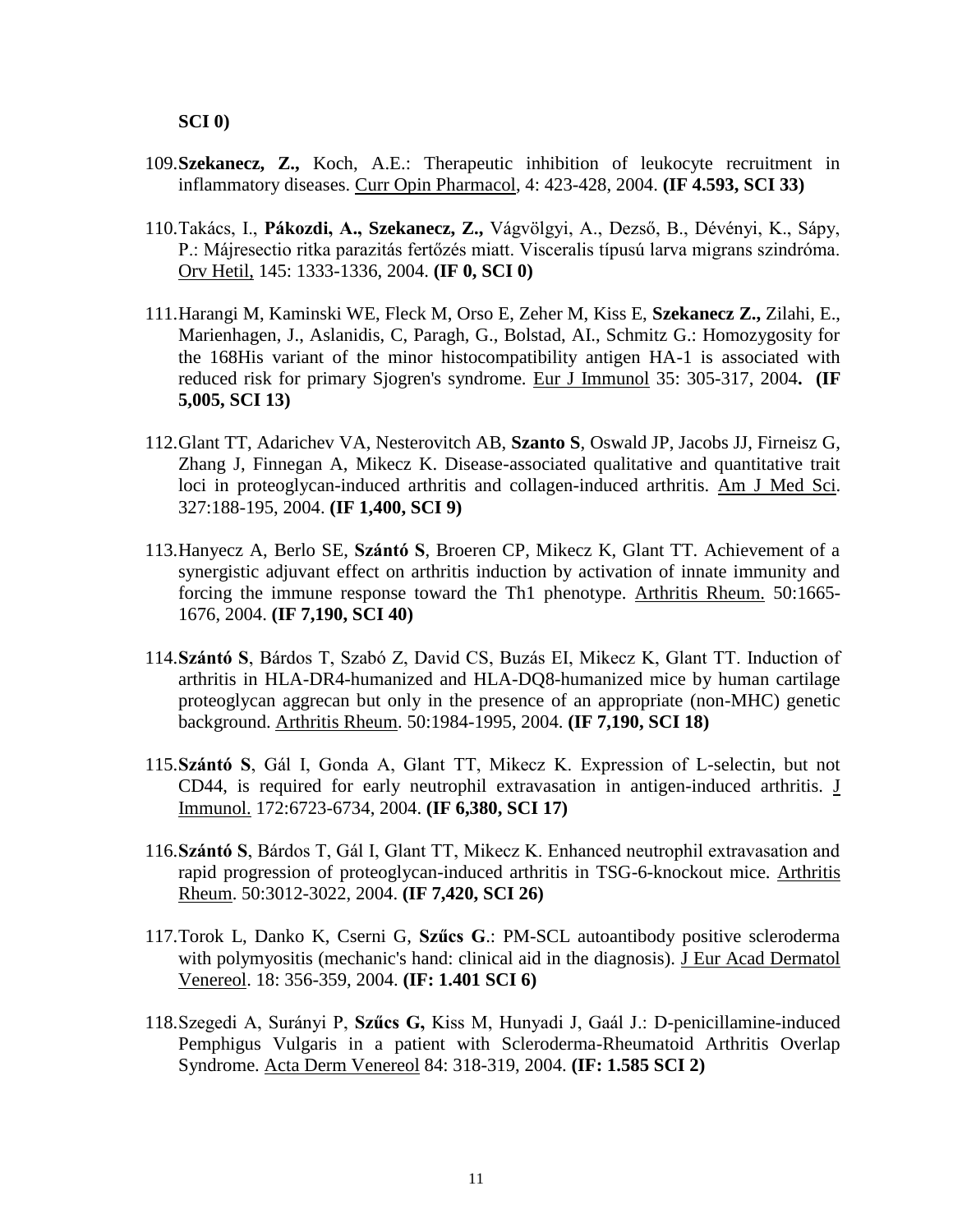**SCI 0)**

109. **Szekanecz, Z.,** Koch, A.E.: Therapeutic inhibition of leukocyte recruitment in inflammatory diseases. Curr Opin Pharmacol, 4: 423-428, 2004. **(IF 4.593, SCI 33)**

110. Takács, I., **Pákozdi, A., Szekanecz, Z.,** Vágvölgyi, A., Dező, B., Dévényi, K., Sápy, P.: Májresectio ritka parazitás fertőzés miatt. Visceralis típusú larva migrans szindróma. Orv Hetil, 145: 1333-1336, 2004. **(IF 0, SCI 0)**

111. Harangi M, Kaminski WE, Fleck M, Orso E, Zeher M, Kiss E, **Szekanecz Z.,** Zilahi, E., Marienhagen, J., Aslanidis, C, Paragh, G., Bolstad, AI., Schmitz G.: Homozygosity for the 168His variant of the minor histocompatibility antigen HA-1 is associated with reduced risk for primary Sjogren's syndrome. Eur J Immunol 35: 305-317, 2004**. (IF 5,005, SCI 13)**

112. Glant TT, Adarichev VA, Nesterovitch AB, **Szanto S**, Oswald JP, Jacobs JJ, Firneisz G, Zhang J, Finnegan A, Mikecz K. Disease-associated qualitative and quantitative trait loci in proteoglycan-induced arthritis and collagen-induced arthritis. Am J Med Sci. 327:188-195, 2004. **(IF 1,400, SCI 9)**

113. Hanyecz A, Berlo SE, **Szántó S**, Broeren CP, Mikecz K, Glant TT. Achievement of a synergistic adjuvant effect on arthritis induction by activation of innate immunity and forcing the immune response toward the Th1 phenotype. Arthritis Rheum. 50:1665-1676, 2004. **(IF 7,190, SCI 40)**

114. **Szántó S**, Bárdos T, Szabó Z, David CS, Buzás EI, Mikecz K, Glant TT. Induction of arthritis in HLA-DR4-humanized and HLA-DQ8-humanized mice by human cartilage proteoglycan aggrecan but only in the presence of an appropriate (non-MHC) genetic background. Arthritis Rheum. 50:1984-1995, 2004. **(IF 7,190, SCI 18)**

115. **Szántó S**, Gál I, Gonda A, Glant TT, Mikecz K. Expression of L-selectin, but not CD44, is required for early neutrophil extravasation in antigen-induced arthritis. J Immunol. 172:6723-6734, 2004. **(IF 6,380, SCI 17)**

116. **Szántó S**, Bárdos T, Gál I, Glant TT, Mikecz K. Enhanced neutrophil extravasation and rapid progression of proteoglycan-induced arthritis in TSG-6-knockout mice. Arthritis Rheum. 50:3012-3022, 2004. **(IF 7,420, SCI 26)**

117. Torok L, Danko K, Cserni G, **Szűcs G**.: PM-SCL autoantibody positive scleroderma with polymyositis (mechanic's hand: clinical aid in the diagnosis). J Eur Acad Dermatol Venereol. 18: 356-359, 2004. **(IF: 1.401 SCI 6)**

118. Szegedi A, Surányi P, **Szűcs G,** Kiss M, Hunyadi J, Gaál J.: D-penicillamine-induced Pemphigus Vulgaris in a patient with Scleroderma-Rheumatoid Arthritis Overlap Syndrome. Acta Derm Venereol 84: 318-319, 2004. **(IF: 1.585 SCI 2)**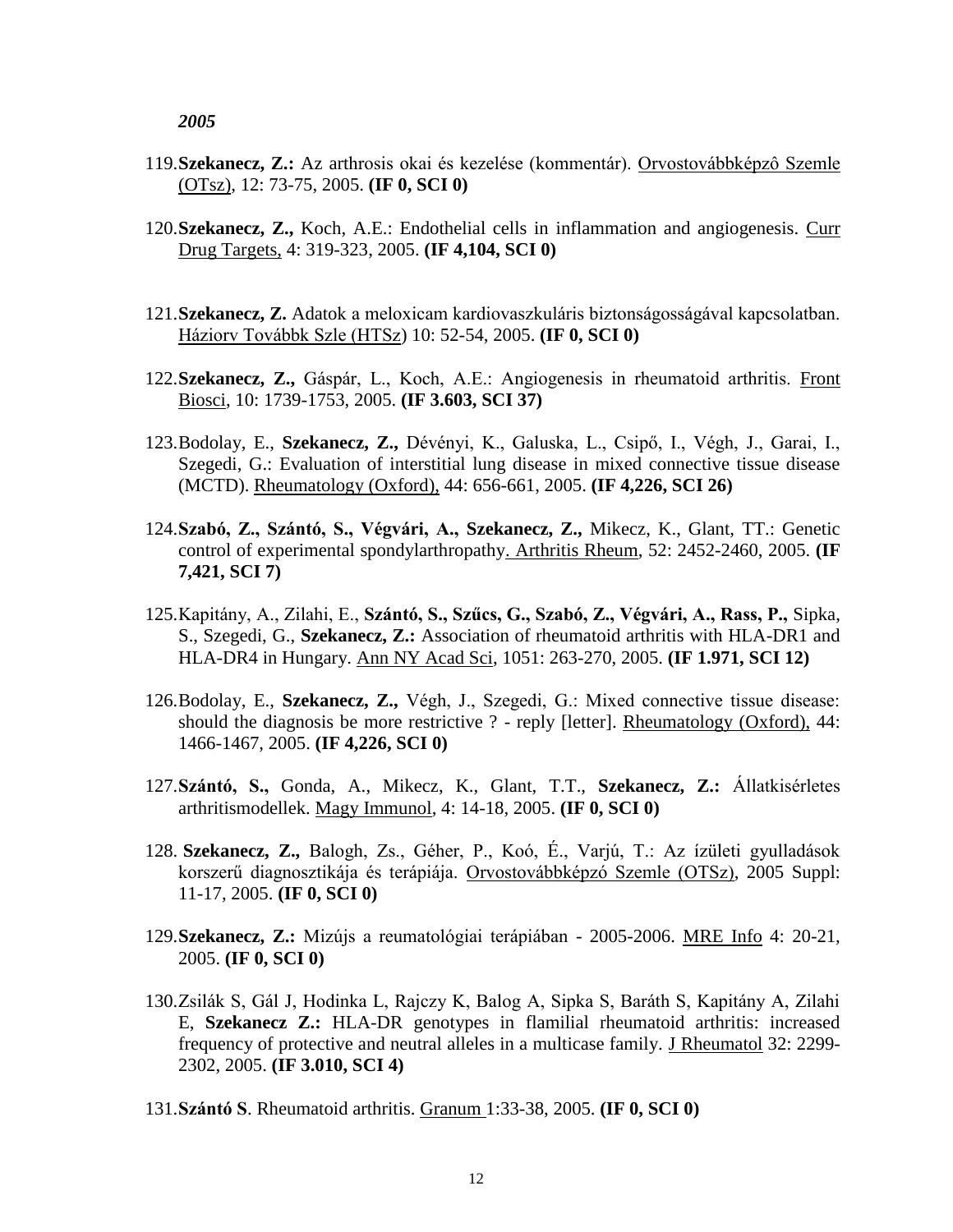*2005*

119. **Szekanecz, Z.:** Az arthrosis okai és kezelése (kommentár). Orvostovábbképzô Szemle (OTsz), 12: 73-75, 2005. **(IF 0, SCI 0)**

120. **Szekanecz, Z.,** Koch, A.E.: Endothelial cells in inflammation and angiogenesis. Curr Drug Targets, 4: 319-323, 2005. **(IF 4,104, SCI 0)**

121. **Szekanecz, Z.** Adatok a meloxicam kardiovaszkuláris biztonságosságával kapcsolatban. Háziorv Továbbk Szle (HTSz) 10: 52-54, 2005. **(IF 0, SCI 0)**

122. **Szekanecz, Z.,** Gáspár, L., Koch, A.E.: Angiogenesis in rheumatoid arthritis. Front Biosci, 10: 1739-1753, 2005. **(IF 3.603, SCI 37)**

123. Bodolay, E., **Szekanecz, Z.,** Dévényi, K., Galuska, L., Csipő, I., Végh, J., Garai, I., Szegedi, G.: Evaluation of interstitial lung disease in mixed connective tissue disease (MCTD). Rheumatology (Oxford), 44: 656-661, 2005. **(IF 4,226, SCI 26)**

124. **Szabó, Z., Szántó, S., Végvári, A., Szekanecz, Z.,** Mikecz, K., Glant, TT.: Genetic control of experimental spondylarthropathy. Arthritis Rheum, 52: 2452-2460, 2005. **(IF 7,421, SCI 7)**

125. Kapitány, A., Zilahi, E., **Szántó, S., Szűcs, G., Szabó, Z., Végvári, A., Rass, P.,** Sipka, S., Szegedi, G., **Szekanecz, Z.:** Association of rheumatoid arthritis with HLA-DR1 and HLA-DR4 in Hungary. Ann NY Acad Sci, 1051: 263-270, 2005. **(IF 1.971, SCI 12)**

126. Bodolay, E., **Szekanecz, Z.,** Végh, J., Szegedi, G.: Mixed connective tissue disease: should the diagnosis be more restrictive ? - reply [letter]. Rheumatology (Oxford), 44: 1466-1467, 2005. **(IF 4,226, SCI 0)**

127. **Szántó, S.,** Gonda, A., Mikecz, K., Glant, T.T., **Szekanecz, Z.:** Állatkisérletes arthritismodellek. Magy Immunol, 4: 14-18, 2005. **(IF 0, SCI 0)**

128. **Szekanecz, Z.,** Balogh, Zs., Géher, P., Koó, É., Varjú, T.: Az ízületi gyulladások korszerű diagnosztikája és terápiája. Orvostovábbképzó Szemle (OTSz), 2005 Suppl: 11-17, 2005. **(IF 0, SCI 0)**

129. **Szekanecz, Z.:** Mizújs a reumatológiai terápiában - 2005-2006. MRE Info 4: 20-21, 2005. **(IF 0, SCI 0)**

130. Zsilák S, Gál J, Hodinka L, Rajczy K, Balog A, Sipka S, Baráth S, Kapitány A, Zilahi E, **Szekanecz Z.:** HLA-DR genotypes in flamilial rheumatoid arthritis: increased frequency of protective and neutral alleles in a multicase family. J Rheumatol 32: 2299-2302, 2005. **(IF 3.010, SCI 4)**

131. **Szántó S**. Rheumatoid arthritis. Granum 1:33-38, 2005. **(IF 0, SCI 0)**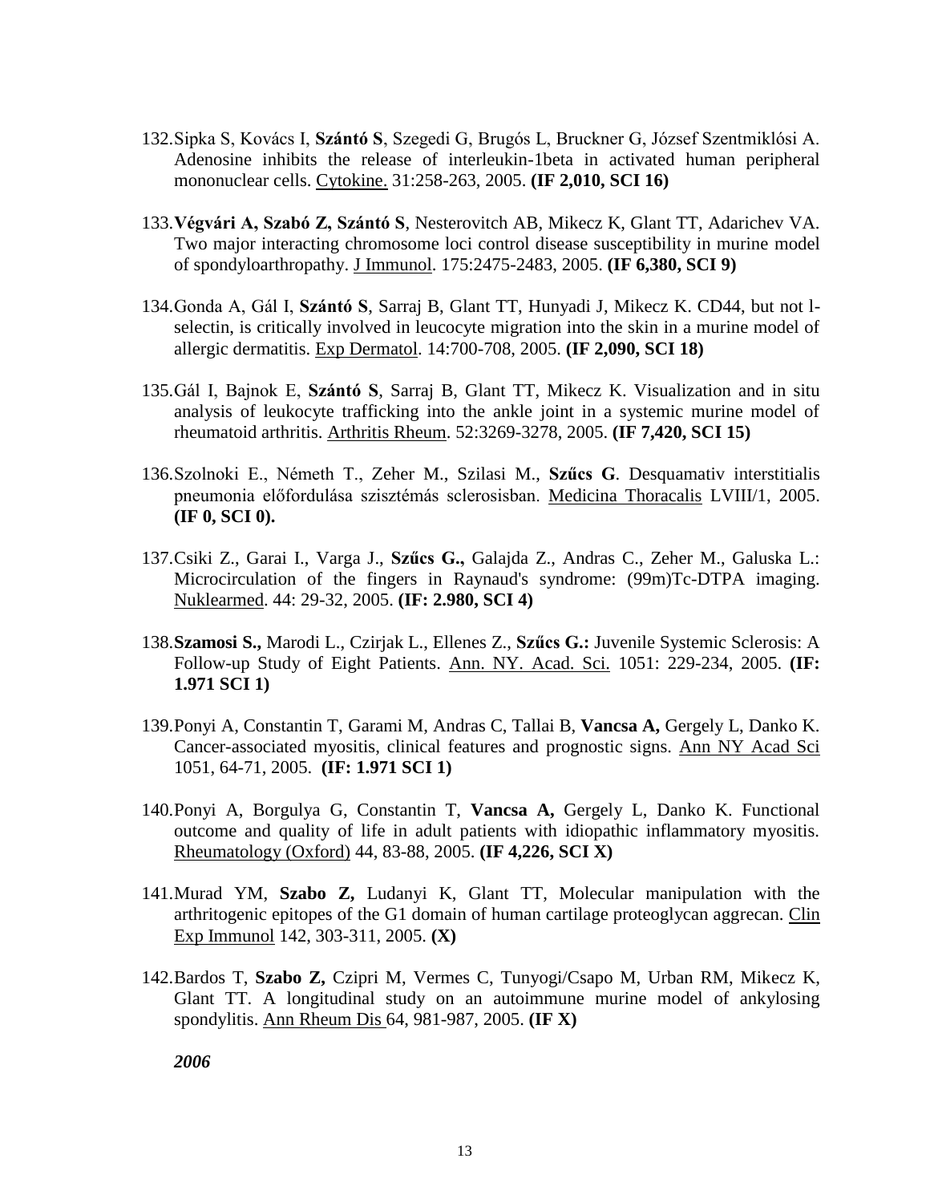132. Sipka S, Kovács I, **Szántó S**, Szegedi G, Brugós L, Bruckner G, József Szentmiklósi A. Adenosine inhibits the release of interleukin-1beta in activated human peripheral mononuclear cells. Cytokine. 31:258-263, 2005. **(IF 2,010, SCI 16)**

133. **Végvári A, Szabó Z, Szántó S**, Nesterovitch AB, Mikecz K, Glant TT, Adarichev VA. Two major interacting chromosome loci control disease susceptibility in murine model of spondyloarthropathy. J Immunol. 175:2475-2483, 2005. **(IF 6,380, SCI 9)**

134. Gonda A, Gál I, **Szántó S**, Sarraj B, Glant TT, Hunyadi J, Mikecz K. CD44, but not l-selectin, is critically involved in leucocyte migration into the skin in a murine model of allergic dermatitis. Exp Dermatol. 14:700-708, 2005. **(IF 2,090, SCI 18)**

135. Gál I, Bajnok E, **Szántó S**, Sarraj B, Glant TT, Mikecz K. Visualization and in situ analysis of leukocyte trafficking into the ankle joint in a systemic murine model of rheumatoid arthritis. Arthritis Rheum. 52:3269-3278, 2005. **(IF 7,420, SCI 15)**

136. Szolnoki E., Németh T., Zeher M., Szilasi M., **Szűcs G**. Desquamativ interstitialis pneumonia előfordulása szisztémás sclerosisban. Medicina Thoracalis LVIII/1, 2005. **(IF 0, SCI 0).**

137. Csiki Z., Garai I., Varga J., **Szűcs G.,** Galajda Z., Andras C., Zeher M., Galuska L.: Microcirculation of the fingers in Raynaud's syndrome: (99m)Tc-DTPA imaging. Nuklearmed. 44: 29-32, 2005. **(IF: 2.980, SCI 4)**

138. **Szamosi S.,** Marodi L., Czirjak L., Ellenes Z., **Szűcs G.:** Juvenile Systemic Sclerosis: A Follow-up Study of Eight Patients. Ann. NY. Acad. Sci. 1051: 229-234, 2005. **(IF: 1.971 SCI 1)**

139. Ponyi A, Constantin T, Garami M, Andras C, Tallai B, **Vancsa A,** Gergely L, Danko K. Cancer-associated myositis, clinical features and prognostic signs. Ann NY Acad Sci 1051, 64-71, 2005. **(IF: 1.971 SCI 1)**

140. Ponyi A, Borgulya G, Constantin T, **Vancsa A,** Gergely L, Danko K. Functional outcome and quality of life in adult patients with idiopathic inflammatory myositis. Rheumatology (Oxford) 44, 83-88, 2005. **(IF 4,226, SCI X)**

141. Murad YM, **Szabo Z,** Ludanyi K, Glant TT, Molecular manipulation with the arthritogenic epitopes of the G1 domain of human cartilage proteoglycan aggrecan. Clin Exp Immunol 142, 303-311, 2005. **(X)**

142. Bardos T, **Szabo Z,** Czipri M, Vermes C, Tunyogi/Csapo M, Urban RM, Mikecz K, Glant TT. A longitudinal study on an autoimmune murine model of ankylosing spondylitis. Ann Rheum Dis 64, 981-987, 2005. **(IF X)**

***2006***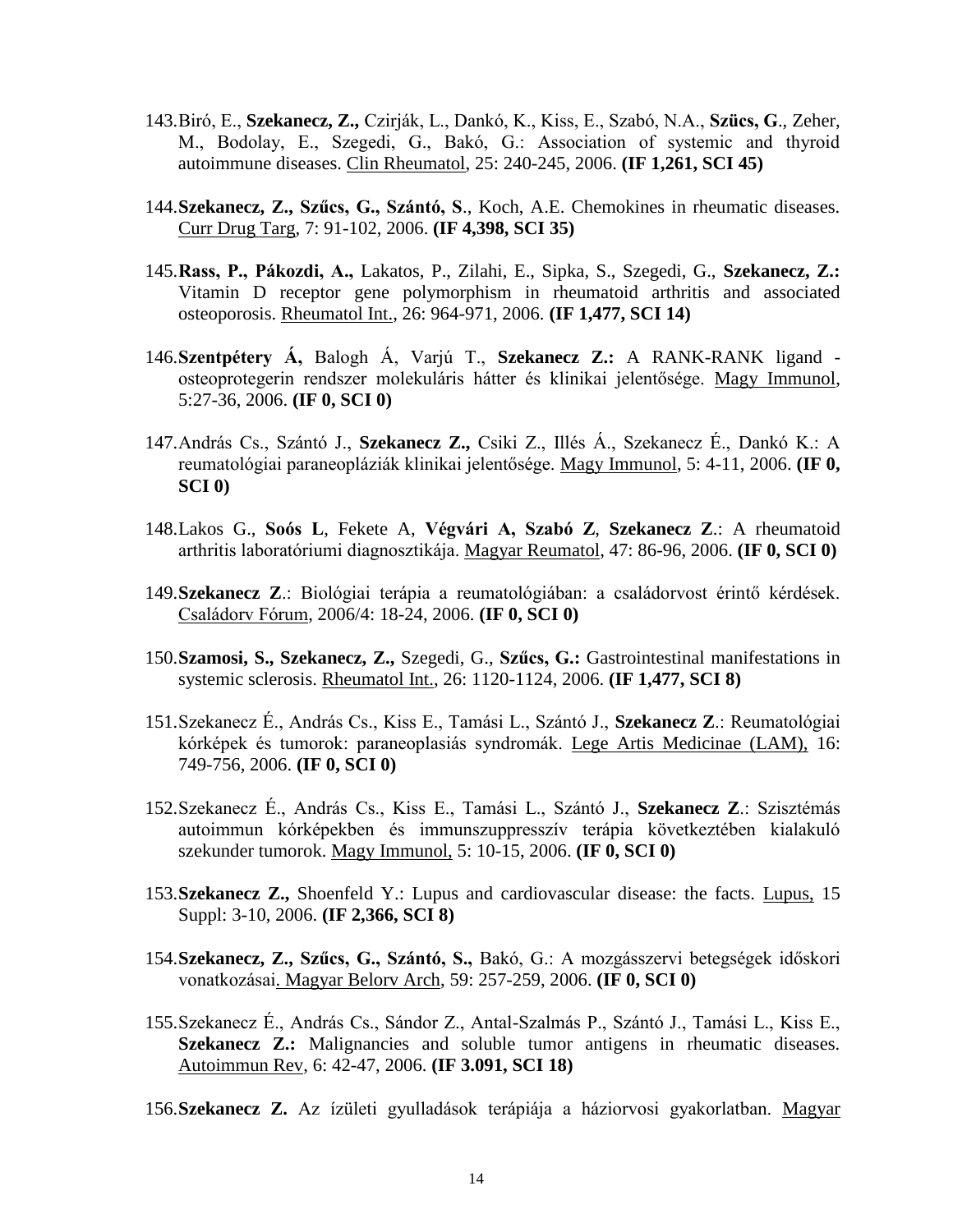143. Biró, E., **Szekanecz, Z.,** Czirják, L., Dankó, K., Kiss, E., Szabó, N.A., **Szücs, G**., Zeher, M., Bodolay, E., Szegedi, G., Bakó, G.: Association of systemic and thyroid autoimmune diseases. Clin Rheumatol, 25: 240-245, 2006. **(IF 1,261, SCI 45)**

144. **Szekanecz, Z., Szűcs, G., Szántó, S**., Koch, A.E. Chemokines in rheumatic diseases. Curr Drug Targ, 7: 91-102, 2006. **(IF 4,398, SCI 35)**

145. **Rass, P., Pákozdi, A.,** Lakatos, P., Zilahi, E., Sipka, S., Szegedi, G., **Szekanecz, Z.:** Vitamin D receptor gene polymorphism in rheumatoid arthritis and associated osteoporosis. Rheumatol Int., 26: 964-971, 2006. **(IF 1,477, SCI 14)**

146. **Szentpétery Á,** Balogh Á, Varjú T., **Szekanecz Z.:** A RANK-RANK ligand - osteoprotegerin rendszer molekuláris hátter és klinikai jelentősége. Magy Immunol, 5:27-36, 2006. **(IF 0, SCI 0)**

147. András Cs., Szántó J., **Szekanecz Z.,** Csiki Z., Illés Á., Szekanecz É., Dankó K.: A reumatológiai paraneopláziák klinikai jelentősége. Magy Immunol, 5: 4-11, 2006. **(IF 0, SCI 0)**

148. Lakos G., **Soós L**, Fekete A, **Végvári A, Szabó Z**, **Szekanecz Z**.: A rheumatoid arthritis laboratóriumi diagnosztikája. Magyar Reumatol, 47: 86-96, 2006. **(IF 0, SCI 0)**

149. **Szekanecz Z**.: Biológiai terápia a reumatológiában: a családorvost érintő kérdések. Családorv Fórum, 2006/4: 18-24, 2006. **(IF 0, SCI 0)**

150. **Szamosi, S., Szekanecz, Z.,** Szegedi, G., **Szűcs, G.:** Gastrointestinal manifestations in systemic sclerosis. Rheumatol Int., 26: 1120-1124, 2006. **(IF 1,477, SCI 8)**

151. Szekanecz É., András Cs., Kiss E., Tamási L., Szántó J., **Szekanecz Z**.: Reumatológiai kórképek és tumorok: paraneoplasiás syndromák. Lege Artis Medicinae (LAM), 16: 749-756, 2006. **(IF 0, SCI 0)**

152. Szekanecz É., András Cs., Kiss E., Tamási L., Szántó J., **Szekanecz Z**.: Szisztémás autoimmun kórképekben és immunszuppresszív terápia következtében kialakuló szekunder tumorok. Magy Immunol, 5: 10-15, 2006. **(IF 0, SCI 0)**

153. **Szekanecz Z.,** Shoenfeld Y.: Lupus and cardiovascular disease: the facts. Lupus, 15 Suppl: 3-10, 2006. **(IF 2,366, SCI 8)**

154. **Szekanecz, Z., Szűcs, G., Szántó, S.,** Bakó, G.: A mozgásszervi betegségek időskori vonatkozásai. Magyar Belorv Arch, 59: 257-259, 2006. **(IF 0, SCI 0)**

155. Szekanecz É., András Cs., Sándor Z., Antal-Szalmás P., Szántó J., Tamási L., Kiss E., **Szekanecz Z.:** Malignancies and soluble tumor antigens in rheumatic diseases. Autoimmun Rev, 6: 42-47, 2006. **(IF 3.091, SCI 18)**

156. **Szekanecz Z.** Az ízületi gyulladások terápiája a háziorvosi gyakorlatban. Magyar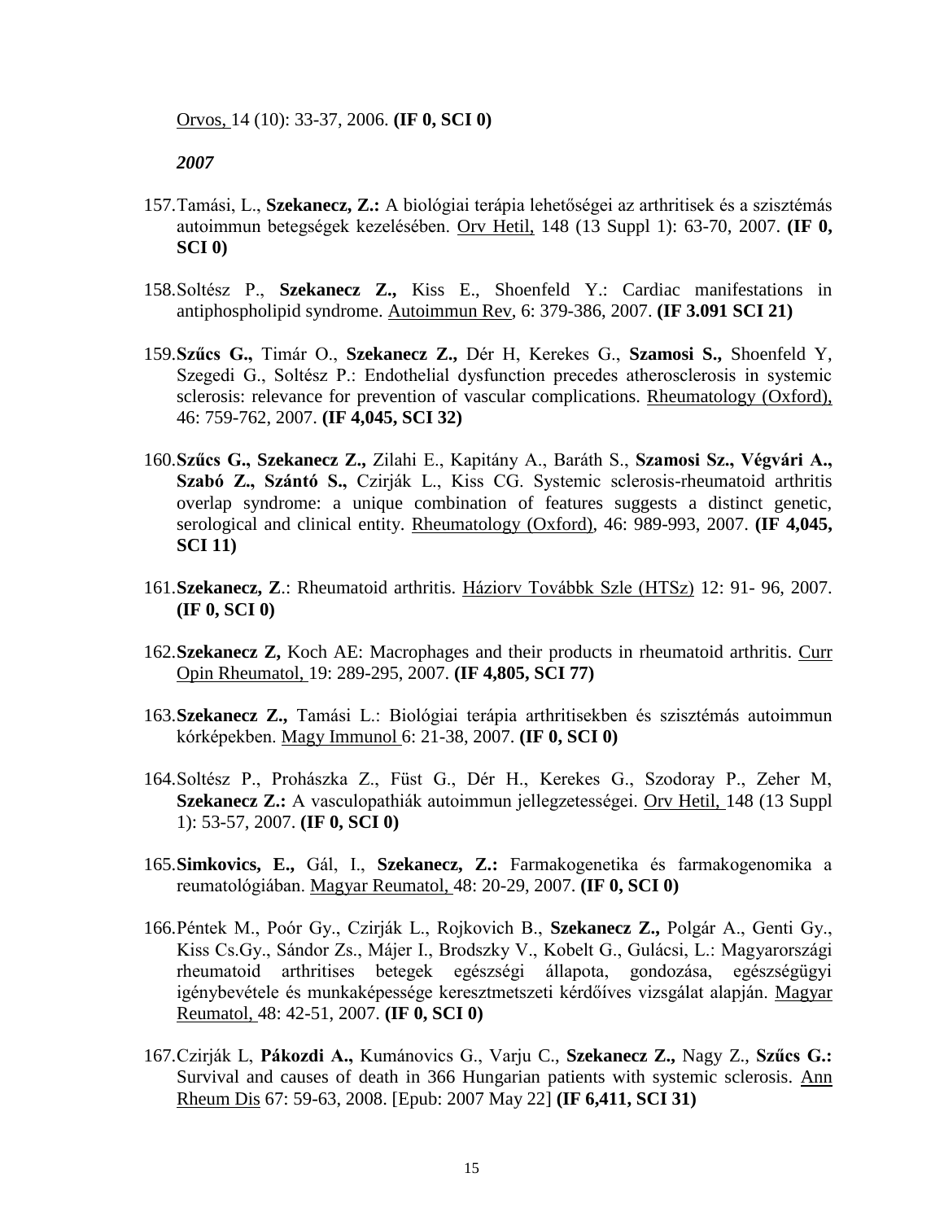Orvos, 14 (10): 33-37, 2006. **(IF 0, SCI 0)**

***2007***

157. Tamási, L., **Szekanecz, Z.:** A biológiai terápia lehetőségei az arthritisek és a szisztémás autoimmun betegségek kezelésében. Orv Hetil, 148 (13 Suppl 1): 63-70, 2007. **(IF 0, SCI 0)**

158. Soltész P., **Szekanecz Z.,** Kiss E., Shoenfeld Y.: Cardiac manifestations in antiphospholipid syndrome. Autoimmun Rev, 6: 379-386, 2007. **(IF 3.091 SCI 21)**

159. **Szűcs G.,** Timár O., **Szekanecz Z.,** Dér H, Kerekes G., **Szamosi S.,** Shoenfeld Y, Szegedi G., Soltész P.: Endothelial dysfunction precedes atherosclerosis in systemic sclerosis: relevance for prevention of vascular complications. Rheumatology (Oxford), 46: 759-762, 2007. **(IF 4,045, SCI 32)**

160. **Szűcs G., Szekanecz Z.,** Zilahi E., Kapitány A., Baráth S., **Szamosi Sz., Végvári A., Szabó Z., Szántó S.,** Czirják L., Kiss CG. Systemic sclerosis-rheumatoid arthritis overlap syndrome: a unique combination of features suggests a distinct genetic, serological and clinical entity. Rheumatology (Oxford), 46: 989-993, 2007. **(IF 4,045, SCI 11)**

161. **Szekanecz, Z**.: Rheumatoid arthritis. Háziorv Továbbk Szle (HTSz) 12: 91- 96, 2007. **(IF 0, SCI 0)**

162. **Szekanecz Z,** Koch AE: Macrophages and their products in rheumatoid arthritis. Curr Opin Rheumatol, 19: 289-295, 2007. **(IF 4,805, SCI 77)**

163. **Szekanecz Z.,** Tamási L.: Biológiai terápia arthritisekben és szisztémás autoimmun kórképekben. Magy Immunol 6: 21-38, 2007. **(IF 0, SCI 0)**

164. Soltész P., Prohászka Z., Füst G., Dér H., Kerekes G., Szodoray P., Zeher M, **Szekanecz Z.:** A vasculopathiák autoimmun jellegzetességei. Orv Hetil, 148 (13 Suppl 1): 53-57, 2007. **(IF 0, SCI 0)**

165. **Simkovics, E.,** Gál, I., **Szekanecz, Z.:** Farmakogenetika és farmakogenomika a reumatológiában. Magyar Reumatol, 48: 20-29, 2007. **(IF 0, SCI 0)**

166. Péntek M., Poór Gy., Czirják L., Rojkovich B., **Szekanecz Z.,** Polgár A., Genti Gy., Kiss Cs.Gy., Sándor Zs., Májer I., Brodszky V., Kobelt G., Gulácsi, L.: Magyarországi rheumatoid arthritises betegek egészségi állapota, gondozása, egészségügyi igénybevétele és munkaképessége keresztmetszeti kérdőíves vizsgálat alapján. Magyar Reumatol, 48: 42-51, 2007. **(IF 0, SCI 0)**

167. Czirják L, **Pákozdi A.,** Kumánovics G., Varju C., **Szekanecz Z.,** Nagy Z., **Szűcs G.:** Survival and causes of death in 366 Hungarian patients with systemic sclerosis. Ann Rheum Dis 67: 59-63, 2008. [Epub: 2007 May 22] **(IF 6,411, SCI 31)**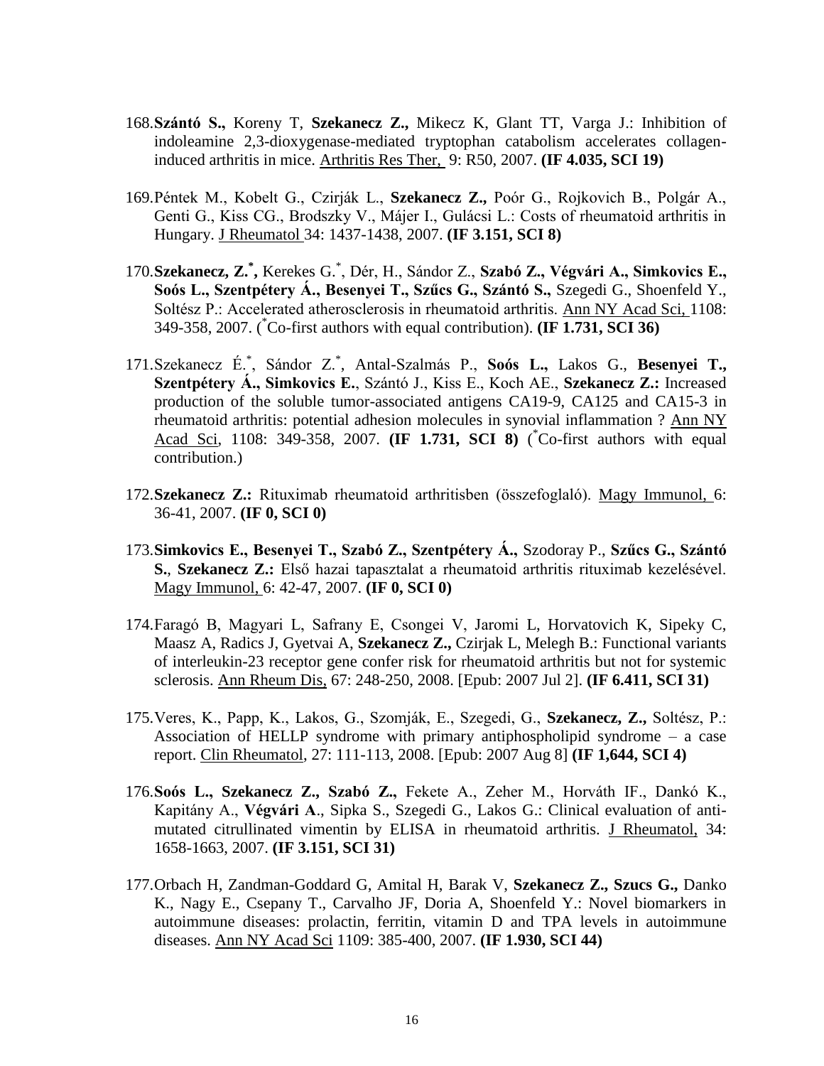168. **Szántó S.,** Koreny T, **Szekanecz Z.,** Mikecz K, Glant TT, Varga J.: Inhibition of indoleamine 2,3-dioxygenase-mediated tryptophan catabolism accelerates collagen-induced arthritis in mice. Arthritis Res Ther, 9: R50, 2007. **(IF 4.035, SCI 19)**

169. Péntek M., Kobelt G., Czirják L., **Szekanecz Z.,** Poór G., Rojkovich B., Polgár A., Genti G., Kiss CG., Brodszky V., Májer I., Gulácsi L.: Costs of rheumatoid arthritis in Hungary. J Rheumatol 34: 1437-1438, 2007. **(IF 3.151, SCI 8)**

170. **Szekanecz, Z.*,** Kerekes G.*, Dér, H., Sándor Z., **Szabó Z., Végvári A., Simkovics E., Soós L., Szentpétery Á., Besenyei T., Szűcs G., Szántó S.,** Szegedi G., Shoenfeld Y., Soltész P.: Accelerated atherosclerosis in rheumatoid arthritis. Ann NY Acad Sci, 1108: 349-358, 2007. (*Co-first authors with equal contribution). **(IF 1.731, SCI 36)**

171. Szekanecz É.*, Sándor Z.*, Antal-Szalmás P., **Soós L.,** Lakos G., **Besenyei T., Szentpétery Á., Simkovics E.**, Szántó J., Kiss E., Koch AE., **Szekanecz Z.:** Increased production of the soluble tumor-associated antigens CA19-9, CA125 and CA15-3 in rheumatoid arthritis: potential adhesion molecules in synovial inflammation ? Ann NY Acad Sci, 1108: 349-358, 2007. **(IF 1.731, SCI 8)** (*Co-first authors with equal contribution.)

172. **Szekanecz Z.:** Rituximab rheumatoid arthritisben (összefoglaló). Magy Immunol, 6: 36-41, 2007. **(IF 0, SCI 0)**

173. **Simkovics E., Besenyei T., Szabó Z., Szentpétery Á.,** Szodoray P., **Szűcs G., Szántó S.**, **Szekanecz Z.:** Első hazai tapasztalat a rheumatoid arthritis rituximab kezelésével. Magy Immunol, 6: 42-47, 2007. **(IF 0, SCI 0)**

174. Faragó B, Magyari L, Safrany E, Csongei V, Jaromi L, Horvatovich K, Sipeky C, Maasz A, Radics J, Gyetvai A, **Szekanecz Z.,** Czirjak L, Melegh B.: Functional variants of interleukin-23 receptor gene confer risk for rheumatoid arthritis but not for systemic sclerosis. Ann Rheum Dis, 67: 248-250, 2008. [Epub: 2007 Jul 2]. **(IF 6.411, SCI 31)**

175. Veres, K., Papp, K., Lakos, G., Szomják, E., Szegedi, G., **Szekanecz, Z.,** Soltész, P.: Association of HELLP syndrome with primary antiphospholipid syndrome – a case report. Clin Rheumatol, 27: 111-113, 2008. [Epub: 2007 Aug 8] **(IF 1,644, SCI 4)**

176. **Soós L., Szekanecz Z., Szabó Z.,** Fekete A., Zeher M., Horváth IF., Dankó K., Kapitány A., **Végvári A**., Sipka S., Szegedi G., Lakos G.: Clinical evaluation of anti-mutated citrullinated vimentin by ELISA in rheumatoid arthritis. J Rheumatol, 34: 1658-1663, 2007. **(IF 3.151, SCI 31)**

177. Orbach H, Zandman-Goddard G, Amital H, Barak V, **Szekanecz Z., Szucs G.,** Danko K., Nagy E., Csepany T., Carvalho JF, Doria A, Shoenfeld Y.: Novel biomarkers in autoimmune diseases: prolactin, ferritin, vitamin D and TPA levels in autoimmune diseases. Ann NY Acad Sci 1109: 385-400, 2007. **(IF 1.930, SCI 44)**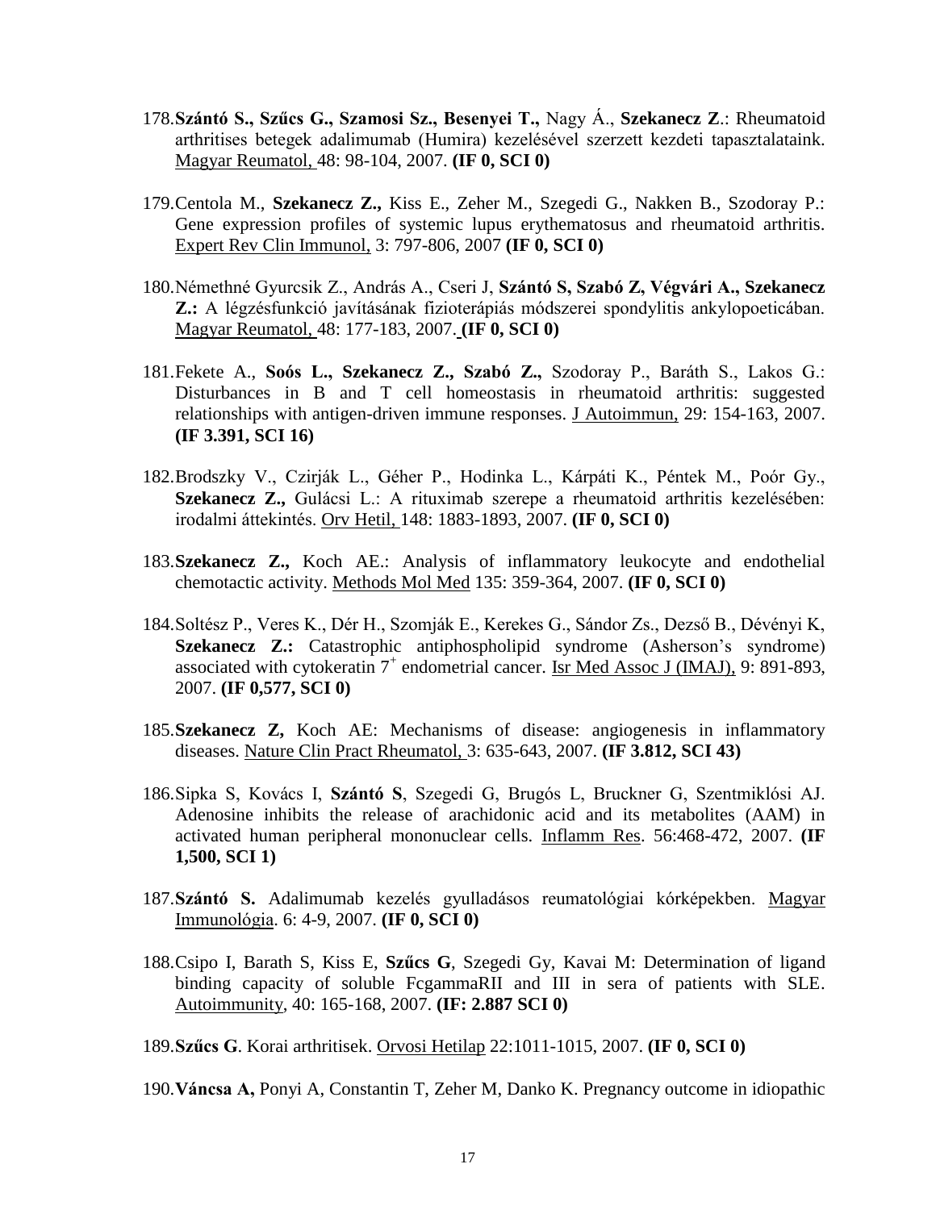178. **Szántó S., Szűcs G., Szamosi Sz., Besenyei T.,** Nagy Á., **Szekanecz Z**.: Rheumatoid arthritises betegek adalimumab (Humira) kezelésével szerzett kezdeti tapasztalataink. Magyar Reumatol, 48: 98-104, 2007. **(IF 0, SCI 0)**

179. Centola M., **Szekanecz Z.,** Kiss E., Zeher M., Szegedi G., Nakken B., Szodoray P.: Gene expression profiles of systemic lupus erythematosus and rheumatoid arthritis. Expert Rev Clin Immunol, 3: 797-806, 2007 **(IF 0, SCI 0)**

180. Némethné Gyurcsik Z., András A., Cseri J, **Szántó S, Szabó Z, Végvári A., Szekanecz Z.:** A légzésfunkció javításának fizioterápiás módszerei spondylitis ankylopoeticában. Magyar Reumatol, 48: 177-183, 2007. **(IF 0, SCI 0)**

181. Fekete A., **Soós L., Szekanecz Z., Szabó Z.,** Szodoray P., Baráth S., Lakos G.: Disturbances in B and T cell homeostasis in rheumatoid arthritis: suggested relationships with antigen-driven immune responses. J Autoimmun, 29: 154-163, 2007. **(IF 3.391, SCI 16)**

182. Brodszky V., Czirják L., Géher P., Hodinka L., Kárpáti K., Péntek M., Poór Gy., **Szekanecz Z.,** Gulácsi L.: A rituximab szerepe a rheumatoid arthritis kezelésében: irodalmi áttekintés. Orv Hetil, 148: 1883-1893, 2007. **(IF 0, SCI 0)**

183. **Szekanecz Z.,** Koch AE.: Analysis of inflammatory leukocyte and endothelial chemotactic activity. Methods Mol Med 135: 359-364, 2007. **(IF 0, SCI 0)**

184. Soltész P., Veres K., Dér H., Szomják E., Kerekes G., Sándor Zs., Dezső B., Dévényi K, **Szekanecz Z.:** Catastrophic antiphospholipid syndrome (Asherson's syndrome) associated with cytokeratin $7^+$ endometrial cancer. Isr Med Assoc J (IMAJ), 9: 891-893, 2007. **(IF 0,577, SCI 0)**

185. **Szekanecz Z,** Koch AE: Mechanisms of disease: angiogenesis in inflammatory diseases. Nature Clin Pract Rheumatol, 3: 635-643, 2007. **(IF 3.812, SCI 43)**

186. Sipka S, Kovács I, **Szántó S**, Szegedi G, Brugós L, Bruckner G, Szentmiklósi AJ. Adenosine inhibits the release of arachidonic acid and its metabolites (AAM) in activated human peripheral mononuclear cells. Inflamm Res. 56:468-472, 2007. **(IF 1,500, SCI 1)**

187. **Szántó S.** Adalimumab kezelés gyulladásos reumatológiai kórképekben. Magyar Immunológia. 6: 4-9, 2007. **(IF 0, SCI 0)**

188. Csipo I, Barath S, Kiss E, **Szűcs G**, Szegedi Gy, Kavai M: Determination of ligand binding capacity of soluble FcgammaRII and III in sera of patients with SLE. Autoimmunity, 40: 165-168, 2007. **(IF: 2.887 SCI 0)**

189. **Szűcs G**. Korai arthritisek. Orvosi Hetilap 22:1011-1015, 2007. **(IF 0, SCI 0)**

190. **Váncsa A,** Ponyi A, Constantin T, Zeher M, Danko K. Pregnancy outcome in idiopathic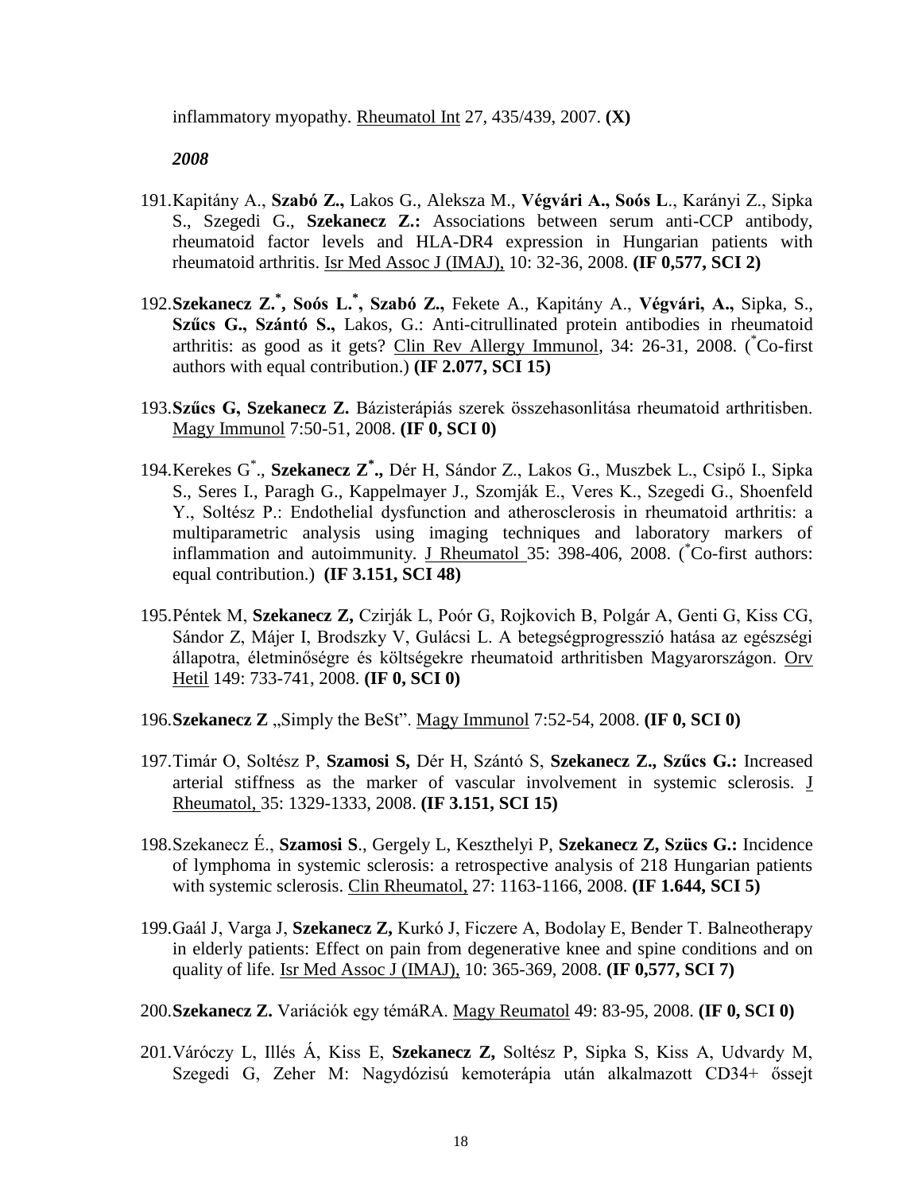inflammatory myopathy. Rheumatol Int 27, 435/439, 2007. **(X)**

***2008***

191. Kapitány A., **Szabó Z.,** Lakos G., Aleksza M., **Végvári A., Soós L**., Karányi Z., Sipka S., Szegedi G., **Szekanecz Z.:** Associations between serum anti-CCP antibody, rheumatoid factor levels and HLA-DR4 expression in Hungarian patients with rheumatoid arthritis. Isr Med Assoc J (IMAJ), 10: 32-36, 2008. **(IF 0,577, SCI 2)**

192. **Szekanecz Z.[*], Soós L.[*], Szabó Z.,** Fekete A., Kapitány A., **Végvári, A.,** Sipka, S., **Szűcs G., Szántó S.,** Lakos, G.: Anti-citrullinated protein antibodies in rheumatoid arthritis: as good as it gets? Clin Rev Allergy Immunol, 34: 26-31, 2008. ([*]Co-first authors with equal contribution.) **(IF 2.077, SCI 15)**

193. **Szűcs G, Szekanecz Z.** Bázisterápiás szerek összehasonlitása rheumatoid arthritisben. Magy Immunol 7:50-51, 2008. **(IF 0, SCI 0)**

194. Kerekes G[*]., **Szekanecz Z[*].,** Dér H, Sándor Z., Lakos G., Muszbek L., Csipő I., Sipka S., Seres I., Paragh G., Kappelmayer J., Szomják E., Veres K., Szegedi G., Shoenfeld Y., Soltész P.: Endothelial dysfunction and atherosclerosis in rheumatoid arthritis: a multiparametric analysis using imaging techniques and laboratory markers of inflammation and autoimmunity. J Rheumatol 35: 398-406, 2008. ([*]Co-first authors: equal contribution.) **(IF 3.151, SCI 48)**

195. Péntek M, **Szekanecz Z,** Czirják L, Poór G, Rojkovich B, Polgár A, Genti G, Kiss CG, Sándor Z, Májer I, Brodszky V, Gulácsi L. A betegségprogresszió hatása az egészségi állapotra, életminőségre és költségekre rheumatoid arthritisben Magyarországon. Orv Hetil 149: 733-741, 2008. **(IF 0, SCI 0)**

196. **Szekanecz Z** „Simply the BeSt". Magy Immunol 7:52-54, 2008. **(IF 0, SCI 0)**

197. Timár O, Soltész P, **Szamosi S,** Dér H, Szántó S, **Szekanecz Z., Szűcs G.:** Increased arterial stiffness as the marker of vascular involvement in systemic sclerosis. J Rheumatol, 35: 1329-1333, 2008. **(IF 3.151, SCI 15)**

198. Szekanecz É., **Szamosi S**., Gergely L, Keszthelyi P, **Szekanecz Z, Szücs G.:** Incidence of lymphoma in systemic sclerosis: a retrospective analysis of 218 Hungarian patients with systemic sclerosis. Clin Rheumatol, 27: 1163-1166, 2008. **(IF 1.644, SCI 5)**

199. Gaál J, Varga J, **Szekanecz Z,** Kurkó J, Ficzere A, Bodolay E, Bender T. Balneotherapy in elderly patients: Effect on pain from degenerative knee and spine conditions and on quality of life. Isr Med Assoc J (IMAJ), 10: 365-369, 2008. **(IF 0,577, SCI 7)**

200. **Szekanecz Z.** Variációk egy témáRA. Magy Reumatol 49: 83-95, 2008. **(IF 0, SCI 0)**

201. Váróczy L, Illés Á, Kiss E, **Szekanecz Z,** Soltész P, Sipka S, Kiss A, Udvardy M, Szegedi G, Zeher M: Nagydózisú kemoterápia után alkalmazott CD34+ őssejt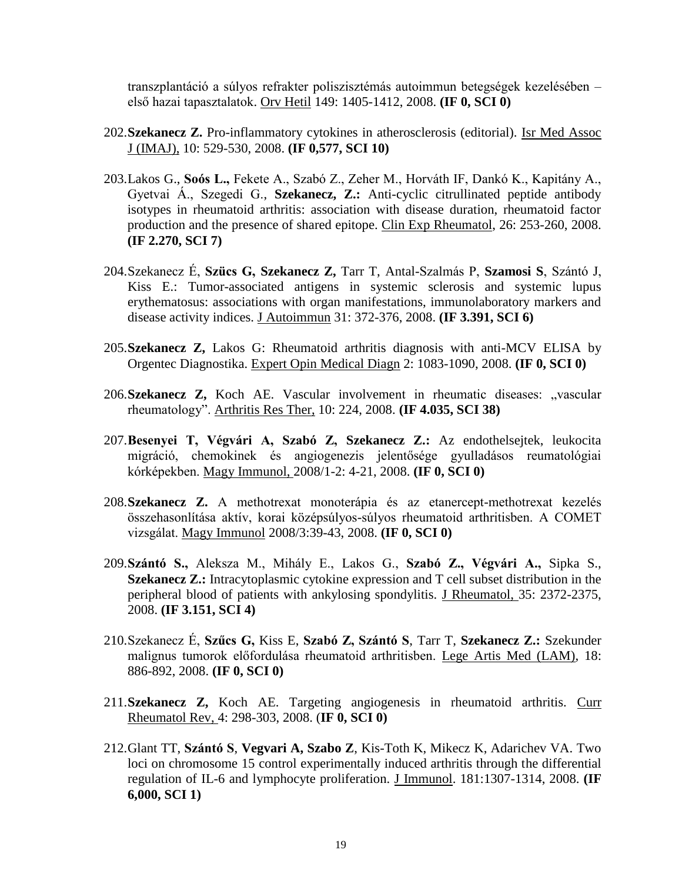transzplantáció a súlyos refrakter poliszisztémás autoimmun betegségek kezelésében – első hazai tapasztalatok. Orv Hetil 149: 1405-1412, 2008. **(IF 0, SCI 0)**

202. **Szekanecz Z.** Pro-inflammatory cytokines in atherosclerosis (editorial). Isr Med Assoc J (IMAJ), 10: 529-530, 2008. **(IF 0,577, SCI 10)**

203. Lakos G., **Soós L.,** Fekete A., Szabó Z., Zeher M., Horváth IF, Dankó K., Kapitány A., Gyetvai Á., Szegedi G., **Szekanecz, Z.:** Anti-cyclic citrullinated peptide antibody isotypes in rheumatoid arthritis: association with disease duration, rheumatoid factor production and the presence of shared epitope. Clin Exp Rheumatol, 26: 253-260, 2008. **(IF 2.270, SCI 7)**

204. Szekanecz É, **Szücs G, Szekanecz Z,** Tarr T, Antal-Szalmás P, **Szamosi S**, Szántó J, Kiss E.: Tumor-associated antigens in systemic sclerosis and systemic lupus erythematosus: associations with organ manifestations, immunolaboratory markers and disease activity indices. J Autoimmun 31: 372-376, 2008. **(IF 3.391, SCI 6)**

205. **Szekanecz Z,** Lakos G: Rheumatoid arthritis diagnosis with anti-MCV ELISA by Orgentec Diagnostika. Expert Opin Medical Diagn 2: 1083-1090, 2008. **(IF 0, SCI 0)**

206. **Szekanecz Z,** Koch AE. Vascular involvement in rheumatic diseases: „vascular rheumatology". Arthritis Res Ther, 10: 224, 2008. **(IF 4.035, SCI 38)**

207. **Besenyei T, Végvári A, Szabó Z, Szekanecz Z.:** Az endothelsejtek, leukocita migráció, chemokinek és angiogenezis jelentősége gyulladásos reumatológiai kórképekben. Magy Immunol, 2008/1-2: 4-21, 2008. **(IF 0, SCI 0)**

208. **Szekanecz Z.** A methotrexat monoterápia és az etanercept-methotrexat kezelés összehasonlítása aktív, korai középsúlyos-súlyos rheumatoid arthritisben. A COMET vizsgálat. Magy Immunol 2008/3:39-43, 2008. **(IF 0, SCI 0)**

209. **Szántó S.,** Aleksza M., Mihály E., Lakos G., **Szabó Z., Végvári A.,** Sipka S., **Szekanecz Z.:** Intracytoplasmic cytokine expression and T cell subset distribution in the peripheral blood of patients with ankylosing spondylitis. J Rheumatol, 35: 2372-2375, 2008. **(IF 3.151, SCI 4)**

210. Szekanecz É, **Szűcs G,** Kiss E, **Szabó Z, Szántó S**, Tarr T, **Szekanecz Z.:** Szekunder malignus tumorok előfordulása rheumatoid arthritisben. Lege Artis Med (LAM), 18: 886-892, 2008. **(IF 0, SCI 0)**

211. **Szekanecz Z,** Koch AE. Targeting angiogenesis in rheumatoid arthritis. Curr Rheumatol Rev, 4: 298-303, 2008. (**IF 0, SCI 0)**

212. Glant TT, **Szántó S**, **Vegvari A, Szabo Z**, Kis-Toth K, Mikecz K, Adarichev VA. Two loci on chromosome 15 control experimentally induced arthritis through the differential regulation of IL-6 and lymphocyte proliferation. J Immunol. 181:1307-1314, 2008. **(IF 6,000, SCI 1)**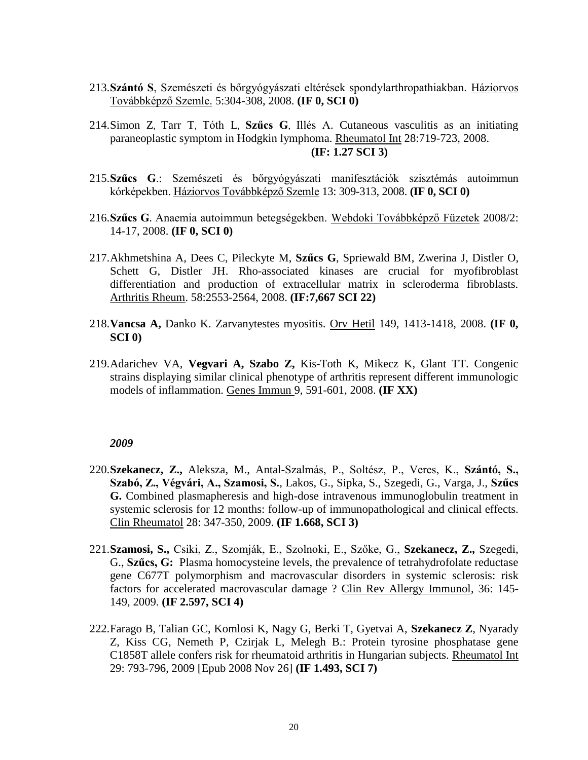213. **Szántó S**, Szemészeti és bőrgyógyászati eltérések spondylarthropathiakban. Háziorvos Továbbképző Szemle. 5:304-308, 2008. **(IF 0, SCI 0)**

214. Simon Z, Tarr T, Tóth L, **Szűcs G**, Illés A. Cutaneous vasculitis as an initiating paraneoplastic symptom in Hodgkin lymphoma. Rheumatol Int 28:719-723, 2008. **(IF: 1.27 SCI 3)**

215. **Szűcs G**.: Szemészeti és bőrgyógyászati manifesztációk szisztémás autoimmun kórképekben. Háziorvos Továbbképző Szemle 13: 309-313, 2008. **(IF 0, SCI 0)**

216. **Szűcs G**. Anaemia autoimmun betegségekben. Webdoki Továbbképző Füzetek 2008/2: 14-17, 2008. **(IF 0, SCI 0)**

217. Akhmetshina A, Dees C, Pileckyte M, **Szűcs G**, Spriewald BM, Zwerina J, Distler O, Schett G, Distler JH. Rho-associated kinases are crucial for myofibroblast differentiation and production of extracellular matrix in scleroderma fibroblasts. Arthritis Rheum. 58:2553-2564, 2008. **(IF:7,667 SCI 22)**

218. **Vancsa A,** Danko K. Zarvanytestes myositis. Orv Hetil 149, 1413-1418, 2008. **(IF 0, SCI 0)**

219. Adarichev VA, **Vegvari A, Szabo Z,** Kis-Toth K, Mikecz K, Glant TT. Congenic strains displaying similar clinical phenotype of arthritis represent different immunologic models of inflammation. Genes Immun 9, 591-601, 2008. **(IF XX)**

***2009***

220. **Szekanecz, Z.,** Aleksza, M., Antal-Szalmás, P., Soltész, P., Veres, K., **Szántó, S., Szabó, Z., Végvári, A., Szamosi, S.**, Lakos, G., Sipka, S., Szegedi, G., Varga, J., **Szűcs G.** Combined plasmapheresis and high-dose intravenous immunoglobulin treatment in systemic sclerosis for 12 months: follow-up of immunopathological and clinical effects. Clin Rheumatol 28: 347-350, 2009. **(IF 1.668, SCI 3)**

221. **Szamosi, S.,** Csiki, Z., Szomják, E., Szolnoki, E., Szőke, G., **Szekanecz, Z.,** Szegedi, G., **Szűcs, G:** Plasma homocysteine levels, the prevalence of tetrahydrofolate reductase gene C677T polymorphism and macrovascular disorders in systemic sclerosis: risk factors for accelerated macrovascular damage ? Clin Rev Allergy Immunol, 36: 145-149, 2009. **(IF 2.597, SCI 4)**

222. Farago B, Talian GC, Komlosi K, Nagy G, Berki T, Gyetvai A, **Szekanecz Z**, Nyarady Z, Kiss CG, Nemeth P, Czirjak L, Melegh B.: Protein tyrosine phosphatase gene C1858T allele confers risk for rheumatoid arthritis in Hungarian subjects. Rheumatol Int 29: 793-796, 2009 [Epub 2008 Nov 26] **(IF 1.493, SCI 7)**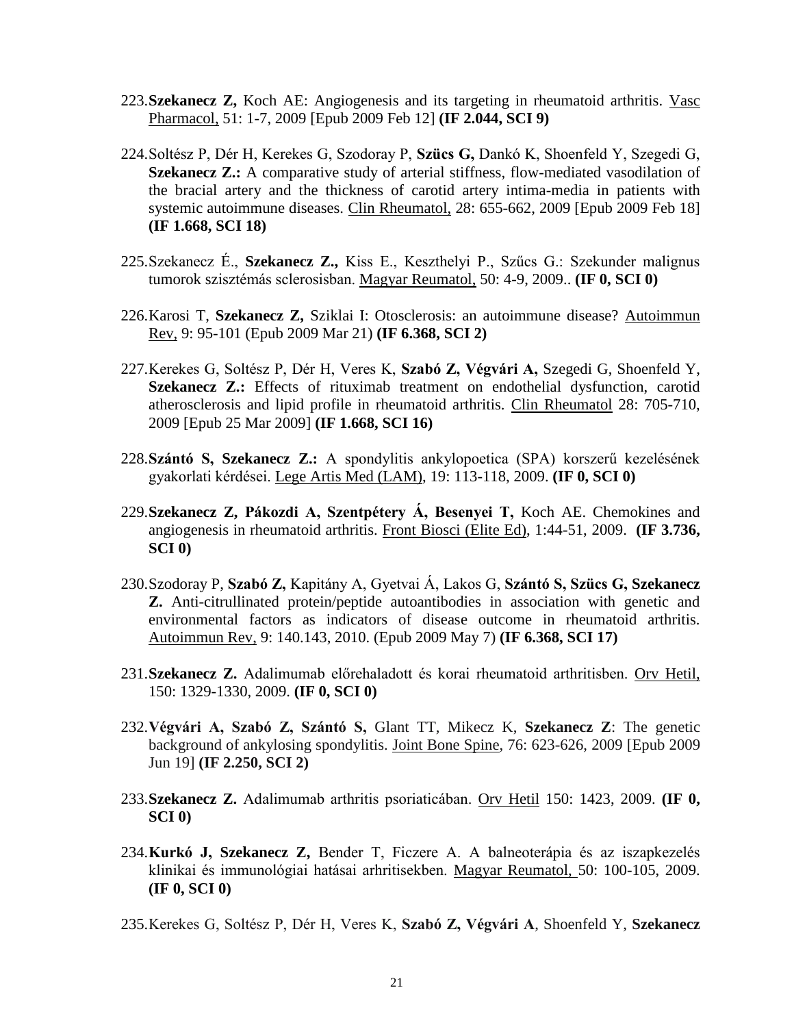223. **Szekanecz Z,** Koch AE: Angiogenesis and its targeting in rheumatoid arthritis. Vasc Pharmacol, 51: 1-7, 2009 [Epub 2009 Feb 12] **(IF 2.044, SCI 9)**

224. Soltész P, Dér H, Kerekes G, Szodoray P, **Szücs G,** Dankó K, Shoenfeld Y, Szegedi G, **Szekanecz Z.:** A comparative study of arterial stiffness, flow-mediated vasodilation of the bracial artery and the thickness of carotid artery intima-media in patients with systemic autoimmune diseases. Clin Rheumatol, 28: 655-662, 2009 [Epub 2009 Feb 18] **(IF 1.668, SCI 18)**

225. Szekanecz É., **Szekanecz Z.,** Kiss E., Keszthelyi P., Szűcs G.: Szekunder malignus tumorok szisztémás sclerosisban. Magyar Reumatol, 50: 4-9, 2009.. **(IF 0, SCI 0)**

226. Karosi T, **Szekanecz Z,** Sziklai I: Otosclerosis: an autoimmune disease? Autoimmun Rev, 9: 95-101 (Epub 2009 Mar 21) **(IF 6.368, SCI 2)**

227. Kerekes G, Soltész P, Dér H, Veres K, **Szabó Z, Végvári A,** Szegedi G, Shoenfeld Y, **Szekanecz Z.:** Effects of rituximab treatment on endothelial dysfunction, carotid atherosclerosis and lipid profile in rheumatoid arthritis. Clin Rheumatol 28: 705-710, 2009 [Epub 25 Mar 2009] **(IF 1.668, SCI 16)**

228. **Szántó S, Szekanecz Z.:** A spondylitis ankylopoetica (SPA) korszerű kezelésének gyakorlati kérdései. Lege Artis Med (LAM), 19: 113-118, 2009. **(IF 0, SCI 0)**

229. **Szekanecz Z, Pákozdi A, Szentpétery Á, Besenyei T,** Koch AE. Chemokines and angiogenesis in rheumatoid arthritis. Front Biosci (Elite Ed), 1:44-51, 2009. **(IF 3.736, SCI 0)**

230. Szodoray P, **Szabó Z,** Kapitány A, Gyetvai Á, Lakos G, **Szántó S, Szücs G, Szekanecz Z.** Anti-citrullinated protein/peptide autoantibodies in association with genetic and environmental factors as indicators of disease outcome in rheumatoid arthritis. Autoimmun Rev, 9: 140.143, 2010. (Epub 2009 May 7) **(IF 6.368, SCI 17)**

231. **Szekanecz Z.** Adalimumab előrehaladott és korai rheumatoid arthritisben. Orv Hetil, 150: 1329-1330, 2009. **(IF 0, SCI 0)**

232. **Végvári A, Szabó Z, Szántó S,** Glant TT, Mikecz K, **Szekanecz Z**: The genetic background of ankylosing spondylitis. Joint Bone Spine, 76: 623-626, 2009 [Epub 2009 Jun 19] **(IF 2.250, SCI 2)**

233. **Szekanecz Z.** Adalimumab arthritis psoriaticában. Orv Hetil 150: 1423, 2009. **(IF 0, SCI 0)**

234. **Kurkó J, Szekanecz Z,** Bender T, Ficzere A. A balneoterápia és az iszapkezelés klinikai és immunológiai hatásai arhritisekben. Magyar Reumatol, 50: 100-105, 2009. **(IF 0, SCI 0)**

235. Kerekes G, Soltész P, Dér H, Veres K, **Szabó Z, Végvári A**, Shoenfeld Y, **Szekanecz**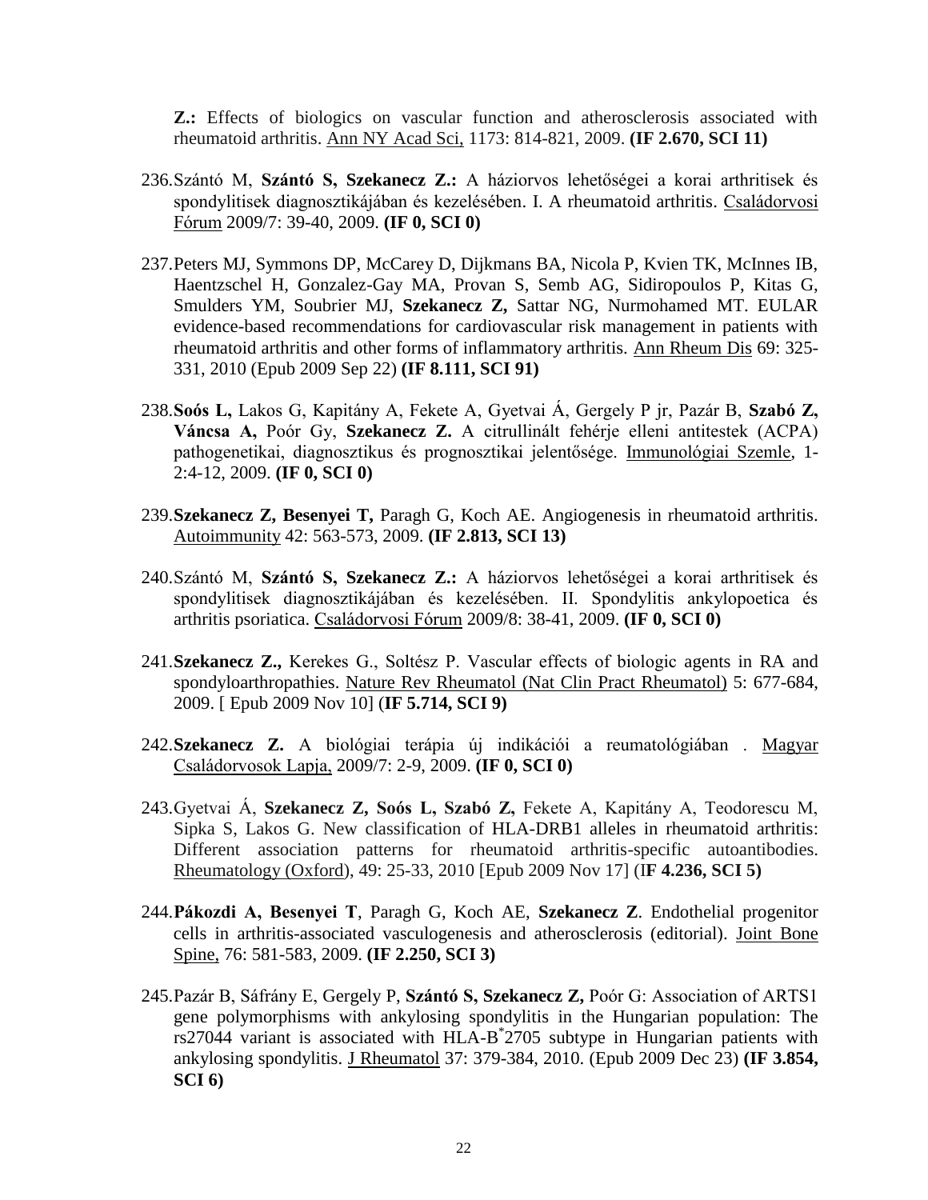**Z.:** Effects of biologics on vascular function and atherosclerosis associated with rheumatoid arthritis. Ann NY Acad Sci, 1173: 814-821, 2009. **(IF 2.670, SCI 11)**

236. Szántó M, **Szántó S, Szekanecz Z.:** A háziorvos lehetőségei a korai arthritisek és spondylitisek diagnosztikájában és kezelésében. I. A rheumatoid arthritis. Családorvosi Fórum 2009/7: 39-40, 2009. **(IF 0, SCI 0)**

237. Peters MJ, Symmons DP, McCarey D, Dijkmans BA, Nicola P, Kvien TK, McInnes IB, Haentzschel H, Gonzalez-Gay MA, Provan S, Semb AG, Sidiropoulos P, Kitas G, Smulders YM, Soubrier MJ, **Szekanecz Z,** Sattar NG, Nurmohamed MT. EULAR evidence-based recommendations for cardiovascular risk management in patients with rheumatoid arthritis and other forms of inflammatory arthritis. Ann Rheum Dis 69: 325-331, 2010 (Epub 2009 Sep 22) **(IF 8.111, SCI 91)**

238. **Soós L,** Lakos G, Kapitány A, Fekete A, Gyetvai Á, Gergely P jr, Pazár B, **Szabó Z, Váncsa A,** Poór Gy, **Szekanecz Z.** A citrullinált fehérje elleni antitestek (ACPA) pathogenetikai, diagnosztikus és prognosztikai jelentősége. Immunológiai Szemle, 1-2:4-12, 2009. **(IF 0, SCI 0)**

239. **Szekanecz Z, Besenyei T,** Paragh G, Koch AE. Angiogenesis in rheumatoid arthritis. Autoimmunity 42: 563-573, 2009. **(IF 2.813, SCI 13)**

240. Szántó M, **Szántó S, Szekanecz Z.:** A háziorvos lehetőségei a korai arthritisek és spondylitisek diagnosztikájában és kezelésében. II. Spondylitis ankylopoetica és arthritis psoriatica. Családorvosi Fórum 2009/8: 38-41, 2009. **(IF 0, SCI 0)**

241. **Szekanecz Z.,** Kerekes G., Soltész P. Vascular effects of biologic agents in RA and spondyloarthropathies. Nature Rev Rheumatol (Nat Clin Pract Rheumatol) 5: 677-684, 2009. [ Epub 2009 Nov 10] (**IF 5.714, SCI 9)**

242. **Szekanecz Z.** A biológiai terápia új indikációi a reumatológiában . Magyar Családorvosok Lapja, 2009/7: 2-9, 2009. **(IF 0, SCI 0)**

243. Gyetvai Á, **Szekanecz Z, Soós L, Szabó Z,** Fekete A, Kapitány A, Teodorescu M, Sipka S, Lakos G. New classification of HLA-DRB1 alleles in rheumatoid arthritis: Different association patterns for rheumatoid arthritis-specific autoantibodies. Rheumatology (Oxford), 49: 25-33, 2010 [Epub 2009 Nov 17] (I**F 4.236, SCI 5)**

244. **Pákozdi A, Besenyei T**, Paragh G, Koch AE, **Szekanecz Z**. Endothelial progenitor cells in arthritis-associated vasculogenesis and atherosclerosis (editorial). Joint Bone Spine, 76: 581-583, 2009. **(IF 2.250, SCI 3)**

245. Pazár B, Sáfrány E, Gergely P, **Szántó S, Szekanecz Z,** Poór G: Association of ARTS1 gene polymorphisms with ankylosing spondylitis in the Hungarian population: The rs27044 variant is associated with HLA-B*2705 subtype in Hungarian patients with ankylosing spondylitis. J Rheumatol 37: 379-384, 2010. (Epub 2009 Dec 23) **(IF 3.854, SCI 6)**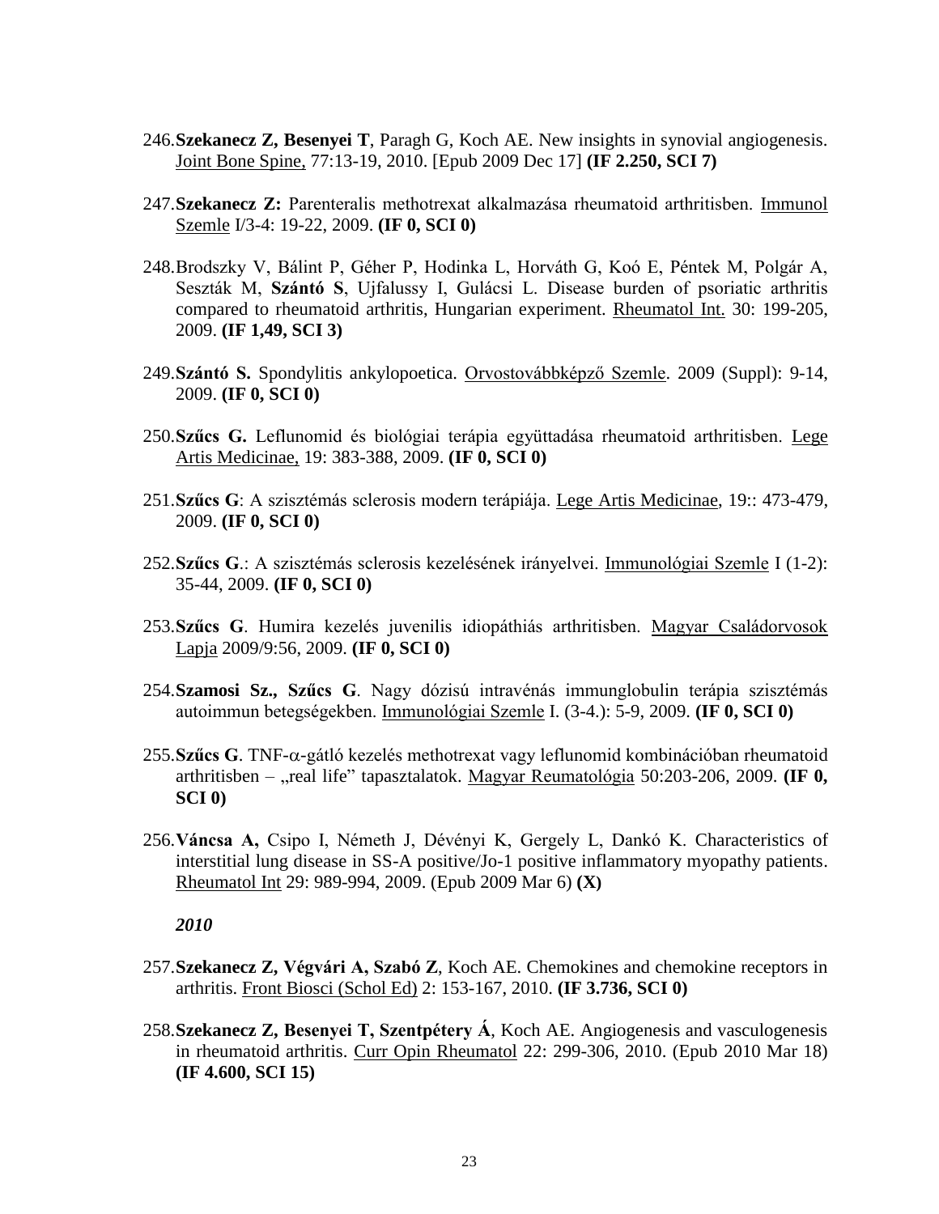246.**Szekanecz Z, Besenyei T**, Paragh G, Koch AE. New insights in synovial angiogenesis. Joint Bone Spine, 77:13-19, 2010. [Epub 2009 Dec 17] **(IF 2.250, SCI 7)**

247.**Szekanecz Z:** Parenteralis methotrexat alkalmazása rheumatoid arthritisben. Immunol Szemle I/3-4: 19-22, 2009. **(IF 0, SCI 0)**

248.Brodszky V, Bálint P, Géher P, Hodinka L, Horváth G, Koó E, Péntek M, Polgár A, Seszták M, **Szántó S**, Ujfalussy I, Gulácsi L. Disease burden of psoriatic arthritis compared to rheumatoid arthritis, Hungarian experiment. Rheumatol Int. 30: 199-205, 2009. **(IF 1,49, SCI 3)**

249.**Szántó S.** Spondylitis ankylopoetica. Orvostovábbképző Szemle. 2009 (Suppl): 9-14, 2009. **(IF 0, SCI 0)**

250.**Szűcs G.** Leflunomid és biológiai terápia együttadása rheumatoid arthritisben. Lege Artis Medicinae, 19: 383-388, 2009. **(IF 0, SCI 0)**

251.**Szűcs G**: A szisztémás sclerosis modern terápiája. Lege Artis Medicinae, 19:: 473-479, 2009. **(IF 0, SCI 0)**

252.**Szűcs G**.: A szisztémás sclerosis kezelésének irányelvei. Immunológiai Szemle I (1-2): 35-44, 2009. **(IF 0, SCI 0)**

253.**Szűcs G**. Humira kezelés juvenilis idiopáthiás arthritisben. Magyar Családorvosok Lapja 2009/9:56, 2009. **(IF 0, SCI 0)**

254.**Szamosi Sz., Szűcs G**. Nagy dózisú intravénás immunglobulin terápia szisztémás autoimmun betegségekben. Immunológiai Szemle I. (3-4.): 5-9, 2009. **(IF 0, SCI 0)**

255.**Szűcs G**. TNF-α-gátló kezelés methotrexat vagy leflunomid kombinációban rheumatoid arthritisben – „real life" tapasztalatok. Magyar Reumatológia 50:203-206, 2009. **(IF 0, SCI 0)**

256.**Váncsa A,** Csipo I, Németh J, Dévényi K, Gergely L, Dankó K. Characteristics of interstitial lung disease in SS-A positive/Jo-1 positive inflammatory myopathy patients. Rheumatol Int 29: 989-994, 2009. (Epub 2009 Mar 6) **(X)**

***2010***

257.**Szekanecz Z, Végvári A, Szabó Z**, Koch AE. Chemokines and chemokine receptors in arthritis. Front Biosci (Schol Ed) 2: 153-167, 2010. **(IF 3.736, SCI 0)**

258.**Szekanecz Z, Besenyei T, Szentpétery Á**, Koch AE. Angiogenesis and vasculogenesis in rheumatoid arthritis. Curr Opin Rheumatol 22: 299-306, 2010. (Epub 2010 Mar 18) **(IF 4.600, SCI 15)**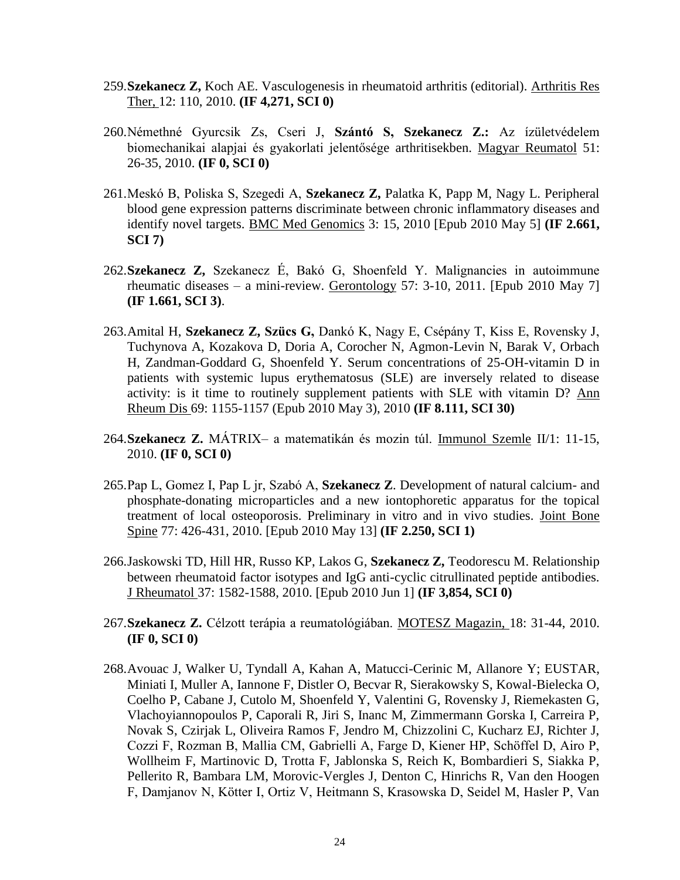259. **Szekanecz Z,** Koch AE. Vasculogenesis in rheumatoid arthritis (editorial). Arthritis Res Ther, 12: 110, 2010. **(IF 4,271, SCI 0)**

260. Némethné Gyurcsik Zs, Cseri J, **Szántó S, Szekanecz Z.:** Az ízületvédelem biomechanikai alapjai és gyakorlati jelentősége arthritisekben. Magyar Reumatol 51: 26-35, 2010. **(IF 0, SCI 0)**

261. Meskó B, Poliska S, Szegedi A, **Szekanecz Z,** Palatka K, Papp M, Nagy L. Peripheral blood gene expression patterns discriminate between chronic inflammatory diseases and identify novel targets. BMC Med Genomics 3: 15, 2010 [Epub 2010 May 5] **(IF 2.661, SCI 7)**

262. **Szekanecz Z,** Szekanecz É, Bakó G, Shoenfeld Y. Malignancies in autoimmune rheumatic diseases – a mini-review. Gerontology 57: 3-10, 2011. [Epub 2010 May 7] **(IF 1.661, SCI 3)**.

263. Amital H, **Szekanecz Z, Szücs G,** Dankó K, Nagy E, Csépány T, Kiss E, Rovensky J, Tuchynova A, Kozakova D, Doria A, Corocher N, Agmon-Levin N, Barak V, Orbach H, Zandman-Goddard G, Shoenfeld Y. Serum concentrations of 25-OH-vitamin D in patients with systemic lupus erythematosus (SLE) are inversely related to disease activity: is it time to routinely supplement patients with SLE with vitamin D? Ann Rheum Dis 69: 1155-1157 (Epub 2010 May 3), 2010 **(IF 8.111, SCI 30)**

264. **Szekanecz Z.** MÁTRIX– a matematikán és mozin túl. Immunol Szemle II/1: 11-15, 2010. **(IF 0, SCI 0)**

265. Pap L, Gomez I, Pap L jr, Szabó A, **Szekanecz Z**. Development of natural calcium- and phosphate-donating microparticles and a new iontophoretic apparatus for the topical treatment of local osteoporosis. Preliminary in vitro and in vivo studies. Joint Bone Spine 77: 426-431, 2010. [Epub 2010 May 13] **(IF 2.250, SCI 1)**

266. Jaskowski TD, Hill HR, Russo KP, Lakos G, **Szekanecz Z,** Teodorescu M. Relationship between rheumatoid factor isotypes and IgG anti-cyclic citrullinated peptide antibodies. J Rheumatol 37: 1582-1588, 2010. [Epub 2010 Jun 1] **(IF 3,854, SCI 0)**

267. **Szekanecz Z.** Célzott terápia a reumatológiában. MOTESZ Magazin, 18: 31-44, 2010. **(IF 0, SCI 0)**

268. Avouac J, Walker U, Tyndall A, Kahan A, Matucci-Cerinic M, Allanore Y; EUSTAR, Miniati I, Muller A, Iannone F, Distler O, Becvar R, Sierakowsky S, Kowal-Bielecka O, Coelho P, Cabane J, Cutolo M, Shoenfeld Y, Valentini G, Rovensky J, Riemekasten G, Vlachoyiannopoulos P, Caporali R, Jiri S, Inanc M, Zimmermann Gorska I, Carreira P, Novak S, Czirjak L, Oliveira Ramos F, Jendro M, Chizzolini C, Kucharz EJ, Richter J, Cozzi F, Rozman B, Mallia CM, Gabrielli A, Farge D, Kiener HP, Schöffel D, Airo P, Wollheim F, Martinovic D, Trotta F, Jablonska S, Reich K, Bombardieri S, Siakka P, Pellerito R, Bambara LM, Morovic-Vergles J, Denton C, Hinrichs R, Van den Hoogen F, Damjanov N, Kötter I, Ortiz V, Heitmann S, Krasowska D, Seidel M, Hasler P, Van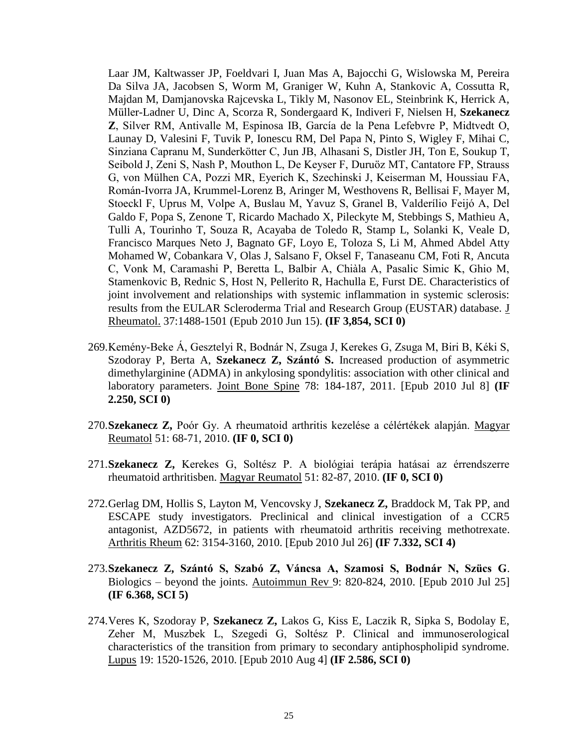Laar JM, Kaltwasser JP, Foeldvari I, Juan Mas A, Bajocchi G, Wislowska M, Pereira Da Silva JA, Jacobsen S, Worm M, Graniger W, Kuhn A, Stankovic A, Cossutta R, Majdan M, Damjanovska Rajcevska L, Tikly M, Nasonov EL, Steinbrink K, Herrick A, Müller-Ladner U, Dinc A, Scorza R, Sondergaard K, Indiveri F, Nielsen H, **Szekanecz Z**, Silver RM, Antivalle M, Espinosa IB, García de la Pena Lefebvre P, Midtvedt O, Launay D, Valesini F, Tuvik P, Ionescu RM, Del Papa N, Pinto S, Wigley F, Mihai C, Sinziana Capranu M, Sunderkötter C, Jun JB, Alhasani S, Distler JH, Ton E, Soukup T, Seibold J, Zeni S, Nash P, Mouthon L, De Keyser F, Duruöz MT, Cantatore FP, Strauss G, von Mülhen CA, Pozzi MR, Eyerich K, Szechinski J, Keiserman M, Houssiau FA, Román-Ivorra JA, Krummel-Lorenz B, Aringer M, Westhovens R, Bellisai F, Mayer M, Stoeckl F, Uprus M, Volpe A, Buslau M, Yavuz S, Granel B, Valderílio Feijó A, Del Galdo F, Popa S, Zenone T, Ricardo Machado X, Pileckyte M, Stebbings S, Mathieu A, Tulli A, Tourinho T, Souza R, Acayaba de Toledo R, Stamp L, Solanki K, Veale D, Francisco Marques Neto J, Bagnato GF, Loyo E, Toloza S, Li M, Ahmed Abdel Atty Mohamed W, Cobankara V, Olas J, Salsano F, Oksel F, Tanaseanu CM, Foti R, Ancuta C, Vonk M, Caramashi P, Beretta L, Balbir A, Chiàla A, Pasalic Simic K, Ghio M, Stamenkovic B, Rednic S, Host N, Pellerito R, Hachulla E, Furst DE. Characteristics of joint involvement and relationships with systemic inflammation in systemic sclerosis: results from the EULAR Scleroderma Trial and Research Group (EUSTAR) database. J Rheumatol. 37:1488-1501 (Epub 2010 Jun 15). **(IF 3,854, SCI 0)**

269. Kemény-Beke Á, Gesztelyi R, Bodnár N, Zsuga J, Kerekes G, Zsuga M, Biri B, Kéki S, Szodoray P, Berta A, **Szekanecz Z, Szántó S.** Increased production of asymmetric dimethylarginine (ADMA) in ankylosing spondylitis: association with other clinical and laboratory parameters. Joint Bone Spine 78: 184-187, 2011. [Epub 2010 Jul 8] **(IF 2.250, SCI 0)**

270. **Szekanecz Z,** Poór Gy. A rheumatoid arthritis kezelése a célértékek alapján. Magyar Reumatol 51: 68-71, 2010. **(IF 0, SCI 0)**

271. **Szekanecz Z,** Kerekes G, Soltész P. A biológiai terápia hatásai az érrendszerre rheumatoid arthritisben. Magyar Reumatol 51: 82-87, 2010. **(IF 0, SCI 0)**

272. Gerlag DM, Hollis S, Layton M, Vencovsky J, **Szekanecz Z,** Braddock M, Tak PP, and ESCAPE study investigators. Preclinical and clinical investigation of a CCR5 antagonist, AZD5672, in patients with rheumatoid arthritis receiving methotrexate. Arthritis Rheum 62: 3154-3160, 2010. [Epub 2010 Jul 26] **(IF 7.332, SCI 4)**

273. **Szekanecz Z, Szántó S, Szabó Z, Váncsa A, Szamosi S, Bodnár N, Szücs G**. Biologics – beyond the joints. Autoimmun Rev 9: 820-824, 2010. [Epub 2010 Jul 25] **(IF 6.368, SCI 5)**

274. Veres K, Szodoray P, **Szekanecz Z,** Lakos G, Kiss E, Laczik R, Sipka S, Bodolay E, Zeher M, Muszbek L, Szegedi G, Soltész P. Clinical and immunoserological characteristics of the transition from primary to secondary antiphospholipid syndrome. Lupus 19: 1520-1526, 2010. [Epub 2010 Aug 4] **(IF 2.586, SCI 0)**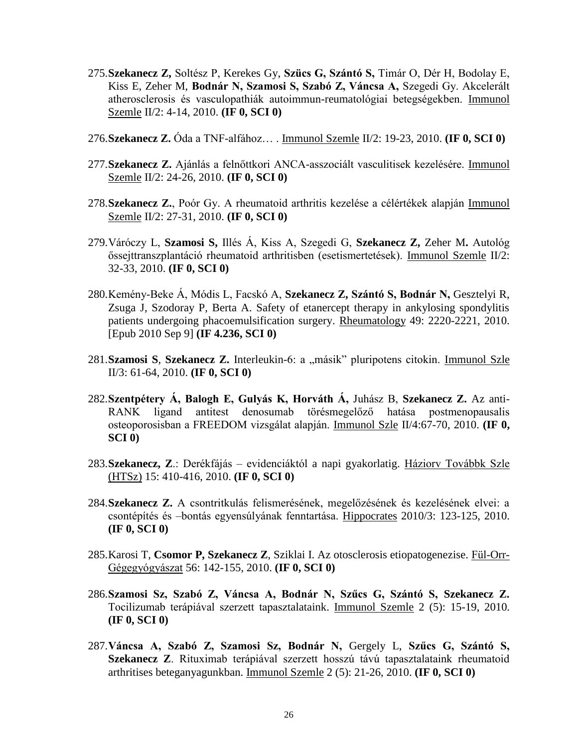275. **Szekanecz Z,** Soltész P, Kerekes Gy, **Szücs G, Szántó S,** Timár O, Dér H, Bodolay E, Kiss E, Zeher M, **Bodnár N, Szamosi S, Szabó Z, Váncsa A,** Szegedi Gy. Akcelerált atherosclerosis és vasculopathiák autoimmun-reumatológiai betegségekben. Immunol Szemle II/2: 4-14, 2010. **(IF 0, SCI 0)**

276. **Szekanecz Z.** Óda a TNF-alfához… . Immunol Szemle II/2: 19-23, 2010. **(IF 0, SCI 0)**

277. **Szekanecz Z.** Ajánlás a felnőttkori ANCA-asszociált vasculitisek kezelésére. Immunol Szemle II/2: 24-26, 2010. **(IF 0, SCI 0)**

278. **Szekanecz Z.**, Poór Gy. A rheumatoid arthritis kezelése a célértékek alapján Immunol Szemle II/2: 27-31, 2010. **(IF 0, SCI 0)**

279. Váróczy L, **Szamosi S,** Illés Á, Kiss A, Szegedi G, **Szekanecz Z,** Zeher M**.** Autológ őssejttranszplantáció rheumatoid arthritisben (esetismertetések). Immunol Szemle II/2: 32-33, 2010. **(IF 0, SCI 0)**

280. Kemény-Beke Á, Módis L, Facskó A, **Szekanecz Z, Szántó S, Bodnár N,** Gesztelyi R, Zsuga J, Szodoray P, Berta A. Safety of etanercept therapy in ankylosing spondylitis patients undergoing phacoemulsification surgery. Rheumatology 49: 2220-2221, 2010. [Epub 2010 Sep 9] **(IF 4.236, SCI 0)**

281. **Szamosi S**, **Szekanecz Z.** Interleukin-6: a „másik" pluripotens citokin. Immunol Szle II/3: 61-64, 2010. **(IF 0, SCI 0)**

282. **Szentpétery Á, Balogh E, Gulyás K, Horváth Á,** Juhász B, **Szekanecz Z.** Az anti-RANK ligand antitest denosumab törésmegelőző hatása postmenopausalis osteoporosisban a FREEDOM vizsgálat alapján. Immunol Szle II/4:67-70, 2010. **(IF 0, SCI 0)**

283. **Szekanecz, Z**.: Derékfájás – evidenciáktól a napi gyakorlatig. Háziorv Továbbk Szle (HTSz) 15: 410-416, 2010. **(IF 0, SCI 0)**

284. **Szekanecz Z.** A csontritkulás felismerésének, megelőzésének és kezelésének elvei: a csontépítés és –bontás egyensúlyának fenntartása. Hippocrates 2010/3: 123-125, 2010. **(IF 0, SCI 0)**

285. Karosi T, **Csomor P, Szekanecz Z**, Sziklai I. Az otosclerosis etiopatogenezise. Fül-Orr-Gégegyógyászat 56: 142-155, 2010. **(IF 0, SCI 0)**

286. **Szamosi Sz, Szabó Z, Váncsa A, Bodnár N, Szűcs G, Szántó S, Szekanecz Z.** Tocilizumab terápiával szerzett tapasztalataink. Immunol Szemle 2 (5): 15-19, 2010. **(IF 0, SCI 0)**

287. **Váncsa A, Szabó Z, Szamosi Sz, Bodnár N,** Gergely L, **Szűcs G, Szántó S, Szekanecz Z**. Rituximab terápiával szerzett hosszú távú tapasztalataink rheumatoid arthritises beteganyagunkban. Immunol Szemle 2 (5): 21-26, 2010. **(IF 0, SCI 0)**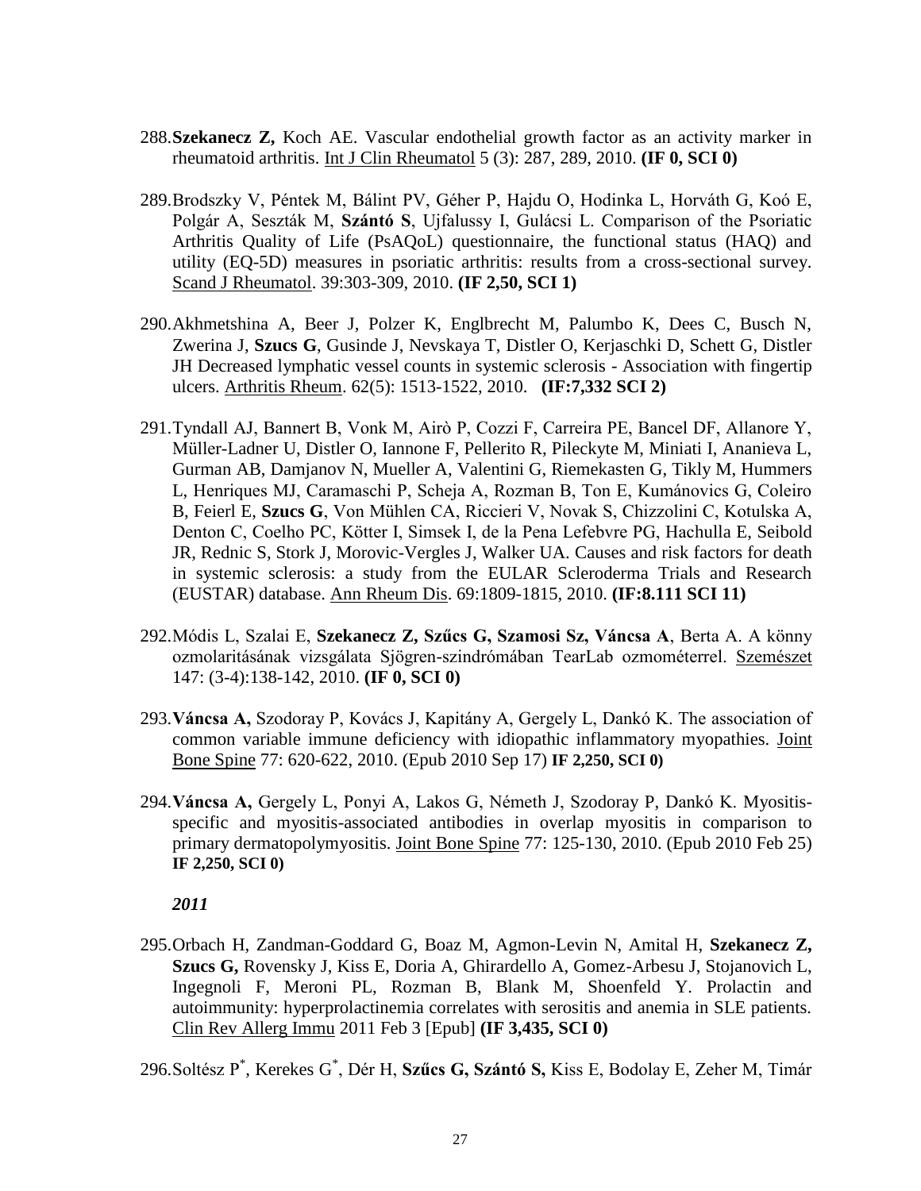288. **Szekanecz Z,** Koch AE. Vascular endothelial growth factor as an activity marker in rheumatoid arthritis. Int J Clin Rheumatol 5 (3): 287, 289, 2010. **(IF 0, SCI 0)**

289. Brodszky V, Péntek M, Bálint PV, Géher P, Hajdu O, Hodinka L, Horváth G, Koó E, Polgár A, Seszták M, **Szántó S**, Ujfalussy I, Gulácsi L. Comparison of the Psoriatic Arthritis Quality of Life (PsAQoL) questionnaire, the functional status (HAQ) and utility (EQ-5D) measures in psoriatic arthritis: results from a cross-sectional survey. Scand J Rheumatol. 39:303-309, 2010. **(IF 2,50, SCI 1)**

290. Akhmetshina A, Beer J, Polzer K, Englbrecht M, Palumbo K, Dees C, Busch N, Zwerina J, **Szucs G**, Gusinde J, Nevskaya T, Distler O, Kerjaschki D, Schett G, Distler JH Decreased lymphatic vessel counts in systemic sclerosis - Association with fingertip ulcers. Arthritis Rheum. 62(5): 1513-1522, 2010. **(IF:7,332 SCI 2)**

291. Tyndall AJ, Bannert B, Vonk M, Airò P, Cozzi F, Carreira PE, Bancel DF, Allanore Y, Müller-Ladner U, Distler O, Iannone F, Pellerito R, Pileckyte M, Miniati I, Ananieva L, Gurman AB, Damjanov N, Mueller A, Valentini G, Riemekasten G, Tikly M, Hummers L, Henriques MJ, Caramaschi P, Scheja A, Rozman B, Ton E, Kumánovics G, Coleiro B, Feierl E, **Szucs G**, Von Mühlen CA, Riccieri V, Novak S, Chizzolini C, Kotulska A, Denton C, Coelho PC, Kötter I, Simsek I, de la Pena Lefebvre PG, Hachulla E, Seibold JR, Rednic S, Stork J, Morovic-Vergles J, Walker UA. Causes and risk factors for death in systemic sclerosis: a study from the EULAR Scleroderma Trials and Research (EUSTAR) database. Ann Rheum Dis. 69:1809-1815, 2010. **(IF:8.111 SCI 11)**

292. Módis L, Szalai E, **Szekanecz Z, Szűcs G, Szamosi Sz, Váncsa A**, Berta A. A könny ozmolaritásának vizsgálata Sjögren-szindrómában TearLab ozmométerrel. Szemészet 147: (3-4):138-142, 2010. **(IF 0, SCI 0)**

293. **Váncsa A,** Szodoray P, Kovács J, Kapitány A, Gergely L, Dankó K. The association of common variable immune deficiency with idiopathic inflammatory myopathies. Joint Bone Spine 77: 620-622, 2010. (Epub 2010 Sep 17) **IF 2,250, SCI 0)**

294. **Váncsa A,** Gergely L, Ponyi A, Lakos G, Németh J, Szodoray P, Dankó K. Myositis-specific and myositis-associated antibodies in overlap myositis in comparison to primary dermatopolymyositis. Joint Bone Spine 77: 125-130, 2010. (Epub 2010 Feb 25) **IF 2,250, SCI 0)**

***2011***

295. Orbach H, Zandman-Goddard G, Boaz M, Agmon-Levin N, Amital H, **Szekanecz Z, Szucs G,** Rovensky J, Kiss E, Doria A, Ghirardello A, Gomez-Arbesu J, Stojanovich L, Ingegnoli F, Meroni PL, Rozman B, Blank M, Shoenfeld Y. Prolactin and autoimmunity: hyperprolactinemia correlates with serositis and anemia in SLE patients. Clin Rev Allerg Immu 2011 Feb 3 [Epub] **(IF 3,435, SCI 0)**

296. Soltész P*, Kerekes G*, Dér H, **Szűcs G, Szántó S,** Kiss E, Bodolay E, Zeher M, Timár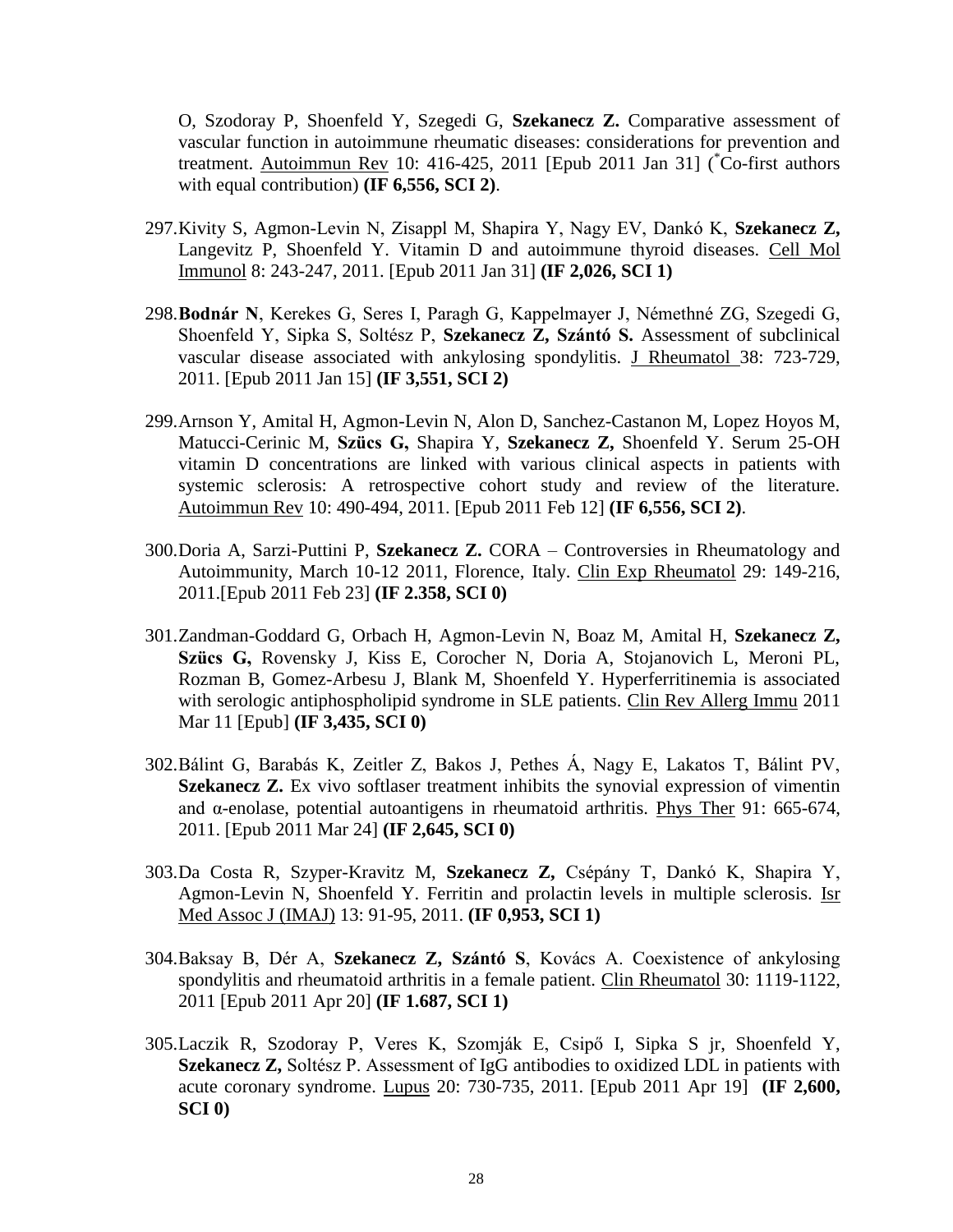O, Szodoray P, Shoenfeld Y, Szegedi G, **Szekanecz Z.** Comparative assessment of vascular function in autoimmune rheumatic diseases: considerations for prevention and treatment. Autoimmun Rev 10: 416-425, 2011 [Epub 2011 Jan 31] ([*]Co-first authors with equal contribution) **(IF 6,556, SCI 2)**.

297. Kivity S, Agmon-Levin N, Zisappl M, Shapira Y, Nagy EV, Dankó K, **Szekanecz Z,** Langevitz P, Shoenfeld Y. Vitamin D and autoimmune thyroid diseases. Cell Mol Immunol 8: 243-247, 2011. [Epub 2011 Jan 31] **(IF 2,026, SCI 1)**

298. **Bodnár N**, Kerekes G, Seres I, Paragh G, Kappelmayer J, Némethné ZG, Szegedi G, Shoenfeld Y, Sipka S, Soltész P, **Szekanecz Z, Szántó S.** Assessment of subclinical vascular disease associated with ankylosing spondylitis. J Rheumatol 38: 723-729, 2011. [Epub 2011 Jan 15] **(IF 3,551, SCI 2)**

299. Arnson Y, Amital H, Agmon-Levin N, Alon D, Sanchez-Castanon M, Lopez Hoyos M, Matucci-Cerinic M, **Szücs G,** Shapira Y, **Szekanecz Z,** Shoenfeld Y. Serum 25-OH vitamin D concentrations are linked with various clinical aspects in patients with systemic sclerosis: A retrospective cohort study and review of the literature. Autoimmun Rev 10: 490-494, 2011. [Epub 2011 Feb 12] **(IF 6,556, SCI 2)**.

300. Doria A, Sarzi-Puttini P, **Szekanecz Z.** CORA – Controversies in Rheumatology and Autoimmunity, March 10-12 2011, Florence, Italy. Clin Exp Rheumatol 29: 149-216, 2011.[Epub 2011 Feb 23] **(IF 2.358, SCI 0)**

301. Zandman-Goddard G, Orbach H, Agmon-Levin N, Boaz M, Amital H, **Szekanecz Z, Szücs G,** Rovensky J, Kiss E, Corocher N, Doria A, Stojanovich L, Meroni PL, Rozman B, Gomez-Arbesu J, Blank M, Shoenfeld Y. Hyperferritinemia is associated with serologic antiphospholipid syndrome in SLE patients. Clin Rev Allerg Immu 2011 Mar 11 [Epub] **(IF 3,435, SCI 0)**

302. Bálint G, Barabás K, Zeitler Z, Bakos J, Pethes Á, Nagy E, Lakatos T, Bálint PV, **Szekanecz Z.** Ex vivo softlaser treatment inhibits the synovial expression of vimentin and α-enolase, potential autoantigens in rheumatoid arthritis. Phys Ther 91: 665-674, 2011. [Epub 2011 Mar 24] **(IF 2,645, SCI 0)**

303. Da Costa R, Szyper-Kravitz M, **Szekanecz Z,** Csépány T, Dankó K, Shapira Y, Agmon-Levin N, Shoenfeld Y. Ferritin and prolactin levels in multiple sclerosis. Isr Med Assoc J (IMAJ) 13: 91-95, 2011. **(IF 0,953, SCI 1)**

304. Baksay B, Dér A, **Szekanecz Z, Szántó S**, Kovács A. Coexistence of ankylosing spondylitis and rheumatoid arthritis in a female patient. Clin Rheumatol 30: 1119-1122, 2011 [Epub 2011 Apr 20] **(IF 1.687, SCI 1)**

305. Laczik R, Szodoray P, Veres K, Szomják E, Csipő I, Sipka S jr, Shoenfeld Y, **Szekanecz Z,** Soltész P. Assessment of IgG antibodies to oxidized LDL in patients with acute coronary syndrome. Lupus 20: 730-735, 2011. [Epub 2011 Apr 19] **(IF 2,600, SCI 0)**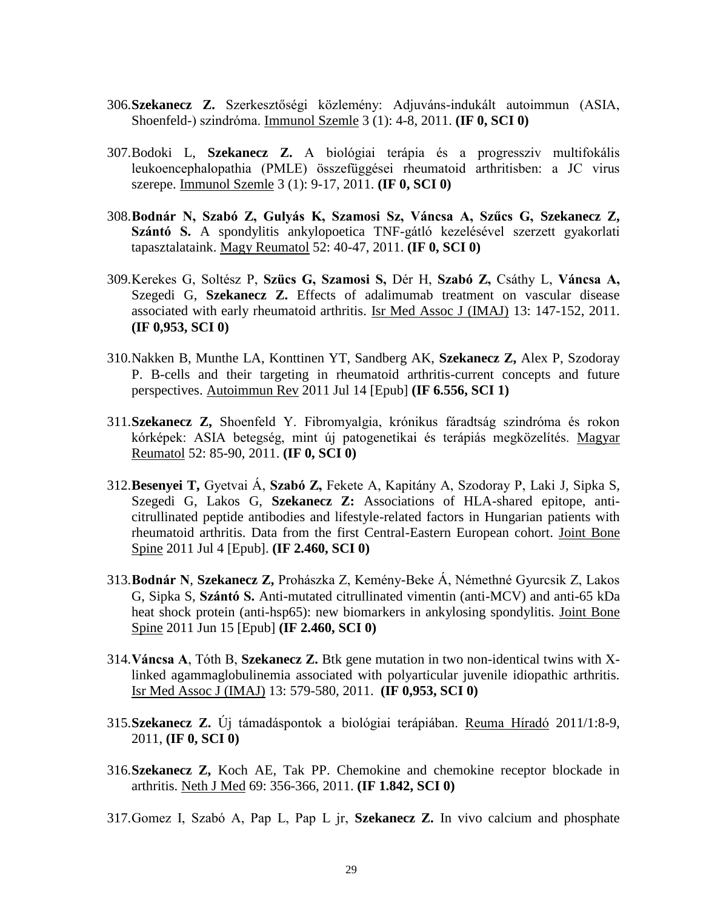306. **Szekanecz Z.** Szerkesztőségi közlemény: Adjuváns-indukált autoimmun (ASIA, Shoenfeld-) szindróma. Immunol Szemle 3 (1): 4-8, 2011. **(IF 0, SCI 0)**

307. Bodoki L, **Szekanecz Z.** A biológiai terápia és a progresszív multifokális leukoencephalopathia (PMLE) összefüggései rheumatoid arthritisben: a JC virus szerepe. Immunol Szemle 3 (1): 9-17, 2011. **(IF 0, SCI 0)**

308. **Bodnár N, Szabó Z, Gulyás K, Szamosi Sz, Váncsa A, Szűcs G, Szekanecz Z, Szántó S.** A spondylitis ankylopoetica TNF-gátló kezelésével szerzett gyakorlati tapasztalataink. Magy Reumatol 52: 40-47, 2011. **(IF 0, SCI 0)**

309. Kerekes G, Soltész P, **Szücs G, Szamosi S,** Dér H, **Szabó Z,** Csáthy L, **Váncsa A,** Szegedi G, **Szekanecz Z.** Effects of adalimumab treatment on vascular disease associated with early rheumatoid arthritis. Isr Med Assoc J (IMAJ) 13: 147-152, 2011. **(IF 0,953, SCI 0)**

310. Nakken B, Munthe LA, Konttinen YT, Sandberg AK, **Szekanecz Z,** Alex P, Szodoray P. B-cells and their targeting in rheumatoid arthritis-current concepts and future perspectives. Autoimmun Rev 2011 Jul 14 [Epub] **(IF 6.556, SCI 1)**

311. **Szekanecz Z,** Shoenfeld Y. Fibromyalgia, krónikus fáradtság szindróma és rokon kórképek: ASIA betegség, mint új patogenetikai és terápiás megközelítés. Magyar Reumatol 52: 85-90, 2011. **(IF 0, SCI 0)**

312. **Besenyei T,** Gyetvai Á, **Szabó Z,** Fekete A, Kapitány A, Szodoray P, Laki J, Sipka S, Szegedi G, Lakos G, **Szekanecz Z:** Associations of HLA-shared epitope, anti-citrullinated peptide antibodies and lifestyle-related factors in Hungarian patients with rheumatoid arthritis. Data from the first Central-Eastern European cohort. Joint Bone Spine 2011 Jul 4 [Epub]. **(IF 2.460, SCI 0)**

313. **Bodnár N**, **Szekanecz Z,** Prohászka Z, Kemény-Beke Á, Némethné Gyurcsik Z, Lakos G, Sipka S, **Szántó S.** Anti-mutated citrullinated vimentin (anti-MCV) and anti-65 kDa heat shock protein (anti-hsp65): new biomarkers in ankylosing spondylitis. Joint Bone Spine 2011 Jun 15 [Epub] **(IF 2.460, SCI 0)**

314. **Váncsa A**, Tóth B, **Szekanecz Z.** Btk gene mutation in two non-identical twins with X-linked agammaglobulinemia associated with polyarticular juvenile idiopathic arthritis. Isr Med Assoc J (IMAJ) 13: 579-580, 2011. **(IF 0,953, SCI 0)**

315. **Szekanecz Z.** Új támadáspontok a biológiai terápiában. Reuma Híradó 2011/1:8-9, 2011, **(IF 0, SCI 0)**

316. **Szekanecz Z,** Koch AE, Tak PP. Chemokine and chemokine receptor blockade in arthritis. Neth J Med 69: 356-366, 2011. **(IF 1.842, SCI 0)**

317. Gomez I, Szabó A, Pap L, Pap L jr, **Szekanecz Z.** In vivo calcium and phosphate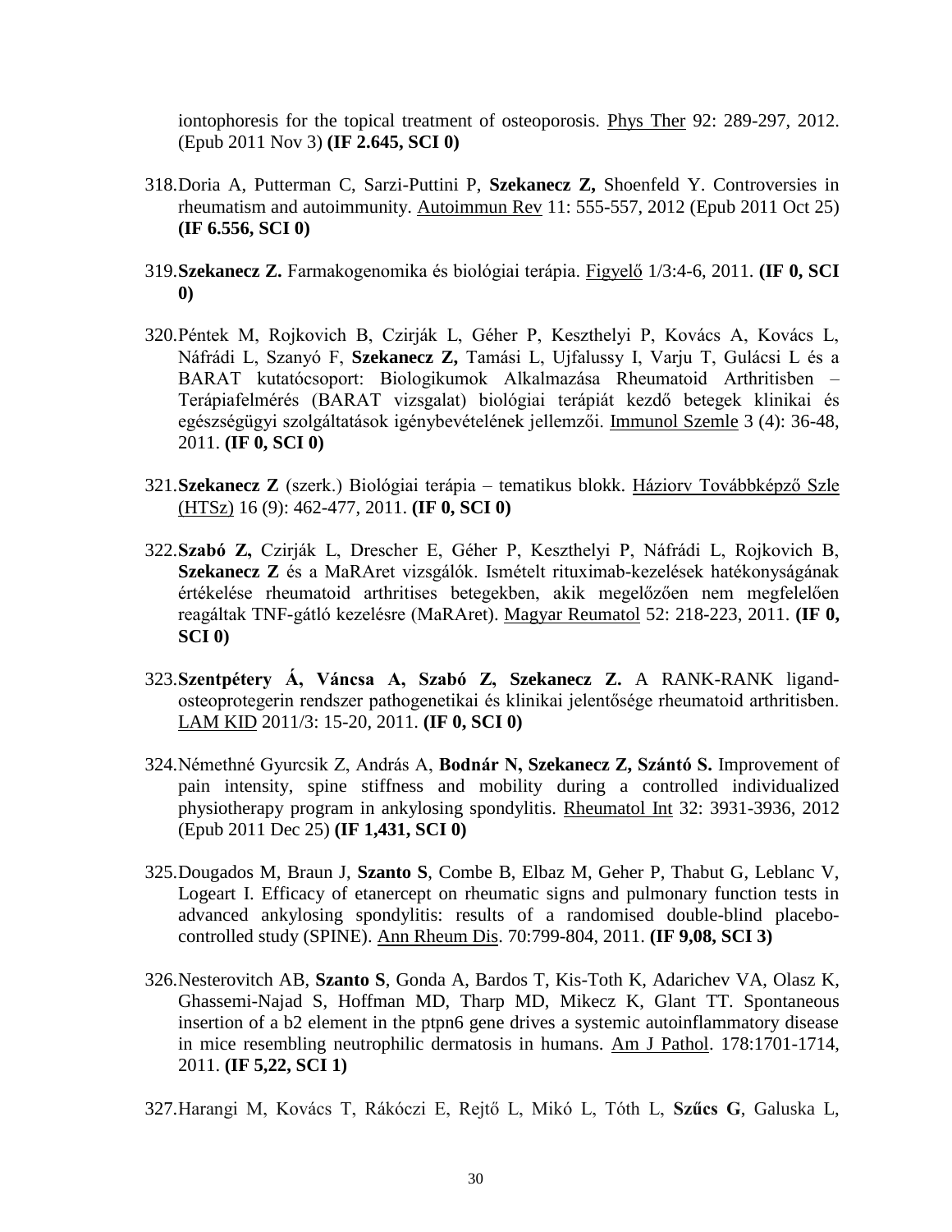iontophoresis for the topical treatment of osteoporosis. Phys Ther 92: 289-297, 2012. (Epub 2011 Nov 3) **(IF 2.645, SCI 0)**

318. Doria A, Putterman C, Sarzi-Puttini P, **Szekanecz Z,** Shoenfeld Y. Controversies in rheumatism and autoimmunity. Autoimmun Rev 11: 555-557, 2012 (Epub 2011 Oct 25) **(IF 6.556, SCI 0)**

319. **Szekanecz Z.** Farmakogenomika és biológiai terápia. Figyelő 1/3:4-6, 2011. **(IF 0, SCI 0)**

320. Péntek M, Rojkovich B, Czirják L, Géher P, Keszthelyi P, Kovács A, Kovács L, Náfrádi L, Szanyó F, **Szekanecz Z,** Tamási L, Ujfalussy I, Varju T, Gulácsi L és a BARAT kutatócsoport: Biologikumok Alkalmazása Rheumatoid Arthritisben – Terápiafelmérés (BARAT vizsgalat) biológiai terápiát kezdő betegek klinikai és egészségügyi szolgáltatások igénybevételének jellemzői. Immunol Szemle 3 (4): 36-48, 2011. **(IF 0, SCI 0)**

321. **Szekanecz Z** (szerk.) Biológiai terápia – tematikus blokk. Háziorv Továbbképző Szle (HTSz) 16 (9): 462-477, 2011. **(IF 0, SCI 0)**

322. **Szabó Z,** Czirják L, Drescher E, Géher P, Keszthelyi P, Náfrádi L, Rojkovich B, **Szekanecz Z** és a MaRAret vizsgálók. Ismételt rituximab-kezelések hatékonyságának értékelése rheumatoid arthritises betegekben, akik megelőzően nem megfelelően reagáltak TNF-gátló kezelésre (MaRAret). Magyar Reumatol 52: 218-223, 2011. **(IF 0, SCI 0)**

323. **Szentpétery Á, Váncsa A, Szabó Z, Szekanecz Z.** A RANK-RANK ligand-osteoprotegerin rendszer pathogenetikai és klinikai jelentősége rheumatoid arthritisben. LAM KID 2011/3: 15-20, 2011. **(IF 0, SCI 0)**

324. Némethné Gyurcsik Z, András A, **Bodnár N, Szekanecz Z, Szántó S.** Improvement of pain intensity, spine stiffness and mobility during a controlled individualized physiotherapy program in ankylosing spondylitis. Rheumatol Int 32: 3931-3936, 2012 (Epub 2011 Dec 25) **(IF 1,431, SCI 0)**

325. Dougados M, Braun J, **Szanto S**, Combe B, Elbaz M, Geher P, Thabut G, Leblanc V, Logeart I. Efficacy of etanercept on rheumatic signs and pulmonary function tests in advanced ankylosing spondylitis: results of a randomised double-blind placebo-controlled study (SPINE). Ann Rheum Dis. 70:799-804, 2011. **(IF 9,08, SCI 3)**

326. Nesterovitch AB, **Szanto S**, Gonda A, Bardos T, Kis-Toth K, Adarichev VA, Olasz K, Ghassemi-Najad S, Hoffman MD, Tharp MD, Mikecz K, Glant TT. Spontaneous insertion of a b2 element in the ptpn6 gene drives a systemic autoinflammatory disease in mice resembling neutrophilic dermatosis in humans. Am J Pathol. 178:1701-1714, 2011. **(IF 5,22, SCI 1)**

327. Harangi M, Kovács T, Rákóczi E, Rejtő L, Mikó L, Tóth L, **Szűcs G**, Galuska L,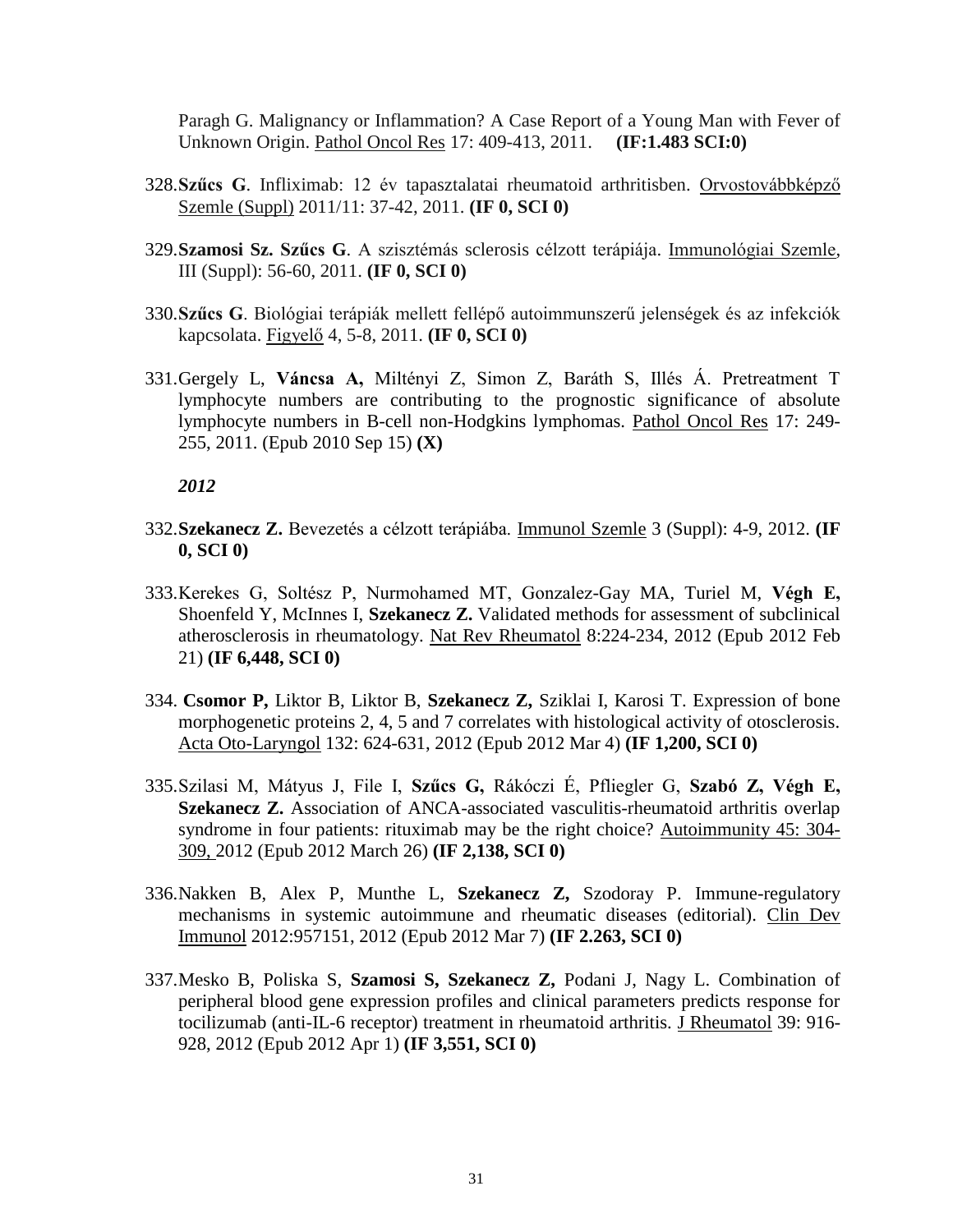Paragh G. Malignancy or Inflammation? A Case Report of a Young Man with Fever of Unknown Origin. Pathol Oncol Res 17: 409-413, 2011. **(IF:1.483 SCI:0)**

328. **Szűcs G**. Infliximab: 12 év tapasztalatai rheumatoid arthritisben. Orvostovábbképző Szemle (Suppl) 2011/11: 37-42, 2011. **(IF 0, SCI 0)**

329. **Szamosi Sz. Szűcs G**. A szisztémás sclerosis célzott terápiája. Immunológiai Szemle, III (Suppl): 56-60, 2011. **(IF 0, SCI 0)**

330. **Szűcs G**. Biológiai terápiák mellett fellépő autoimmunszerű jelenségek és az infekciók kapcsolata. Figyelő 4, 5-8, 2011. **(IF 0, SCI 0)**

331. Gergely L, **Váncsa A,** Miltényi Z, Simon Z, Baráth S, Illés Á. Pretreatment T lymphocyte numbers are contributing to the prognostic significance of absolute lymphocyte numbers in B-cell non-Hodgkins lymphomas. Pathol Oncol Res 17: 249-255, 2011. (Epub 2010 Sep 15) **(X)**

***2012***

332. **Szekanecz Z.** Bevezetés a célzott terápiába. Immunol Szemle 3 (Suppl): 4-9, 2012. **(IF 0, SCI 0)**

333. Kerekes G, Soltész P, Nurmohamed MT, Gonzalez-Gay MA, Turiel M, **Végh E,** Shoenfeld Y, McInnes I, **Szekanecz Z.** Validated methods for assessment of subclinical atherosclerosis in rheumatology. Nat Rev Rheumatol 8:224-234, 2012 (Epub 2012 Feb 21) **(IF 6,448, SCI 0)**

334. **Csomor P,** Liktor B, Liktor B, **Szekanecz Z,** Sziklai I, Karosi T. Expression of bone morphogenetic proteins 2, 4, 5 and 7 correlates with histological activity of otosclerosis. Acta Oto-Laryngol 132: 624-631, 2012 (Epub 2012 Mar 4) **(IF 1,200, SCI 0)**

335. Szilasi M, Mátyus J, File I, **Szűcs G,** Rákóczi É, Pfliegler G, **Szabó Z, Végh E, Szekanecz Z.** Association of ANCA-associated vasculitis-rheumatoid arthritis overlap syndrome in four patients: rituximab may be the right choice? Autoimmunity 45: 304-309, 2012 (Epub 2012 March 26) **(IF 2,138, SCI 0)**

336. Nakken B, Alex P, Munthe L, **Szekanecz Z,** Szodoray P. Immune-regulatory mechanisms in systemic autoimmune and rheumatic diseases (editorial). Clin Dev Immunol 2012:957151, 2012 (Epub 2012 Mar 7) **(IF 2.263, SCI 0)**

337. Mesko B, Poliska S, **Szamosi S, Szekanecz Z,** Podani J, Nagy L. Combination of peripheral blood gene expression profiles and clinical parameters predicts response for tocilizumab (anti-IL-6 receptor) treatment in rheumatoid arthritis. J Rheumatol 39: 916-928, 2012 (Epub 2012 Apr 1) **(IF 3,551, SCI 0)**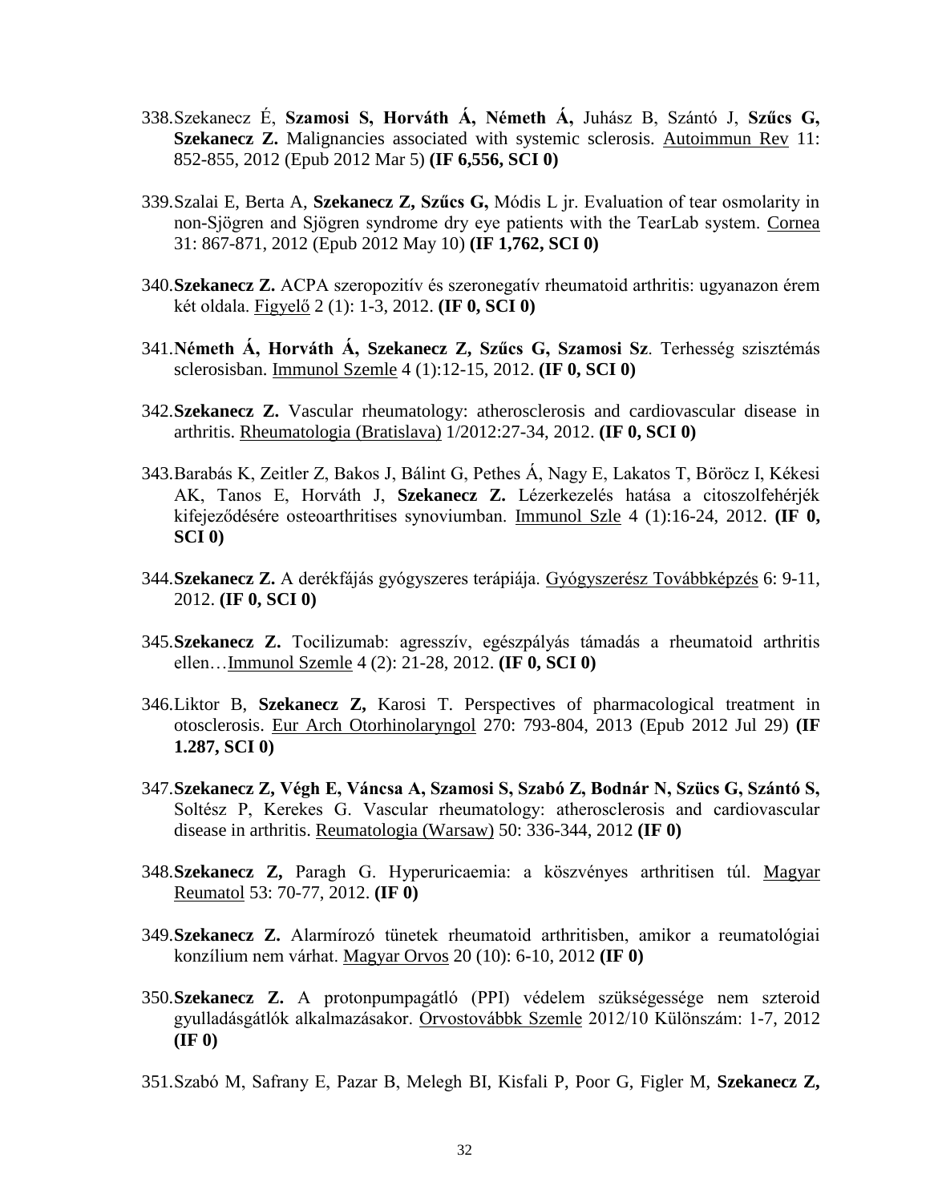338. Szekanecz É, **Szamosi S, Horváth Á, Németh Á,** Juhász B, Szántó J, **Szűcs G, Szekanecz Z.** Malignancies associated with systemic sclerosis. Autoimmun Rev 11: 852-855, 2012 (Epub 2012 Mar 5) **(IF 6,556, SCI 0)**

339. Szalai E, Berta A, **Szekanecz Z, Szűcs G,** Módis L jr. Evaluation of tear osmolarity in non-Sjögren and Sjögren syndrome dry eye patients with the TearLab system. Cornea 31: 867-871, 2012 (Epub 2012 May 10) **(IF 1,762, SCI 0)**

340. **Szekanecz Z.** ACPA szeropozitív és szeronegatív rheumatoid arthritis: ugyanazon érem két oldala. Figyelő 2 (1): 1-3, 2012. **(IF 0, SCI 0)**

341. **Németh Á, Horváth Á, Szekanecz Z, Szűcs G, Szamosi Sz**. Terhesség szisztémás sclerosisban. Immunol Szemle 4 (1):12-15, 2012. **(IF 0, SCI 0)**

342. **Szekanecz Z.** Vascular rheumatology: atherosclerosis and cardiovascular disease in arthritis. Rheumatologia (Bratislava) 1/2012:27-34, 2012. **(IF 0, SCI 0)**

343. Barabás K, Zeitler Z, Bakos J, Bálint G, Pethes Á, Nagy E, Lakatos T, Böröcz I, Kékesi AK, Tanos E, Horváth J, **Szekanecz Z.** Lézerkezelés hatása a citoszolfehérjék kifejeződésére osteoarthritises synoviumban. Immunol Szle 4 (1):16-24, 2012. **(IF 0, SCI 0)**

344. **Szekanecz Z.** A derékfájás gyógyszeres terápiája. Gyógyszerész Továbbképzés 6: 9-11, 2012. **(IF 0, SCI 0)**

345. **Szekanecz Z.** Tocilizumab: agresszív, egészpályás támadás a rheumatoid arthritis ellen…Immunol Szemle 4 (2): 21-28, 2012. **(IF 0, SCI 0)**

346. Liktor B, **Szekanecz Z,** Karosi T. Perspectives of pharmacological treatment in otosclerosis. Eur Arch Otorhinolaryngol 270: 793-804, 2013 (Epub 2012 Jul 29) **(IF 1.287, SCI 0)**

347. **Szekanecz Z, Végh E, Váncsa A, Szamosi S, Szabó Z, Bodnár N, Szücs G, Szántó S,** Soltész P, Kerekes G. Vascular rheumatology: atherosclerosis and cardiovascular disease in arthritis. Reumatologia (Warsaw) 50: 336-344, 2012 **(IF 0)**

348. **Szekanecz Z,** Paragh G. Hyperuricaemia: a köszvényes arthritisen túl. Magyar Reumatol 53: 70-77, 2012. **(IF 0)**

349. **Szekanecz Z.** Alarmírozó tünetek rheumatoid arthritisben, amikor a reumatológiai konzílium nem várhat. Magyar Orvos 20 (10): 6-10, 2012 **(IF 0)**

350. **Szekanecz Z.** A protonpumpagátló (PPI) védelem szükségessége nem szteroid gyulladásgátlók alkalmazásakor. Orvostovábbk Szemle 2012/10 Különszám: 1-7, 2012 **(IF 0)**

351. Szabó M, Safrany E, Pazar B, Melegh BI, Kisfali P, Poor G, Figler M, **Szekanecz Z,**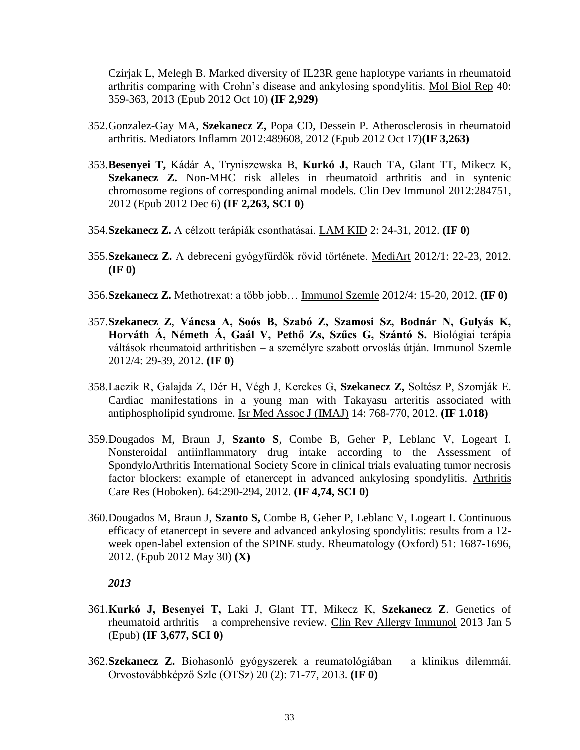Czirjak L, Melegh B. Marked diversity of IL23R gene haplotype variants in rheumatoid arthritis comparing with Crohn's disease and ankylosing spondylitis. Mol Biol Rep 40: 359-363, 2013 (Epub 2012 Oct 10) **(IF 2,929)**

352. Gonzalez-Gay MA, **Szekanecz Z,** Popa CD, Dessein P. Atherosclerosis in rheumatoid arthritis. Mediators Inflamm 2012:489608, 2012 (Epub 2012 Oct 17)**(IF 3,263)**

353. **Besenyei T,** Kádár A, Tryniszewska B, **Kurkó J,** Rauch TA, Glant TT, Mikecz K, **Szekanecz Z.** Non-MHC risk alleles in rheumatoid arthritis and in syntenic chromosome regions of corresponding animal models. Clin Dev Immunol 2012:284751, 2012 (Epub 2012 Dec 6) **(IF 2,263, SCI 0)**

354. **Szekanecz Z.** A célzott terápiák csonthatásai. LAM KID 2: 24-31, 2012. **(IF 0)**

355. **Szekanecz Z.** A debreceni gyógyfürdők rövid története. MediArt 2012/1: 22-23, 2012. **(IF 0)**

356. **Szekanecz Z.** Methotrexat: a több jobb… Immunol Szemle 2012/4: 15-20, 2012. **(IF 0)**

357. **Szekanecz Z**, **Váncsa A, Soós B, Szabó Z, Szamosi Sz, Bodnár N, Gulyás K, Horváth Á, Németh Á, Gaál V, Pethő Zs, Szűcs G, Szántó S.** Biológiai terápia váltások rheumatoid arthritisben – a személyre szabott orvoslás útján. Immunol Szemle 2012/4: 29-39, 2012. **(IF 0)**

358. Laczik R, Galajda Z, Dér H, Végh J, Kerekes G, **Szekanecz Z,** Soltész P, Szomják E. Cardiac manifestations in a young man with Takayasu arteritis associated with antiphospholipid syndrome. Isr Med Assoc J (IMAJ) 14: 768-770, 2012. **(IF 1.018)**

359. Dougados M, Braun J, **Szanto S**, Combe B, Geher P, Leblanc V, Logeart I. Nonsteroidal antiinflammatory drug intake according to the Assessment of SpondyloArthritis International Society Score in clinical trials evaluating tumor necrosis factor blockers: example of etanercept in advanced ankylosing spondylitis. Arthritis Care Res (Hoboken). 64:290-294, 2012. **(IF 4,74, SCI 0)**

360. Dougados M, Braun J, **Szanto S,** Combe B, Geher P, Leblanc V, Logeart I. Continuous efficacy of etanercept in severe and advanced ankylosing spondylitis: results from a 12-week open-label extension of the SPINE study. Rheumatology (Oxford) 51: 1687-1696, 2012. (Epub 2012 May 30) **(X)**

***2013***

361. **Kurkó J, Besenyei T,** Laki J, Glant TT, Mikecz K, **Szekanecz Z**. Genetics of rheumatoid arthritis – a comprehensive review. Clin Rev Allergy Immunol 2013 Jan 5 (Epub) **(IF 3,677, SCI 0)**

362. **Szekanecz Z.** Biohasonló gyógyszerek a reumatológiában – a klinikus dilemmái. Orvostovábbképző Szle (OTSz) 20 (2): 71-77, 2013. **(IF 0)**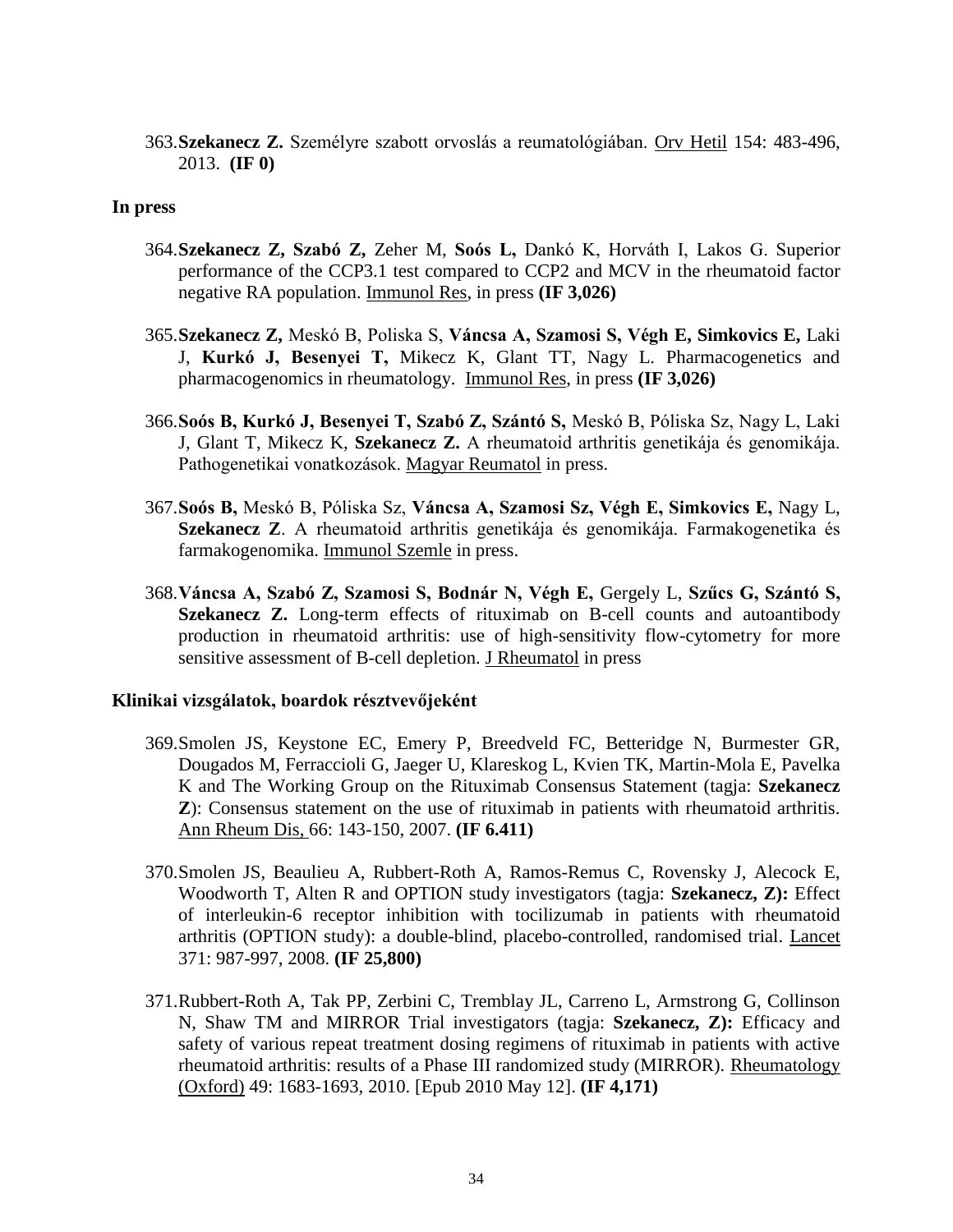363. **Szekanecz Z.** Személyre szabott orvoslás a reumatológiában. Orv Hetil 154: 483-496, 2013. **(IF 0)**

**In press**

364. **Szekanecz Z, Szabó Z,** Zeher M, **Soós L,** Dankó K, Horváth I, Lakos G. Superior performance of the CCP3.1 test compared to CCP2 and MCV in the rheumatoid factor negative RA population. Immunol Res, in press **(IF 3,026)**

365. **Szekanecz Z,** Meskó B, Poliska S, **Váncsa A, Szamosi S, Végh E, Simkovics E,** Laki J, **Kurkó J, Besenyei T,** Mikecz K, Glant TT, Nagy L. Pharmacogenetics and pharmacogenomics in rheumatology. Immunol Res, in press **(IF 3,026)**

366. **Soós B, Kurkó J, Besenyei T, Szabó Z, Szántó S,** Meskó B, Póliska Sz, Nagy L, Laki J, Glant T, Mikecz K, **Szekanecz Z.** A rheumatoid arthritis genetikája és genomikája. Pathogenetikai vonatkozások. Magyar Reumatol in press.

367. **Soós B,** Meskó B, Póliska Sz, **Váncsa A, Szamosi Sz, Végh E, Simkovics E,** Nagy L, **Szekanecz Z**. A rheumatoid arthritis genetikája és genomikája. Farmakogenetika és farmakogenomika. Immunol Szemle in press.

368. **Váncsa A, Szabó Z, Szamosi S, Bodnár N, Végh E,** Gergely L, **Szűcs G, Szántó S, Szekanecz Z.** Long-term effects of rituximab on B-cell counts and autoantibody production in rheumatoid arthritis: use of high-sensitivity flow-cytometry for more sensitive assessment of B-cell depletion. J Rheumatol in press

**Klinikai vizsgálatok, boardok résztvevőjeként**

369. Smolen JS, Keystone EC, Emery P, Breedveld FC, Betteridge N, Burmester GR, Dougados M, Ferraccioli G, Jaeger U, Klareskog L, Kvien TK, Martin-Mola E, Pavelka K and The Working Group on the Rituximab Consensus Statement (tagja: **Szekanecz Z**): Consensus statement on the use of rituximab in patients with rheumatoid arthritis. Ann Rheum Dis, 66: 143-150, 2007. **(IF 6.411)**

370. Smolen JS, Beaulieu A, Rubbert-Roth A, Ramos-Remus C, Rovensky J, Alecock E, Woodworth T, Alten R and OPTION study investigators (tagja: **Szekanecz, Z):** Effect of interleukin-6 receptor inhibition with tocilizumab in patients with rheumatoid arthritis (OPTION study): a double-blind, placebo-controlled, randomised trial. Lancet 371: 987-997, 2008. **(IF 25,800)**

371. Rubbert-Roth A, Tak PP, Zerbini C, Tremblay JL, Carreno L, Armstrong G, Collinson N, Shaw TM and MIRROR Trial investigators (tagja: **Szekanecz, Z):** Efficacy and safety of various repeat treatment dosing regimens of rituximab in patients with active rheumatoid arthritis: results of a Phase III randomized study (MIRROR). Rheumatology (Oxford) 49: 1683-1693, 2010. [Epub 2010 May 12]. **(IF 4,171)**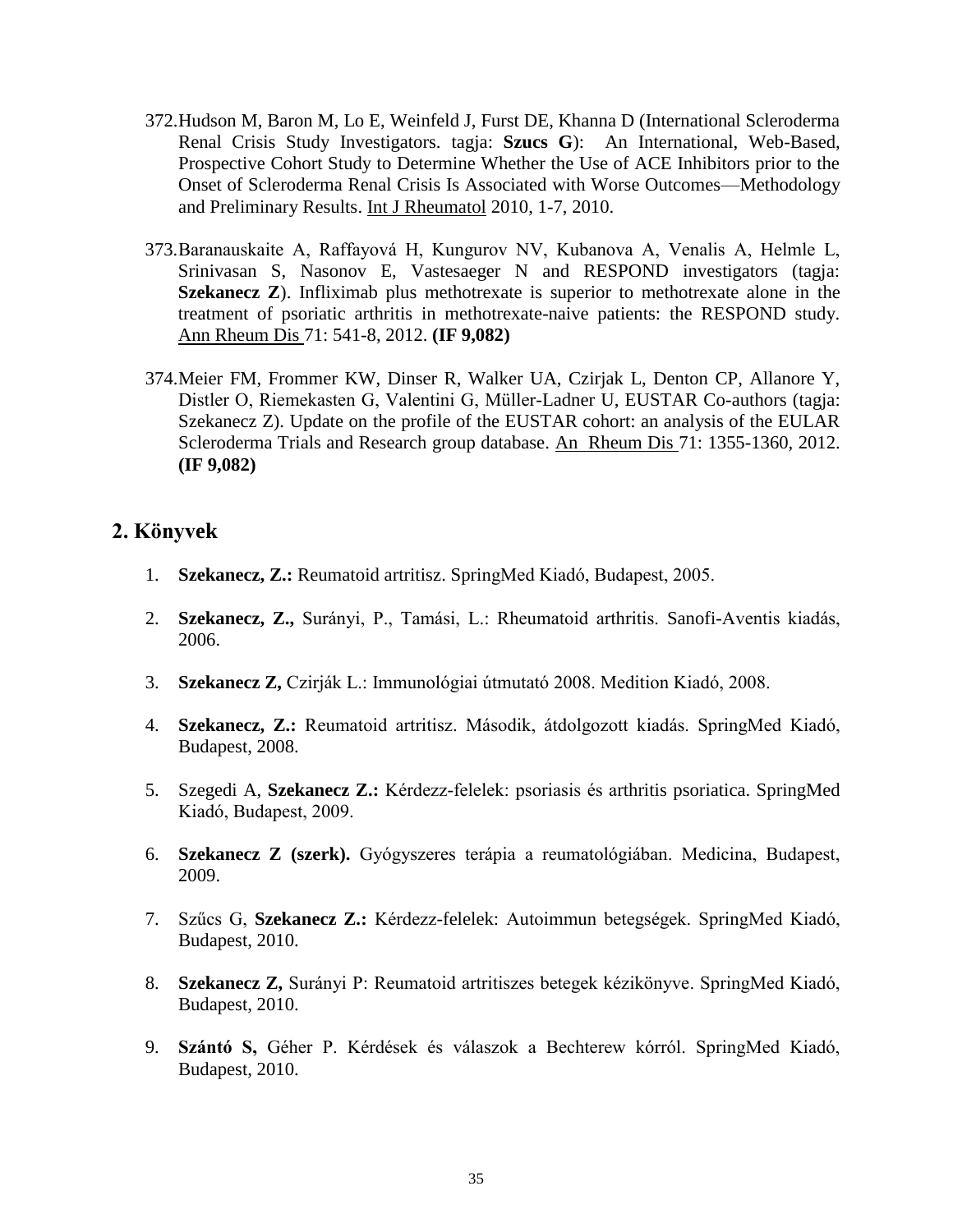372. Hudson M, Baron M, Lo E, Weinfeld J, Furst DE, Khanna D (International Scleroderma Renal Crisis Study Investigators. tagja: **Szucs G**): An International, Web-Based, Prospective Cohort Study to Determine Whether the Use of ACE Inhibitors prior to the Onset of Scleroderma Renal Crisis Is Associated with Worse Outcomes—Methodology and Preliminary Results. Int J Rheumatol 2010, 1-7, 2010.

373. Baranauskaite A, Raffayová H, Kungurov NV, Kubanova A, Venalis A, Helmle L, Srinivasan S, Nasonov E, Vastesaeger N and RESPOND investigators (tagja: **Szekanecz Z**). Infliximab plus methotrexate is superior to methotrexate alone in the treatment of psoriatic arthritis in methotrexate-naive patients: the RESPOND study. Ann Rheum Dis 71: 541-8, 2012. **(IF 9,082)**

374. Meier FM, Frommer KW, Dinser R, Walker UA, Czirjak L, Denton CP, Allanore Y, Distler O, Riemekasten G, Valentini G, Müller-Ladner U, EUSTAR Co-authors (tagja: Szekanecz Z). Update on the profile of the EUSTAR cohort: an analysis of the EULAR Scleroderma Trials and Research group database. An Rheum Dis 71: 1355-1360, 2012. **(IF 9,082)**

## 2. Könyvek

1. **Szekanecz, Z.:** Reumatoid artritisz. SpringMed Kiadó, Budapest, 2005.

2. **Szekanecz, Z.,** Surányi, P., Tamási, L.: Rheumatoid arthritis. Sanofi-Aventis kiadás, 2006.

3. **Szekanecz Z,** Czirják L.: Immunológiai útmutató 2008. Medition Kiadó, 2008.

4. **Szekanecz, Z.:** Reumatoid artritisz. Második, átdolgozott kiadás. SpringMed Kiadó, Budapest, 2008.

5. Szegedi A, **Szekanecz Z.:** Kérdezz-felelek: psoriasis és arthritis psoriatica. SpringMed Kiadó, Budapest, 2009.

6. **Szekanecz Z (szerk).** Gyógyszeres terápia a reumatológiában. Medicina, Budapest, 2009.

7. Szűcs G, **Szekanecz Z.:** Kérdezz-felelek: Autoimmun betegségek. SpringMed Kiadó, Budapest, 2010.

8. **Szekanecz Z,** Surányi P: Reumatoid artritiszes betegek kézikönyve. SpringMed Kiadó, Budapest, 2010.

9. **Szántó S,** Géher P. Kérdések és válaszok a Bechterew kórról. SpringMed Kiadó, Budapest, 2010.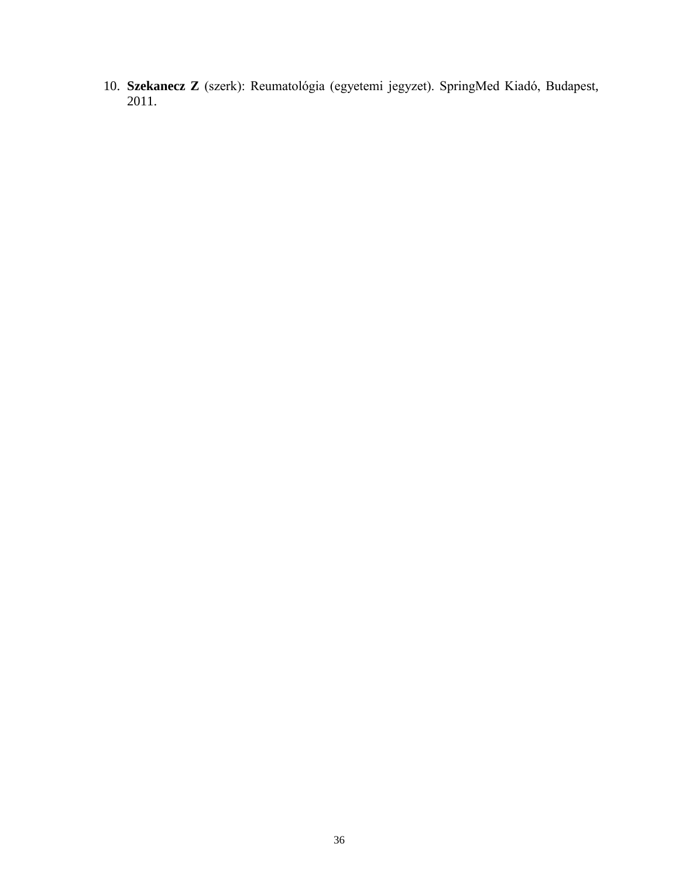10. **Szekanecz Z** (szerk): Reumatológia (egyetemi jegyzet). SpringMed Kiadó, Budapest, 2011.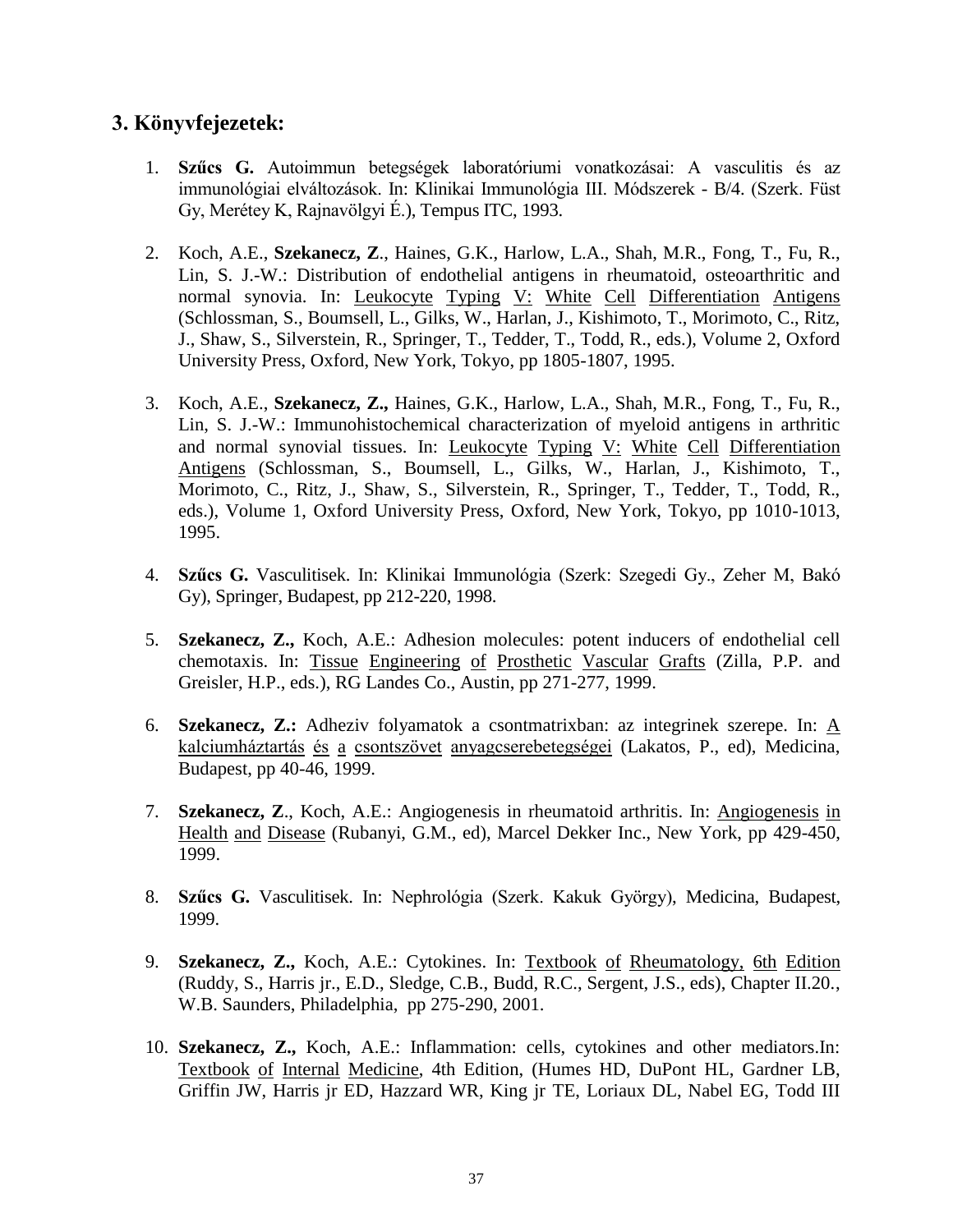## 3. Könyvfejezetek:

1. **Szűcs G.** Autoimmun betegségek laboratóriumi vonatkozásai: A vasculitis és az immunológiai elváltozások. In: Klinikai Immunológia III. Módszerek - B/4. (Szerk. Füst Gy, Merétey K, Rajnavölgyi É.), Tempus ITC, 1993.

2. Koch, A.E., **Szekanecz, Z**., Haines, G.K., Harlow, L.A., Shah, M.R., Fong, T., Fu, R., Lin, S. J.-W.: Distribution of endothelial antigens in rheumatoid, osteoarthritic and normal synovia. In: Leukocyte Typing V: White Cell Differentiation Antigens (Schlossman, S., Boumsell, L., Gilks, W., Harlan, J., Kishimoto, T., Morimoto, C., Ritz, J., Shaw, S., Silverstein, R., Springer, T., Tedder, T., Todd, R., eds.), Volume 2, Oxford University Press, Oxford, New York, Tokyo, pp 1805-1807, 1995.

3. Koch, A.E., **Szekanecz, Z.,** Haines, G.K., Harlow, L.A., Shah, M.R., Fong, T., Fu, R., Lin, S. J.-W.: Immunohistochemical characterization of myeloid antigens in arthritic and normal synovial tissues. In: Leukocyte Typing V: White Cell Differentiation Antigens (Schlossman, S., Boumsell, L., Gilks, W., Harlan, J., Kishimoto, T., Morimoto, C., Ritz, J., Shaw, S., Silverstein, R., Springer, T., Tedder, T., Todd, R., eds.), Volume 1, Oxford University Press, Oxford, New York, Tokyo, pp 1010-1013, 1995.

4. **Szűcs G.** Vasculitisek. In: Klinikai Immunológia (Szerk: Szegedi Gy., Zeher M, Bakó Gy), Springer, Budapest, pp 212-220, 1998.

5. **Szekanecz, Z.,** Koch, A.E.: Adhesion molecules: potent inducers of endothelial cell chemotaxis. In: Tissue Engineering of Prosthetic Vascular Grafts (Zilla, P.P. and Greisler, H.P., eds.), RG Landes Co., Austin, pp 271-277, 1999.

6. **Szekanecz, Z.:** Adheziv folyamatok a csontmatrixban: az integrinek szerepe. In: A kalciumháztartás és a csontszövet anyagcserebetegségei (Lakatos, P., ed), Medicina, Budapest, pp 40-46, 1999.

7. **Szekanecz, Z**., Koch, A.E.: Angiogenesis in rheumatoid arthritis. In: Angiogenesis in Health and Disease (Rubanyi, G.M., ed), Marcel Dekker Inc., New York, pp 429-450, 1999.

8. **Szűcs G.** Vasculitisek. In: Nephrológia (Szerk. Kakuk György), Medicina, Budapest, 1999.

9. **Szekanecz, Z.,** Koch, A.E.: Cytokines. In: Textbook of Rheumatology, 6th Edition (Ruddy, S., Harris jr., E.D., Sledge, C.B., Budd, R.C., Sergent, J.S., eds), Chapter II.20., W.B. Saunders, Philadelphia, pp 275-290, 2001.

10. **Szekanecz, Z.,** Koch, A.E.: Inflammation: cells, cytokines and other mediators.In: Textbook of Internal Medicine, 4th Edition, (Humes HD, DuPont HL, Gardner LB, Griffin JW, Harris jr ED, Hazzard WR, King jr TE, Loriaux DL, Nabel EG, Todd III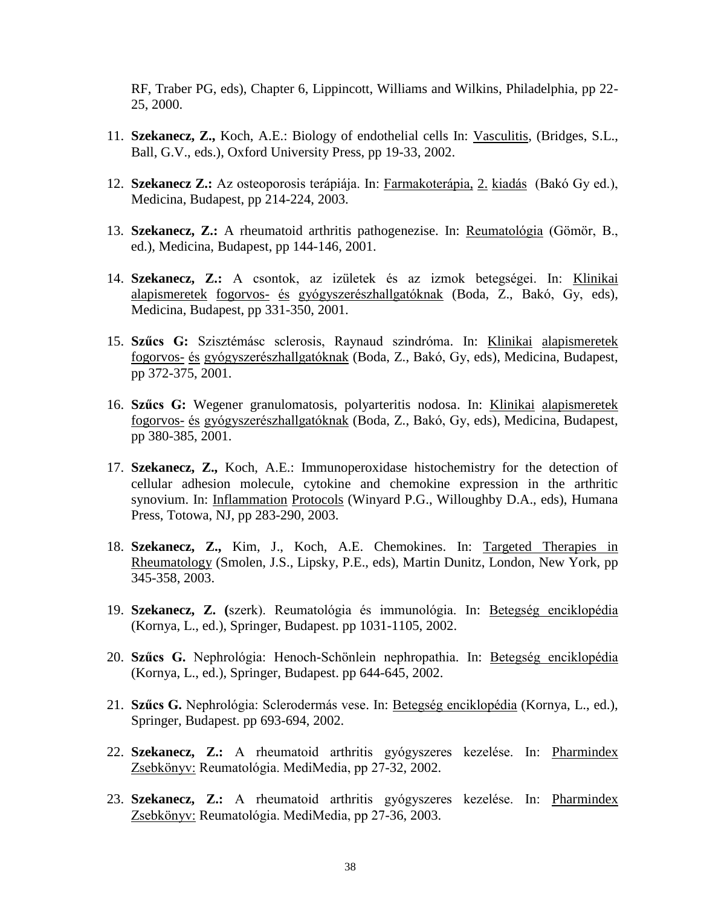RF, Traber PG, eds), Chapter 6, Lippincott, Williams and Wilkins, Philadelphia, pp 22-25, 2000.

11. **Szekanecz, Z.,** Koch, A.E.: Biology of endothelial cells In: Vasculitis, (Bridges, S.L., Ball, G.V., eds.), Oxford University Press, pp 19-33, 2002.

12. **Szekanecz Z.:** Az osteoporosis terápiája. In: Farmakoterápia, 2. kiadás (Bakó Gy ed.), Medicina, Budapest, pp 214-224, 2003.

13. **Szekanecz, Z.:** A rheumatoid arthritis pathogenezise. In: Reumatológia (Gömör, B., ed.), Medicina, Budapest, pp 144-146, 2001.

14. **Szekanecz, Z.:** A csontok, az izületek és az izmok betegségei. In: Klinikai alapismeretek fogorvos- és gyógyszerészhallgatóknak (Boda, Z., Bakó, Gy, eds), Medicina, Budapest, pp 331-350, 2001.

15. **Szűcs G:** Szisztémásc sclerosis, Raynaud szindróma. In: Klinikai alapismeretek fogorvos- és gyógyszerészhallgatóknak (Boda, Z., Bakó, Gy, eds), Medicina, Budapest, pp 372-375, 2001.

16. **Szűcs G:** Wegener granulomatosis, polyarteritis nodosa. In: Klinikai alapismeretek fogorvos- és gyógyszerészhallgatóknak (Boda, Z., Bakó, Gy, eds), Medicina, Budapest, pp 380-385, 2001.

17. **Szekanecz, Z.,** Koch, A.E.: Immunoperoxidase histochemistry for the detection of cellular adhesion molecule, cytokine and chemokine expression in the arthritic synovium. In: Inflammation Protocols (Winyard P.G., Willoughby D.A., eds), Humana Press, Totowa, NJ, pp 283-290, 2003.

18. **Szekanecz, Z.,** Kim, J., Koch, A.E. Chemokines. In: Targeted Therapies in Rheumatology (Smolen, J.S., Lipsky, P.E., eds), Martin Dunitz, London, New York, pp 345-358, 2003.

19. **Szekanecz, Z. (**szerk). Reumatológia és immunológia. In: Betegség enciklopédia (Kornya, L., ed.), Springer, Budapest. pp 1031-1105, 2002.

20. **Szűcs G.** Nephrológia: Henoch-Schönlein nephropathia. In: Betegség enciklopédia (Kornya, L., ed.), Springer, Budapest. pp 644-645, 2002.

21. **Szűcs G.** Nephrológia: Sclerodermás vese. In: Betegség enciklopédia (Kornya, L., ed.), Springer, Budapest. pp 693-694, 2002.

22. **Szekanecz, Z.:** A rheumatoid arthritis gyógyszeres kezelése. In: Pharmindex Zsebkönyv: Reumatológia. MediMedia, pp 27-32, 2002.

23. **Szekanecz, Z.:** A rheumatoid arthritis gyógyszeres kezelése. In: Pharmindex Zsebkönyv: Reumatológia. MediMedia, pp 27-36, 2003.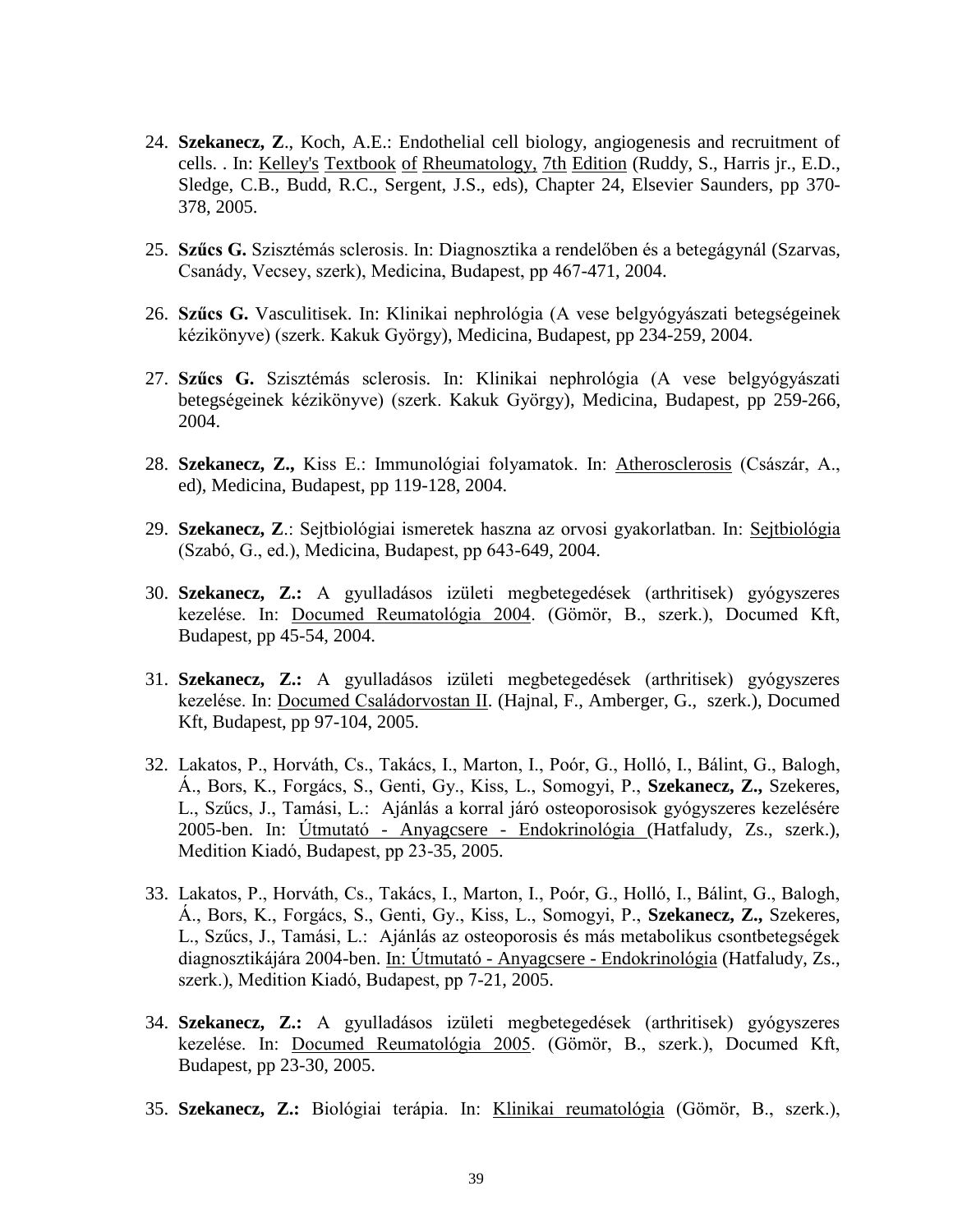24. **Szekanecz, Z**., Koch, A.E.: Endothelial cell biology, angiogenesis and recruitment of cells. . In: Kelley's Textbook of Rheumatology, 7th Edition (Ruddy, S., Harris jr., E.D., Sledge, C.B., Budd, R.C., Sergent, J.S., eds), Chapter 24, Elsevier Saunders, pp 370-378, 2005.

25. **Szűcs G.** Szisztémás sclerosis. In: Diagnosztika a rendelőben és a betegágynál (Szarvas, Csanády, Vecsey, szerk), Medicina, Budapest, pp 467-471, 2004.

26. **Szűcs G.** Vasculitisek. In: Klinikai nephrológia (A vese belgyógyászati betegségeinek kézikönyve) (szerk. Kakuk György), Medicina, Budapest, pp 234-259, 2004.

27. **Szűcs G.** Szisztémás sclerosis. In: Klinikai nephrológia (A vese belgyógyászati betegségeinek kézikönyve) (szerk. Kakuk György), Medicina, Budapest, pp 259-266, 2004.

28. **Szekanecz, Z.,** Kiss E.: Immunológiai folyamatok. In: Atherosclerosis (Császár, A., ed), Medicina, Budapest, pp 119-128, 2004.

29. **Szekanecz, Z**.: Sejtbiológiai ismeretek haszna az orvosi gyakorlatban. In: Sejtbiológia (Szabó, G., ed.), Medicina, Budapest, pp 643-649, 2004.

30. **Szekanecz, Z.:** A gyulladásos izületi megbetegedések (arthritisek) gyógyszeres kezelése. In: Documed Reumatológia 2004. (Gömör, B., szerk.), Documed Kft, Budapest, pp 45-54, 2004.

31. **Szekanecz, Z.:** A gyulladásos izületi megbetegedések (arthritisek) gyógyszeres kezelése. In: Documed Családorvostan II. (Hajnal, F., Amberger, G., szerk.), Documed Kft, Budapest, pp 97-104, 2005.

32. Lakatos, P., Horváth, Cs., Takács, I., Marton, I., Poór, G., Holló, I., Bálint, G., Balogh, Á., Bors, K., Forgács, S., Genti, Gy., Kiss, L., Somogyi, P., **Szekanecz, Z.,** Szekeres, L., Szűcs, J., Tamási, L.: Ajánlás a korral járó osteoporosisok gyógyszeres kezelésére 2005-ben. In: Útmutató - Anyagcsere - Endokrinológia (Hatfaludy, Zs., szerk.), Medition Kiadó, Budapest, pp 23-35, 2005.

33. Lakatos, P., Horváth, Cs., Takács, I., Marton, I., Poór, G., Holló, I., Bálint, G., Balogh, Á., Bors, K., Forgács, S., Genti, Gy., Kiss, L., Somogyi, P., **Szekanecz, Z.,** Szekeres, L., Szűcs, J., Tamási, L.: Ajánlás az osteoporosis és más metabolikus csontbetegségek diagnosztikájára 2004-ben. In: Útmutató - Anyagcsere - Endokrinológia (Hatfaludy, Zs., szerk.), Medition Kiadó, Budapest, pp 7-21, 2005.

34. **Szekanecz, Z.:** A gyulladásos izületi megbetegedések (arthritisek) gyógyszeres kezelése. In: Documed Reumatológia 2005. (Gömör, B., szerk.), Documed Kft, Budapest, pp 23-30, 2005.

35. **Szekanecz, Z.:** Biológiai terápia. In: Klinikai reumatológia (Gömör, B., szerk.),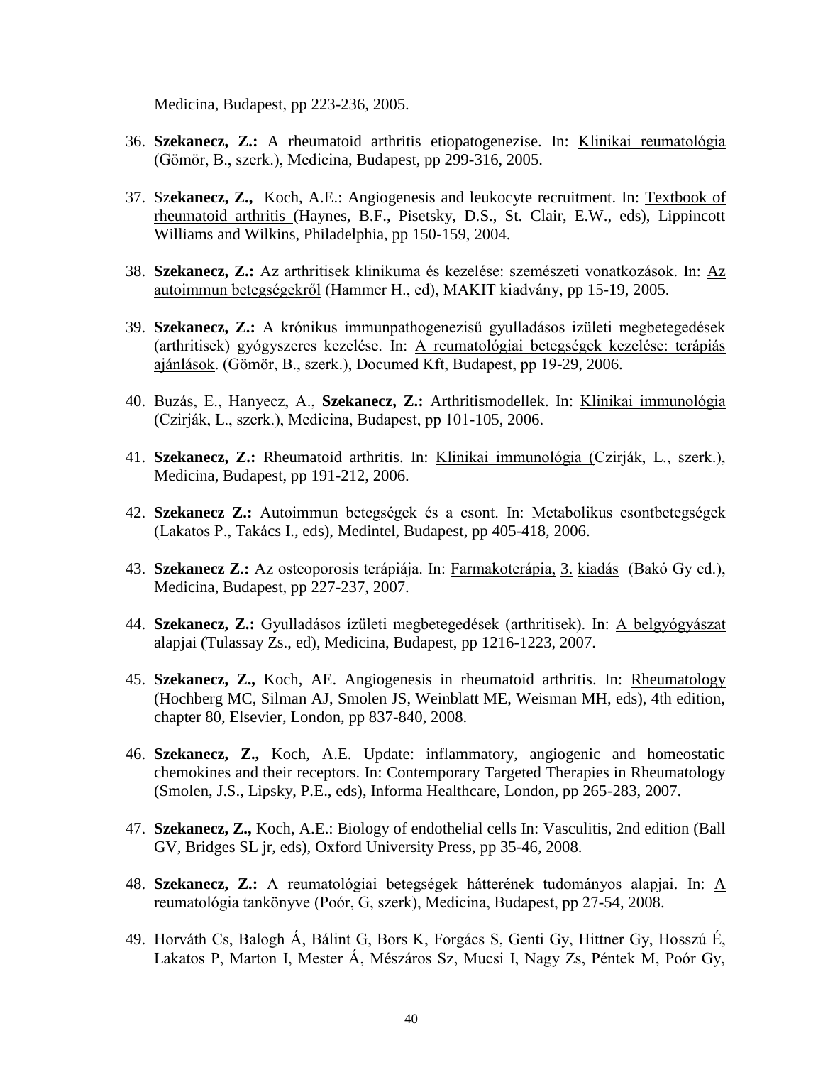Medicina, Budapest, pp 223-236, 2005.

36. **Szekanecz, Z.:** A rheumatoid arthritis etiopatogenezise. In: Klinikai reumatológia (Gömör, B., szerk.), Medicina, Budapest, pp 299-316, 2005.

37. Sz**ekanecz, Z.,** Koch, A.E.: Angiogenesis and leukocyte recruitment. In: Textbook of rheumatoid arthritis (Haynes, B.F., Pisetsky, D.S., St. Clair, E.W., eds), Lippincott Williams and Wilkins, Philadelphia, pp 150-159, 2004.

38. **Szekanecz, Z.:** Az arthritisek klinikuma és kezelése: szemészeti vonatkozások. In: Az autoimmun betegségekről (Hammer H., ed), MAKIT kiadvány, pp 15-19, 2005.

39. **Szekanecz, Z.:** A krónikus immunpathogenezisű gyulladásos izületi megbetegedések (arthritisek) gyógyszeres kezelése. In: A reumatológiai betegségek kezelése: terápiás ajánlások. (Gömör, B., szerk.), Documed Kft, Budapest, pp 19-29, 2006.

40. Buzás, E., Hanyecz, A., **Szekanecz, Z.:** Arthritismodellek. In: Klinikai immunológia (Czirják, L., szerk.), Medicina, Budapest, pp 101-105, 2006.

41. **Szekanecz, Z.:** Rheumatoid arthritis. In: Klinikai immunológia (Czirják, L., szerk.), Medicina, Budapest, pp 191-212, 2006.

42. **Szekanecz Z.:** Autoimmun betegségek és a csont. In: Metabolikus csontbetegségek (Lakatos P., Takács I., eds), Medintel, Budapest, pp 405-418, 2006.

43. **Szekanecz Z.:** Az osteoporosis terápiája. In: Farmakoterápia, 3. kiadás (Bakó Gy ed.), Medicina, Budapest, pp 227-237, 2007.

44. **Szekanecz, Z.:** Gyulladásos ízületi megbetegedések (arthritisek). In: A belgyógyászat alapjai (Tulassay Zs., ed), Medicina, Budapest, pp 1216-1223, 2007.

45. **Szekanecz, Z.,** Koch, AE. Angiogenesis in rheumatoid arthritis. In: Rheumatology (Hochberg MC, Silman AJ, Smolen JS, Weinblatt ME, Weisman MH, eds), 4th edition, chapter 80, Elsevier, London, pp 837-840, 2008.

46. **Szekanecz, Z.,** Koch, A.E. Update: inflammatory, angiogenic and homeostatic chemokines and their receptors. In: Contemporary Targeted Therapies in Rheumatology (Smolen, J.S., Lipsky, P.E., eds), Informa Healthcare, London, pp 265-283, 2007.

47. **Szekanecz, Z.,** Koch, A.E.: Biology of endothelial cells In: Vasculitis, 2nd edition (Ball GV, Bridges SL jr, eds), Oxford University Press, pp 35-46, 2008.

48. **Szekanecz, Z.:** A reumatológiai betegségek hátterének tudományos alapjai. In: A reumatológia tankönyve (Poór, G, szerk), Medicina, Budapest, pp 27-54, 2008.

49. Horváth Cs, Balogh Á, Bálint G, Bors K, Forgács S, Genti Gy, Hittner Gy, Hosszú É, Lakatos P, Marton I, Mester Á, Mészáros Sz, Mucsi I, Nagy Zs, Péntek M, Poór Gy,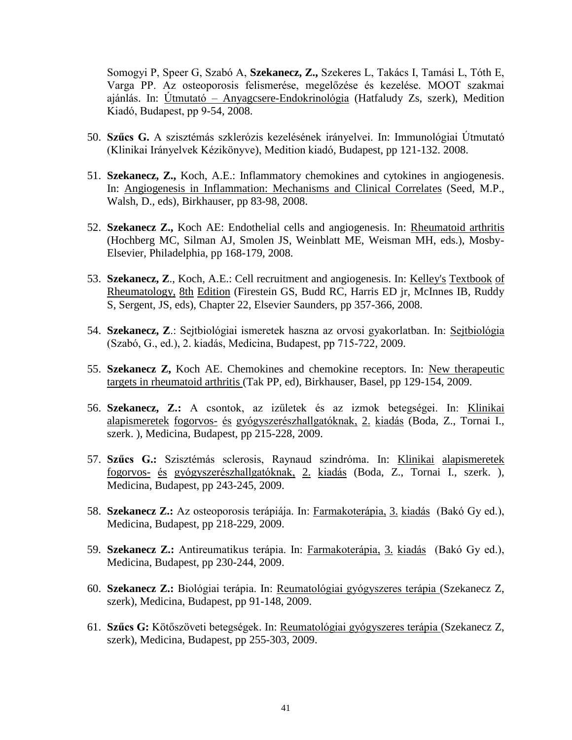Somogyi P, Speer G, Szabó A, **Szekanecz, Z.,** Szekeres L, Takács I, Tamási L, Tóth E, Varga PP. Az osteoporosis felismerése, megelőzése és kezelése. MOOT szakmai ajánlás. In: Útmutató – Anyagcsere-Endokrinológia (Hatfaludy Zs, szerk), Medition Kiadó, Budapest, pp 9-54, 2008.

50. **Szűcs G.** A szisztémás szklerózis kezelésének irányelvei. In: Immunológiai Útmutató (Klinikai Irányelvek Kézikönyve), Medition kiadó, Budapest, pp 121-132. 2008.

51. **Szekanecz, Z.,** Koch, A.E.: Inflammatory chemokines and cytokines in angiogenesis. In: Angiogenesis in Inflammation: Mechanisms and Clinical Correlates (Seed, M.P., Walsh, D., eds), Birkhauser, pp 83-98, 2008.

52. **Szekanecz Z.,** Koch AE: Endothelial cells and angiogenesis. In: Rheumatoid arthritis (Hochberg MC, Silman AJ, Smolen JS, Weinblatt ME, Weisman MH, eds.), Mosby-Elsevier, Philadelphia, pp 168-179, 2008.

53. **Szekanecz, Z**., Koch, A.E.: Cell recruitment and angiogenesis. In: Kelley's Textbook of Rheumatology, 8th Edition (Firestein GS, Budd RC, Harris ED jr, McInnes IB, Ruddy S, Sergent, JS, eds), Chapter 22, Elsevier Saunders, pp 357-366, 2008.

54. **Szekanecz, Z**.: Sejtbiológiai ismeretek haszna az orvosi gyakorlatban. In: Sejtbiológia (Szabó, G., ed.), 2. kiadás, Medicina, Budapest, pp 715-722, 2009.

55. **Szekanecz Z,** Koch AE. Chemokines and chemokine receptors. In: New therapeutic targets in rheumatoid arthritis (Tak PP, ed), Birkhauser, Basel, pp 129-154, 2009.

56. **Szekanecz, Z.:** A csontok, az izületek és az izmok betegségei. In: Klinikai alapismeretek fogorvos- és gyógyszerészhallgatóknak, 2. kiadás (Boda, Z., Tornai I., szerk. ), Medicina, Budapest, pp 215-228, 2009.

57. **Szűcs G.:** Szisztémás sclerosis, Raynaud szindróma. In: Klinikai alapismeretek fogorvos- és gyógyszerészhallgatóknak, 2. kiadás (Boda, Z., Tornai I., szerk. ), Medicina, Budapest, pp 243-245, 2009.

58. **Szekanecz Z.:** Az osteoporosis terápiája. In: Farmakoterápia, 3. kiadás (Bakó Gy ed.), Medicina, Budapest, pp 218-229, 2009.

59. **Szekanecz Z.:** Antireumatikus terápia. In: Farmakoterápia, 3. kiadás (Bakó Gy ed.), Medicina, Budapest, pp 230-244, 2009.

60. **Szekanecz Z.:** Biológiai terápia. In: Reumatológiai gyógyszeres terápia (Szekanecz Z, szerk), Medicina, Budapest, pp 91-148, 2009.

61. **Szűcs G:** Kötőszöveti betegségek. In: Reumatológiai gyógyszeres terápia (Szekanecz Z, szerk), Medicina, Budapest, pp 255-303, 2009.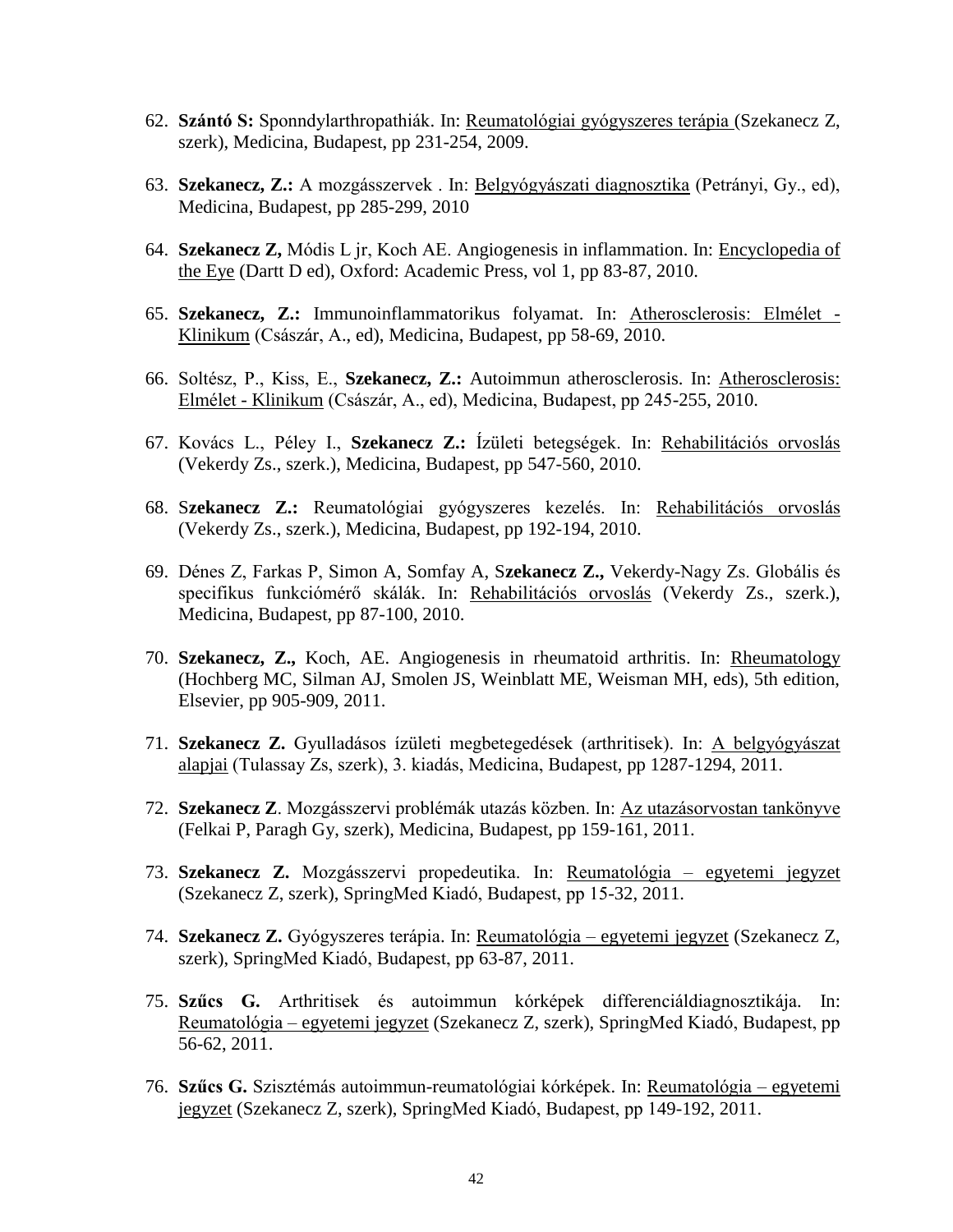62. **Szántó S:** Sponndylarthropathiák. In: Reumatológiai gyógyszeres terápia (Szekanecz Z, szerk), Medicina, Budapest, pp 231-254, 2009.

63. **Szekanecz, Z.:** A mozgásszervek . In: Belgyógyászati diagnosztika (Petrányi, Gy., ed), Medicina, Budapest, pp 285-299, 2010

64. **Szekanecz Z,** Módis L jr, Koch AE. Angiogenesis in inflammation. In: Encyclopedia of the Eye (Dartt D ed), Oxford: Academic Press, vol 1, pp 83-87, 2010.

65. **Szekanecz, Z.:** Immunoinflammatorikus folyamat. In: Atherosclerosis: Elmélet - Klinikum (Császár, A., ed), Medicina, Budapest, pp 58-69, 2010.

66. Soltész, P., Kiss, E., **Szekanecz, Z.:** Autoimmun atherosclerosis. In: Atherosclerosis: Elmélet - Klinikum (Császár, A., ed), Medicina, Budapest, pp 245-255, 2010.

67. Kovács L., Péley I., **Szekanecz Z.:** Ízületi betegségek. In: Rehabilitációs orvoslás (Vekerdy Zs., szerk.), Medicina, Budapest, pp 547-560, 2010.

68. S**zekanecz Z.:** Reumatológiai gyógyszeres kezelés. In: Rehabilitációs orvoslás (Vekerdy Zs., szerk.), Medicina, Budapest, pp 192-194, 2010.

69. Dénes Z, Farkas P, Simon A, Somfay A, S**zekanecz Z.,** Vekerdy-Nagy Zs. Globális és specifikus funkciómérő skálák. In: Rehabilitációs orvoslás (Vekerdy Zs., szerk.), Medicina, Budapest, pp 87-100, 2010.

70. **Szekanecz, Z.,** Koch, AE. Angiogenesis in rheumatoid arthritis. In: Rheumatology (Hochberg MC, Silman AJ, Smolen JS, Weinblatt ME, Weisman MH, eds), 5th edition, Elsevier, pp 905-909, 2011.

71. **Szekanecz Z.** Gyulladásos ízületi megbetegedések (arthritisek). In: A belgyógyászat alapjai (Tulassay Zs, szerk), 3. kiadás, Medicina, Budapest, pp 1287-1294, 2011.

72. **Szekanecz Z**. Mozgásszervi problémák utazás közben. In: Az utazásorvostan tankönyve (Felkai P, Paragh Gy, szerk), Medicina, Budapest, pp 159-161, 2011.

73. **Szekanecz Z.** Mozgásszervi propedeutika. In: Reumatológia – egyetemi jegyzet (Szekanecz Z, szerk), SpringMed Kiadó, Budapest, pp 15-32, 2011.

74. **Szekanecz Z.** Gyógyszeres terápia. In: Reumatológia – egyetemi jegyzet (Szekanecz Z, szerk), SpringMed Kiadó, Budapest, pp 63-87, 2011.

75. **Szűcs G.** Arthritisek és autoimmun kórképek differenciáldiagnosztikája. In: Reumatológia – egyetemi jegyzet (Szekanecz Z, szerk), SpringMed Kiadó, Budapest, pp 56-62, 2011.

76. **Szűcs G.** Szisztémás autoimmun-reumatológiai kórképek. In: Reumatológia – egyetemi jegyzet (Szekanecz Z, szerk), SpringMed Kiadó, Budapest, pp 149-192, 2011.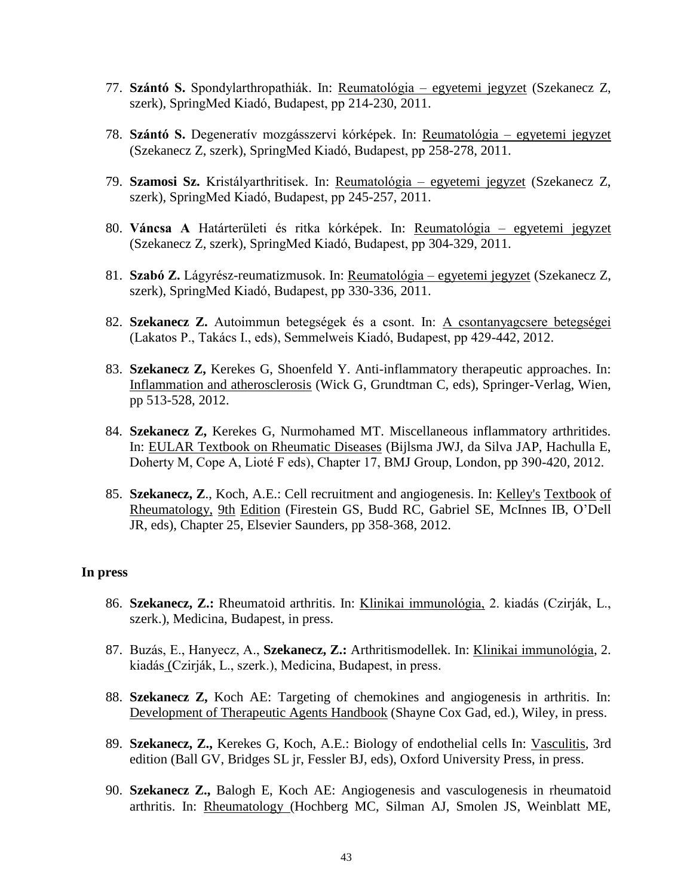77. **Szántó S.** Spondylarthropathiák. In: Reumatológia – egyetemi jegyzet (Szekanecz Z, szerk), SpringMed Kiadó, Budapest, pp 214-230, 2011.

78. **Szántó S.** Degeneratív mozgásszervi kórképek. In: Reumatológia – egyetemi jegyzet (Szekanecz Z, szerk), SpringMed Kiadó, Budapest, pp 258-278, 2011.

79. **Szamosi Sz.** Kristályarthritisek. In: Reumatológia – egyetemi jegyzet (Szekanecz Z, szerk), SpringMed Kiadó, Budapest, pp 245-257, 2011.

80. **Váncsa A** Határterületi és ritka kórképek. In: Reumatológia – egyetemi jegyzet (Szekanecz Z, szerk), SpringMed Kiadó, Budapest, pp 304-329, 2011.

81. **Szabó Z.** Lágyrész-reumatizmusok. In: Reumatológia – egyetemi jegyzet (Szekanecz Z, szerk), SpringMed Kiadó, Budapest, pp 330-336, 2011.

82. **Szekanecz Z.** Autoimmun betegségek és a csont. In: A csontanyagcsere betegségei (Lakatos P., Takács I., eds), Semmelweis Kiadó, Budapest, pp 429-442, 2012.

83. **Szekanecz Z,** Kerekes G, Shoenfeld Y. Anti-inflammatory therapeutic approaches. In: Inflammation and atherosclerosis (Wick G, Grundtman C, eds), Springer-Verlag, Wien, pp 513-528, 2012.

84. **Szekanecz Z,** Kerekes G, Nurmohamed MT. Miscellaneous inflammatory arthritides. In: EULAR Textbook on Rheumatic Diseases (Bijlsma JWJ, da Silva JAP, Hachulla E, Doherty M, Cope A, Lioté F eds), Chapter 17, BMJ Group, London, pp 390-420, 2012.

85. **Szekanecz, Z**., Koch, A.E.: Cell recruitment and angiogenesis. In: Kelley's Textbook of Rheumatology, 9th Edition (Firestein GS, Budd RC, Gabriel SE, McInnes IB, O'Dell JR, eds), Chapter 25, Elsevier Saunders, pp 358-368, 2012.

### In press

86. **Szekanecz, Z.:** Rheumatoid arthritis. In: Klinikai immunológia, 2. kiadás (Czirják, L., szerk.), Medicina, Budapest, in press.

87. Buzás, E., Hanyecz, A., **Szekanecz, Z.:** Arthritismodellek. In: Klinikai immunológia, 2. kiadás (Czirják, L., szerk.), Medicina, Budapest, in press.

88. **Szekanecz Z,** Koch AE: Targeting of chemokines and angiogenesis in arthritis. In: Development of Therapeutic Agents Handbook (Shayne Cox Gad, ed.), Wiley, in press.

89. **Szekanecz, Z.,** Kerekes G, Koch, A.E.: Biology of endothelial cells In: Vasculitis, 3rd edition (Ball GV, Bridges SL jr, Fessler BJ, eds), Oxford University Press, in press.

90. **Szekanecz Z.,** Balogh E, Koch AE: Angiogenesis and vasculogenesis in rheumatoid arthritis. In: Rheumatology (Hochberg MC, Silman AJ, Smolen JS, Weinblatt ME,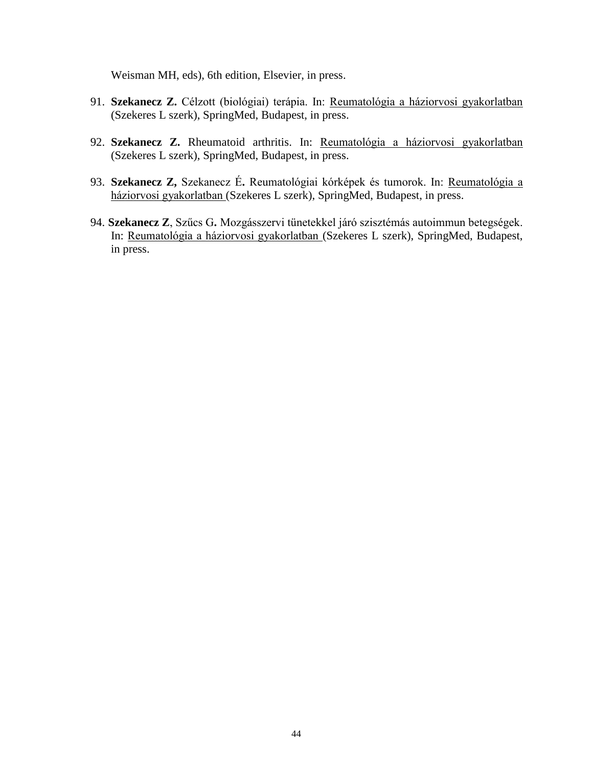Weisman MH, eds), 6th edition, Elsevier, in press.

91. **Szekanecz Z.** Célzott (biológiai) terápia. In: Reumatológia a háziorvosi gyakorlatban (Szekeres L szerk), SpringMed, Budapest, in press.

92. **Szekanecz Z.** Rheumatoid arthritis. In: Reumatológia a háziorvosi gyakorlatban (Szekeres L szerk), SpringMed, Budapest, in press.

93. **Szekanecz Z,** Szekanecz É**.** Reumatológiai kórképek és tumorok. In: Reumatológia a háziorvosi gyakorlatban (Szekeres L szerk), SpringMed, Budapest, in press.

94. **Szekanecz Z**, Szűcs G**.** Mozgásszervi tünetekkel járó szisztémás autoimmun betegségek. In: Reumatológia a háziorvosi gyakorlatban (Szekeres L szerk), SpringMed, Budapest, in press.